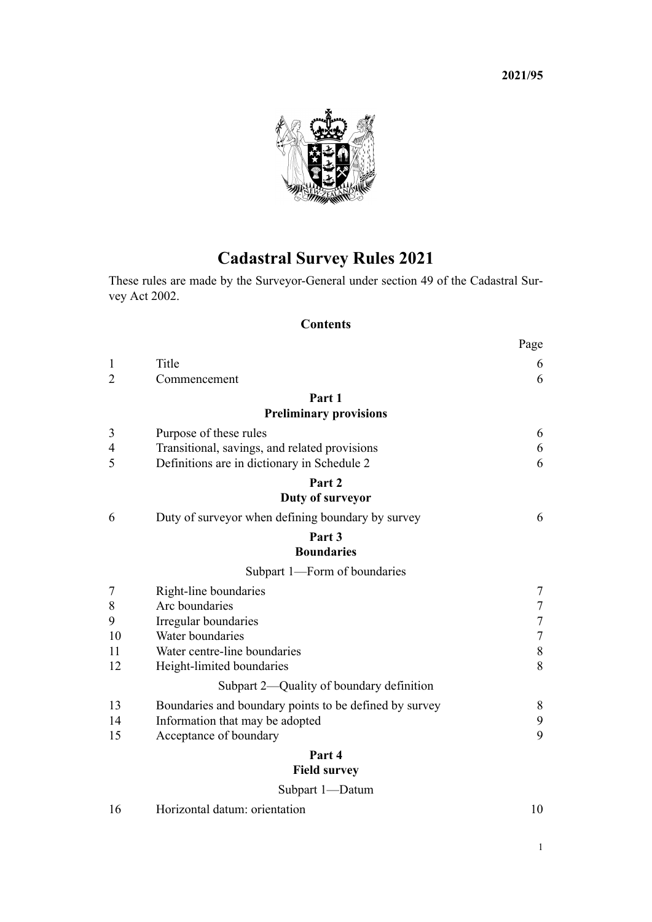2021/95

# Cadastral Survey Rules 2021

These rules are made by the Surveyor-General under section 49 of the Cadastral Survey Act 2002.

## Contents

| | | Page |
|---|---|---|
| 1 | Title | 6 |
| 2 | Commencement | 6 |
| | **Part 1** | |
| | **Preliminary provisions** | |
| 3 | Purpose of these rules | 6 |
| 4 | Transitional, savings, and related provisions | 6 |
| 5 | Definitions are in dictionary in Schedule 2 | 6 |
| | **Part 2** | |
| | **Duty of surveyor** | |
| 6 | Duty of surveyor when defining boundary by survey | 6 |
| | **Part 3** | |
| | **Boundaries** | |
| | Subpart 1—Form of boundaries | |
| 7 | Right-line boundaries | 7 |
| 8 | Arc boundaries | 7 |
| 9 | Irregular boundaries | 7 |
| 10 | Water boundaries | 7 |
| 11 | Water centre-line boundaries | 8 |
| 12 | Height-limited boundaries | 8 |
| | Subpart 2—Quality of boundary definition | |
| 13 | Boundaries and boundary points to be defined by survey | 8 |
| 14 | Information that may be adopted | 9 |
| 15 | Acceptance of boundary | 9 |
| | **Part 4** | |
| | **Field survey** | |
| | Subpart 1—Datum | |
| 16 | Horizontal datum: orientation | 10 |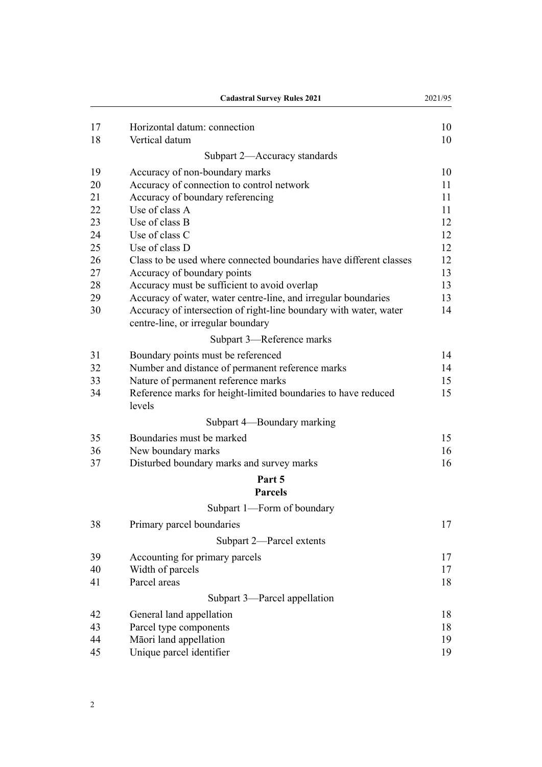| | | |
|---|---|---|
| 17 | Horizontal datum: connection | 10 |
| 18 | Vertical datum | 10 |
| | **Subpart 2—Accuracy standards** | |
| 19 | Accuracy of non-boundary marks | 10 |
| 20 | Accuracy of connection to control network | 11 |
| 21 | Accuracy of boundary referencing | 11 |
| 22 | Use of class A | 11 |
| 23 | Use of class B | 12 |
| 24 | Use of class C | 12 |
| 25 | Use of class D | 12 |
| 26 | Class to be used where connected boundaries have different classes | 12 |
| 27 | Accuracy of boundary points | 13 |
| 28 | Accuracy must be sufficient to avoid overlap | 13 |
| 29 | Accuracy of water, water centre-line, and irregular boundaries | 13 |
| 30 | Accuracy of intersection of right-line boundary with water, water centre-line, or irregular boundary | 14 |
| | **Subpart 3—Reference marks** | |
| 31 | Boundary points must be referenced | 14 |
| 32 | Number and distance of permanent reference marks | 14 |
| 33 | Nature of permanent reference marks | 15 |
| 34 | Reference marks for height-limited boundaries to have reduced levels | 15 |
| | **Subpart 4—Boundary marking** | |
| 35 | Boundaries must be marked | 15 |
| 36 | New boundary marks | 16 |
| 37 | Disturbed boundary marks and survey marks | 16 |
| | **Part 5 Parcels** | |
| | **Subpart 1—Form of boundary** | |
| 38 | Primary parcel boundaries | 17 |
| | **Subpart 2—Parcel extents** | |
| 39 | Accounting for primary parcels | 17 |
| 40 | Width of parcels | 17 |
| 41 | Parcel areas | 18 |
| | **Subpart 3—Parcel appellation** | |
| 42 | General land appellation | 18 |
| 43 | Parcel type components | 18 |
| 44 | Māori land appellation | 19 |
| 45 | Unique parcel identifier | 19 |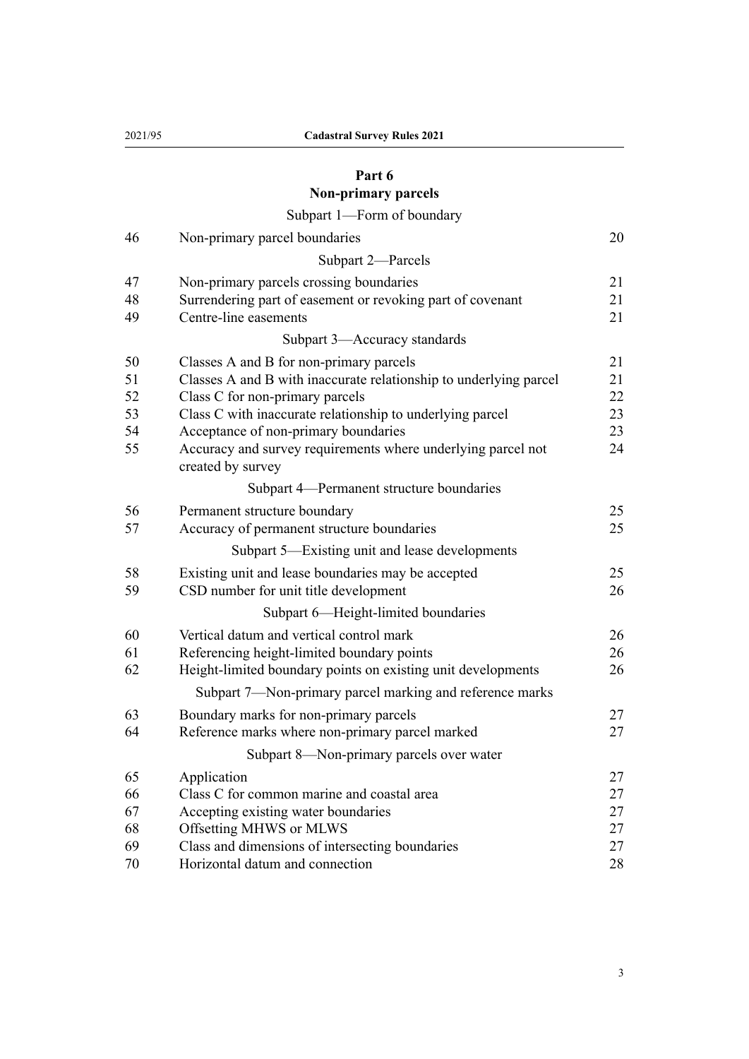## Part 6
## Non-primary parcels

Subpart 1—Form of boundary

| | | |
|---|---|---|
| 46 | Non-primary parcel boundaries | 20 |

Subpart 2—Parcels

| | | |
|---|---|---|
| 47 | Non-primary parcels crossing boundaries | 21 |
| 48 | Surrendering part of easement or revoking part of covenant | 21 |
| 49 | Centre-line easements | 21 |

Subpart 3—Accuracy standards

| | | |
|---|---|---|
| 50 | Classes A and B for non-primary parcels | 21 |
| 51 | Classes A and B with inaccurate relationship to underlying parcel | 21 |
| 52 | Class C for non-primary parcels | 22 |
| 53 | Class C with inaccurate relationship to underlying parcel | 23 |
| 54 | Acceptance of non-primary boundaries | 23 |
| 55 | Accuracy and survey requirements where underlying parcel not created by survey | 24 |

Subpart 4—Permanent structure boundaries

| | | |
|---|---|---|
| 56 | Permanent structure boundary | 25 |
| 57 | Accuracy of permanent structure boundaries | 25 |

Subpart 5—Existing unit and lease developments

| | | |
|---|---|---|
| 58 | Existing unit and lease boundaries may be accepted | 25 |
| 59 | CSD number for unit title development | 26 |

Subpart 6—Height-limited boundaries

| | | |
|---|---|---|
| 60 | Vertical datum and vertical control mark | 26 |
| 61 | Referencing height-limited boundary points | 26 |
| 62 | Height-limited boundary points on existing unit developments | 26 |

Subpart 7—Non-primary parcel marking and reference marks

| | | |
|---|---|---|
| 63 | Boundary marks for non-primary parcels | 27 |
| 64 | Reference marks where non-primary parcel marked | 27 |

Subpart 8—Non-primary parcels over water

| | | |
|---|---|---|
| 65 | Application | 27 |
| 66 | Class C for common marine and coastal area | 27 |
| 67 | Accepting existing water boundaries | 27 |
| 68 | Offsetting MHWS or MLWS | 27 |
| 69 | Class and dimensions of intersecting boundaries | 27 |
| 70 | Horizontal datum and connection | 28 |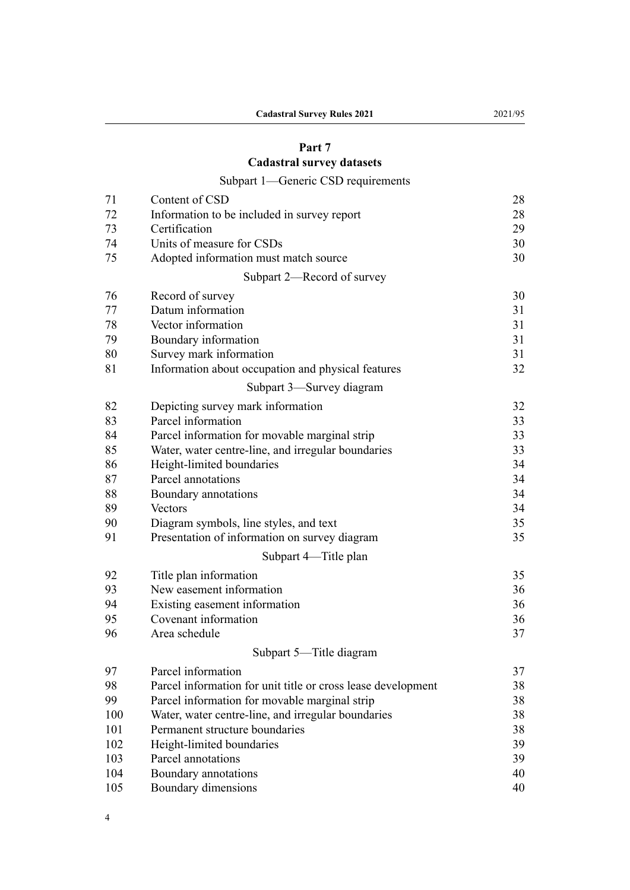## Part 7
## Cadastral survey datasets

### Subpart 1—Generic CSD requirements

| | | |
|---|---|---|
| 71 | Content of CSD | 28 |
| 72 | Information to be included in survey report | 28 |
| 73 | Certification | 29 |
| 74 | Units of measure for CSDs | 30 |
| 75 | Adopted information must match source | 30 |

### Subpart 2—Record of survey

| | | |
|---|---|---|
| 76 | Record of survey | 30 |
| 77 | Datum information | 31 |
| 78 | Vector information | 31 |
| 79 | Boundary information | 31 |
| 80 | Survey mark information | 31 |
| 81 | Information about occupation and physical features | 32 |

### Subpart 3—Survey diagram

| | | |
|---|---|---|
| 82 | Depicting survey mark information | 32 |
| 83 | Parcel information | 33 |
| 84 | Parcel information for movable marginal strip | 33 |
| 85 | Water, water centre-line, and irregular boundaries | 33 |
| 86 | Height-limited boundaries | 34 |
| 87 | Parcel annotations | 34 |
| 88 | Boundary annotations | 34 |
| 89 | Vectors | 34 |
| 90 | Diagram symbols, line styles, and text | 35 |
| 91 | Presentation of information on survey diagram | 35 |

### Subpart 4—Title plan

| | | |
|---|---|---|
| 92 | Title plan information | 35 |
| 93 | New easement information | 36 |
| 94 | Existing easement information | 36 |
| 95 | Covenant information | 36 |
| 96 | Area schedule | 37 |

### Subpart 5—Title diagram

| | | |
|---|---|---|
| 97 | Parcel information | 37 |
| 98 | Parcel information for unit title or cross lease development | 38 |
| 99 | Parcel information for movable marginal strip | 38 |
| 100 | Water, water centre-line, and irregular boundaries | 38 |
| 101 | Permanent structure boundaries | 38 |
| 102 | Height-limited boundaries | 39 |
| 103 | Parcel annotations | 39 |
| 104 | Boundary annotations | 40 |
| 105 | Boundary dimensions | 40 |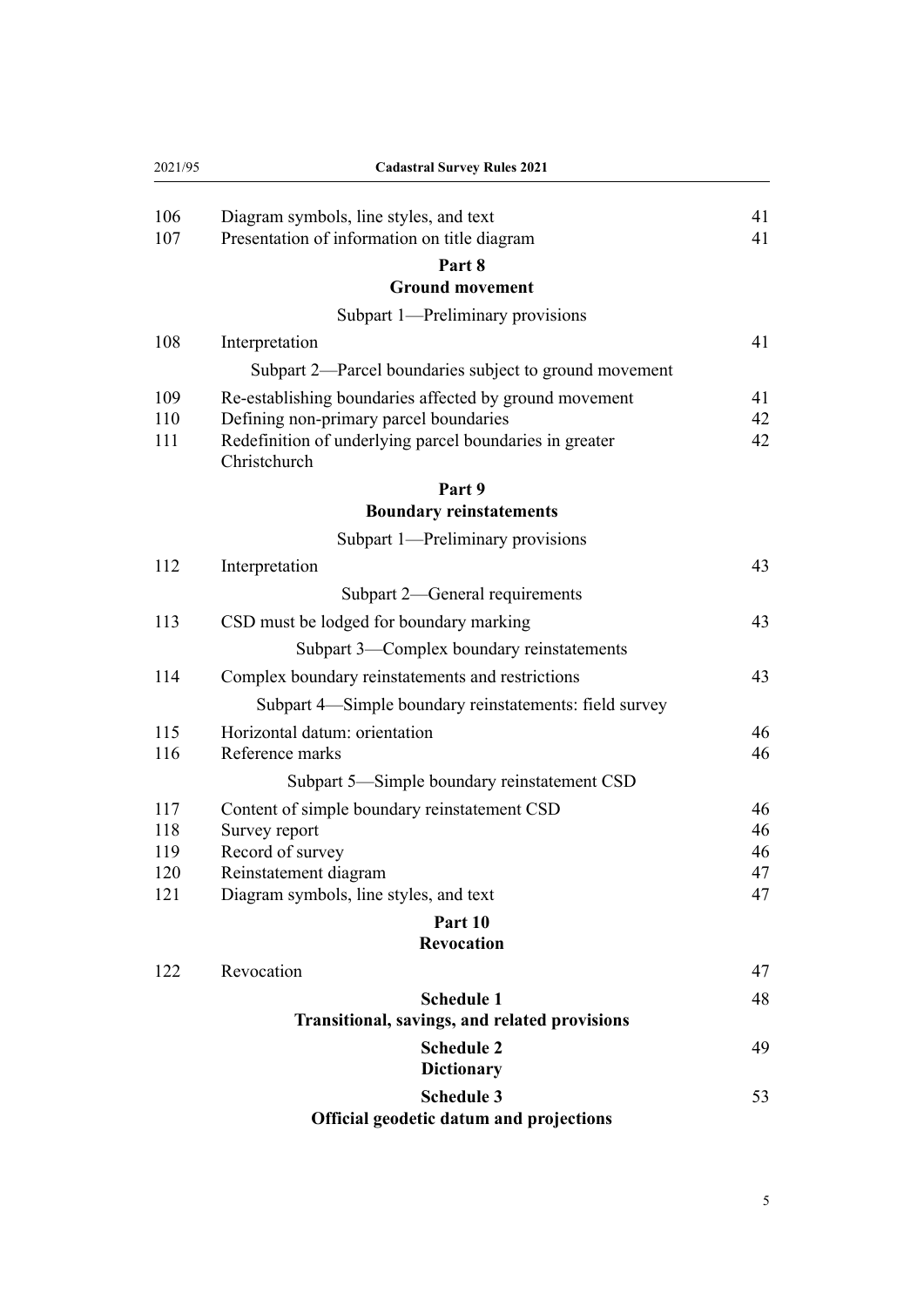| | | |
|---|---|---|
| 106 | Diagram symbols, line styles, and text | 41 |
| 107 | Presentation of information on title diagram | 41 |

## Part 8
## Ground movement

Subpart 1—Preliminary provisions

| | | |
|---|---|---|
| 108 | Interpretation | 41 |

Subpart 2—Parcel boundaries subject to ground movement

| | | |
|---|---|---|
| 109 | Re-establishing boundaries affected by ground movement | 41 |
| 110 | Defining non-primary parcel boundaries | 42 |
| 111 | Redefinition of underlying parcel boundaries in greater Christchurch | 42 |

## Part 9
## Boundary reinstatements

Subpart 1—Preliminary provisions

| | | |
|---|---|---|
| 112 | Interpretation | 43 |

Subpart 2—General requirements

| | | |
|---|---|---|
| 113 | CSD must be lodged for boundary marking | 43 |

Subpart 3—Complex boundary reinstatements

| | | |
|---|---|---|
| 114 | Complex boundary reinstatements and restrictions | 43 |

Subpart 4—Simple boundary reinstatements: field survey

| | | |
|---|---|---|
| 115 | Horizontal datum: orientation | 46 |
| 116 | Reference marks | 46 |

Subpart 5—Simple boundary reinstatement CSD

| | | |
|---|---|---|
| 117 | Content of simple boundary reinstatement CSD | 46 |
| 118 | Survey report | 46 |
| 119 | Record of survey | 46 |
| 120 | Reinstatement diagram | 47 |
| 121 | Diagram symbols, line styles, and text | 47 |

## Part 10
## Revocation

| | | |
|---|---|---|
| 122 | Revocation | 47 |

**Schedule 1** — 48
**Transitional, savings, and related provisions**

**Schedule 2** — 49
**Dictionary**

**Schedule 3** — 53
**Official geodetic datum and projections**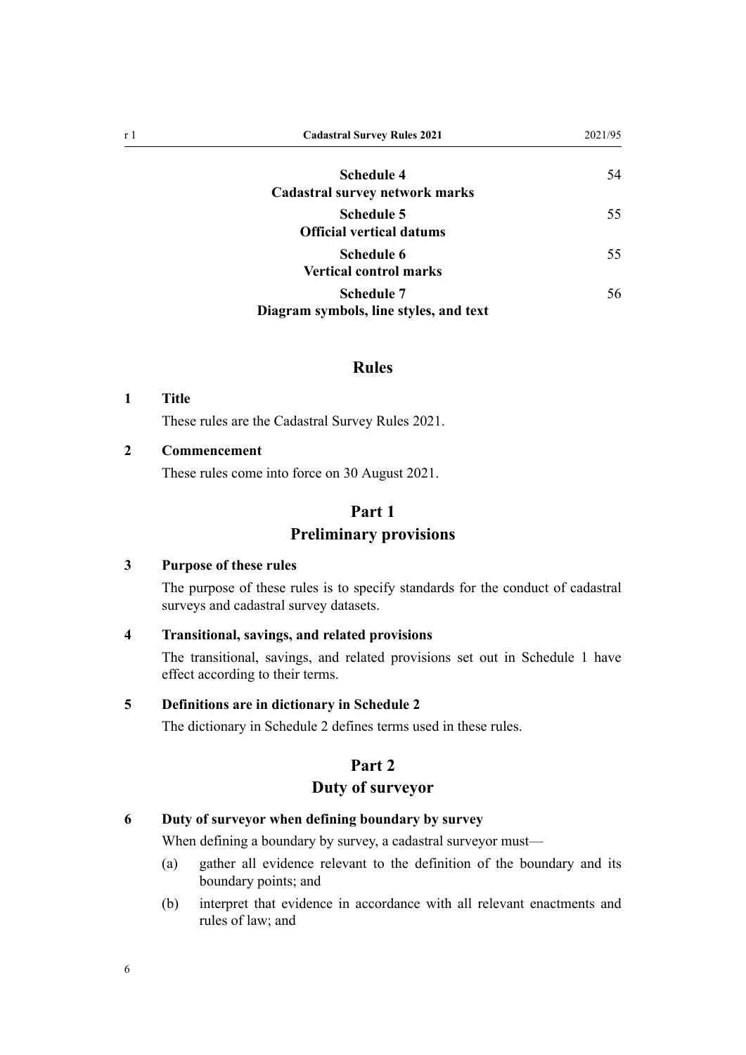| | |
|---|---|
| **Schedule 4**<br>**Cadastral survey network marks** | 54 |
| **Schedule 5**<br>**Official vertical datums** | 55 |
| **Schedule 6**<br>**Vertical control marks** | 55 |
| **Schedule 7**<br>**Diagram symbols, line styles, and text** | 56 |

# Rules

### 1 Title

These rules are the Cadastral Survey Rules 2021.

### 2 Commencement

These rules come into force on 30 August 2021.

## Part 1
## Preliminary provisions

### 3 Purpose of these rules

The purpose of these rules is to specify standards for the conduct of cadastral surveys and cadastral survey datasets.

### 4 Transitional, savings, and related provisions

The transitional, savings, and related provisions set out in Schedule 1 have effect according to their terms.

### 5 Definitions are in dictionary in Schedule 2

The dictionary in Schedule 2 defines terms used in these rules.

## Part 2
## Duty of surveyor

### 6 Duty of surveyor when defining boundary by survey

When defining a boundary by survey, a cadastral surveyor must—

(a) gather all evidence relevant to the definition of the boundary and its boundary points; and

(b) interpret that evidence in accordance with all relevant enactments and rules of law; and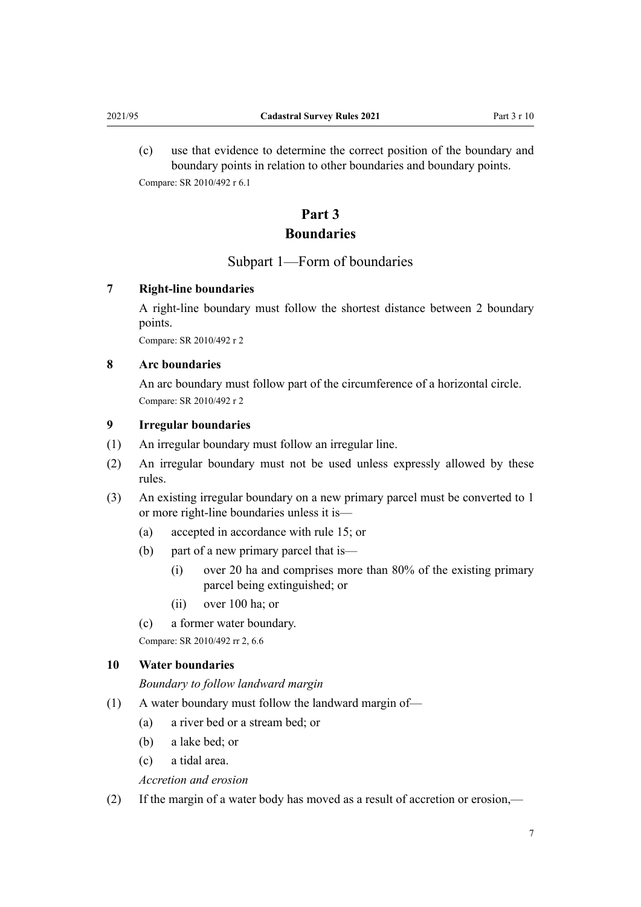(c) use that evidence to determine the correct position of the boundary and boundary points in relation to other boundaries and boundary points.

Compare: SR 2010/492 r 6.1

# Part 3
# Boundaries

## Subpart 1—Form of boundaries

### 7 Right-line boundaries

A right-line boundary must follow the shortest distance between 2 boundary points.

Compare: SR 2010/492 r 2

### 8 Arc boundaries

An arc boundary must follow part of the circumference of a horizontal circle.

Compare: SR 2010/492 r 2

### 9 Irregular boundaries

(1) An irregular boundary must follow an irregular line.

(2) An irregular boundary must not be used unless expressly allowed by these rules.

(3) An existing irregular boundary on a new primary parcel must be converted to 1 or more right-line boundaries unless it is—

- (a) accepted in accordance with rule 15; or
- (b) part of a new primary parcel that is—
  - (i) over 20 ha and comprises more than 80% of the existing primary parcel being extinguished; or
  - (ii) over 100 ha; or
- (c) a former water boundary.

Compare: SR 2010/492 rr 2, 6.6

### 10 Water boundaries

*Boundary to follow landward margin*

(1) A water boundary must follow the landward margin of—

- (a) a river bed or a stream bed; or
- (b) a lake bed; or
- (c) a tidal area.

*Accretion and erosion*

(2) If the margin of a water body has moved as a result of accretion or erosion,—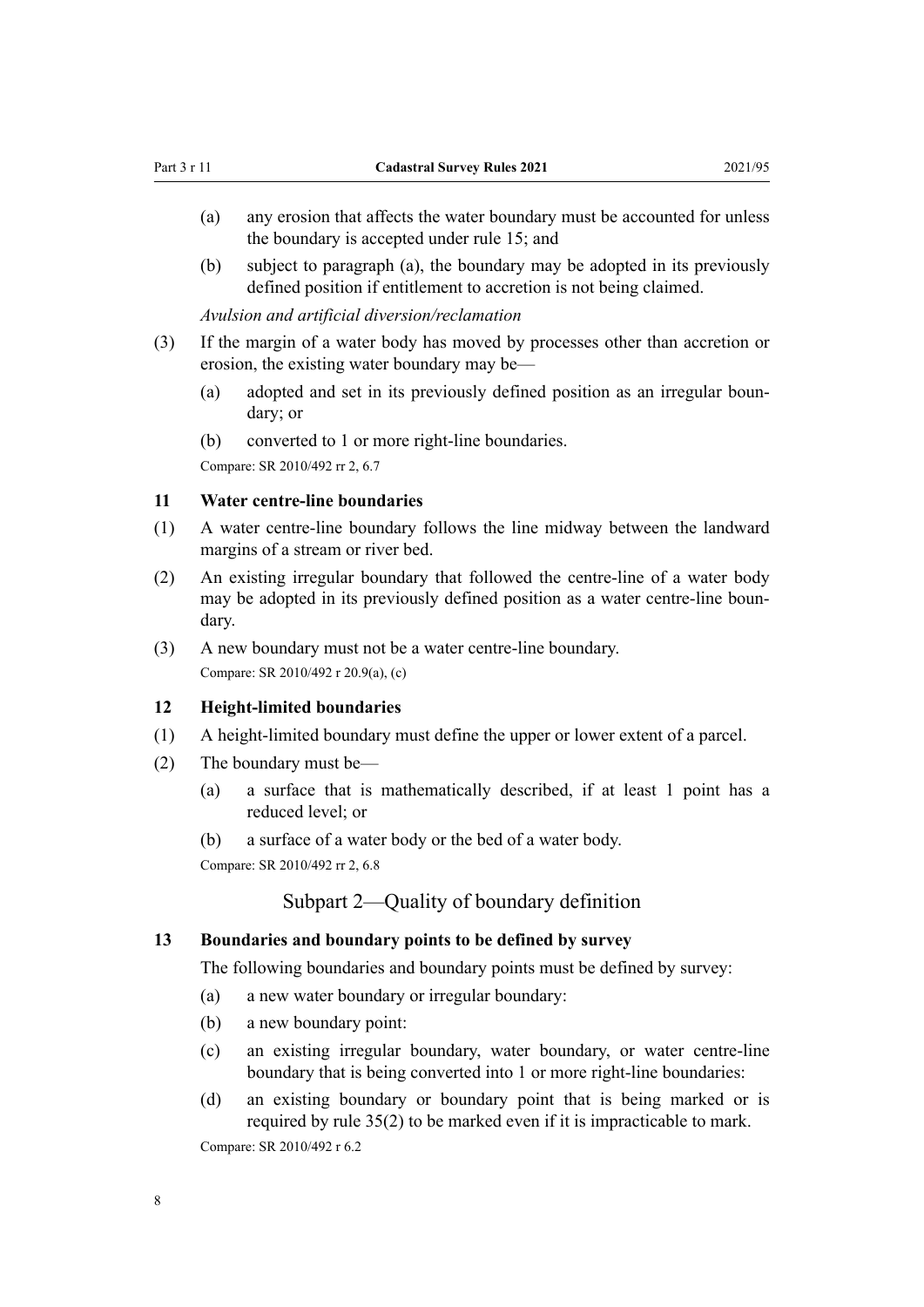(a) any erosion that affects the water boundary must be accounted for unless the boundary is accepted under rule 15; and

(b) subject to paragraph (a), the boundary may be adopted in its previously defined position if entitlement to accretion is not being claimed.

*Avulsion and artificial diversion/reclamation*

(3) If the margin of a water body has moved by processes other than accretion or erosion, the existing water boundary may be—

(a) adopted and set in its previously defined position as an irregular boundary; or

(b) converted to 1 or more right-line boundaries.

Compare: SR 2010/492 rr 2, 6.7

### 11 Water centre-line boundaries

(1) A water centre-line boundary follows the line midway between the landward margins of a stream or river bed.

(2) An existing irregular boundary that followed the centre-line of a water body may be adopted in its previously defined position as a water centre-line boundary.

(3) A new boundary must not be a water centre-line boundary.

Compare: SR 2010/492 r 20.9(a), (c)

### 12 Height-limited boundaries

(1) A height-limited boundary must define the upper or lower extent of a parcel.

(2) The boundary must be—

(a) a surface that is mathematically described, if at least 1 point has a reduced level; or

(b) a surface of a water body or the bed of a water body.

Compare: SR 2010/492 rr 2, 6.8

## Subpart 2—Quality of boundary definition

### 13 Boundaries and boundary points to be defined by survey

The following boundaries and boundary points must be defined by survey:

(a) a new water boundary or irregular boundary:

(b) a new boundary point:

(c) an existing irregular boundary, water boundary, or water centre-line boundary that is being converted into 1 or more right-line boundaries:

(d) an existing boundary or boundary point that is being marked or is required by rule 35(2) to be marked even if it is impracticable to mark.

Compare: SR 2010/492 r 6.2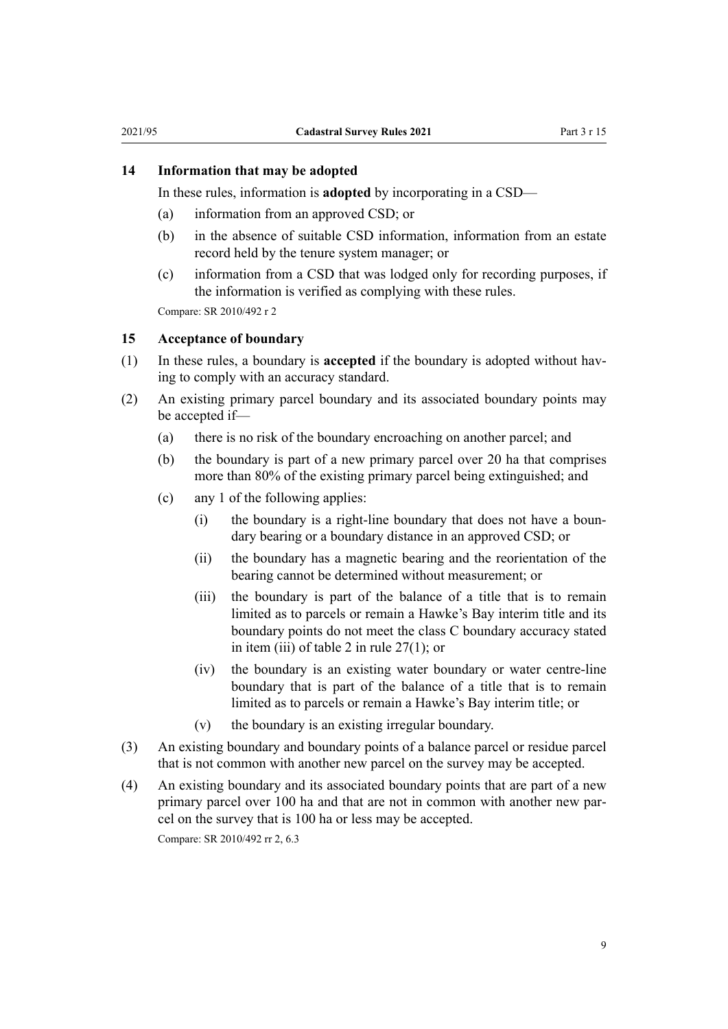### 14 Information that may be adopted

In these rules, information is **adopted** by incorporating in a CSD—

(a) information from an approved CSD; or

(b) in the absence of suitable CSD information, information from an estate record held by the tenure system manager; or

(c) information from a CSD that was lodged only for recording purposes, if the information is verified as complying with these rules.

Compare: SR 2010/492 r 2

### 15 Acceptance of boundary

(1) In these rules, a boundary is **accepted** if the boundary is adopted without having to comply with an accuracy standard.

(2) An existing primary parcel boundary and its associated boundary points may be accepted if—

(a) there is no risk of the boundary encroaching on another parcel; and

(b) the boundary is part of a new primary parcel over 20 ha that comprises more than 80% of the existing primary parcel being extinguished; and

(c) any 1 of the following applies:

(i) the boundary is a right-line boundary that does not have a boundary bearing or a boundary distance in an approved CSD; or

(ii) the boundary has a magnetic bearing and the reorientation of the bearing cannot be determined without measurement; or

(iii) the boundary is part of the balance of a title that is to remain limited as to parcels or remain a Hawke's Bay interim title and its boundary points do not meet the class C boundary accuracy stated in item (iii) of table 2 in rule 27(1); or

(iv) the boundary is an existing water boundary or water centre-line boundary that is part of the balance of a title that is to remain limited as to parcels or remain a Hawke's Bay interim title; or

(v) the boundary is an existing irregular boundary.

(3) An existing boundary and boundary points of a balance parcel or residue parcel that is not common with another new parcel on the survey may be accepted.

(4) An existing boundary and its associated boundary points that are part of a new primary parcel over 100 ha and that are not in common with another new parcel on the survey that is 100 ha or less may be accepted.

Compare: SR 2010/492 rr 2, 6.3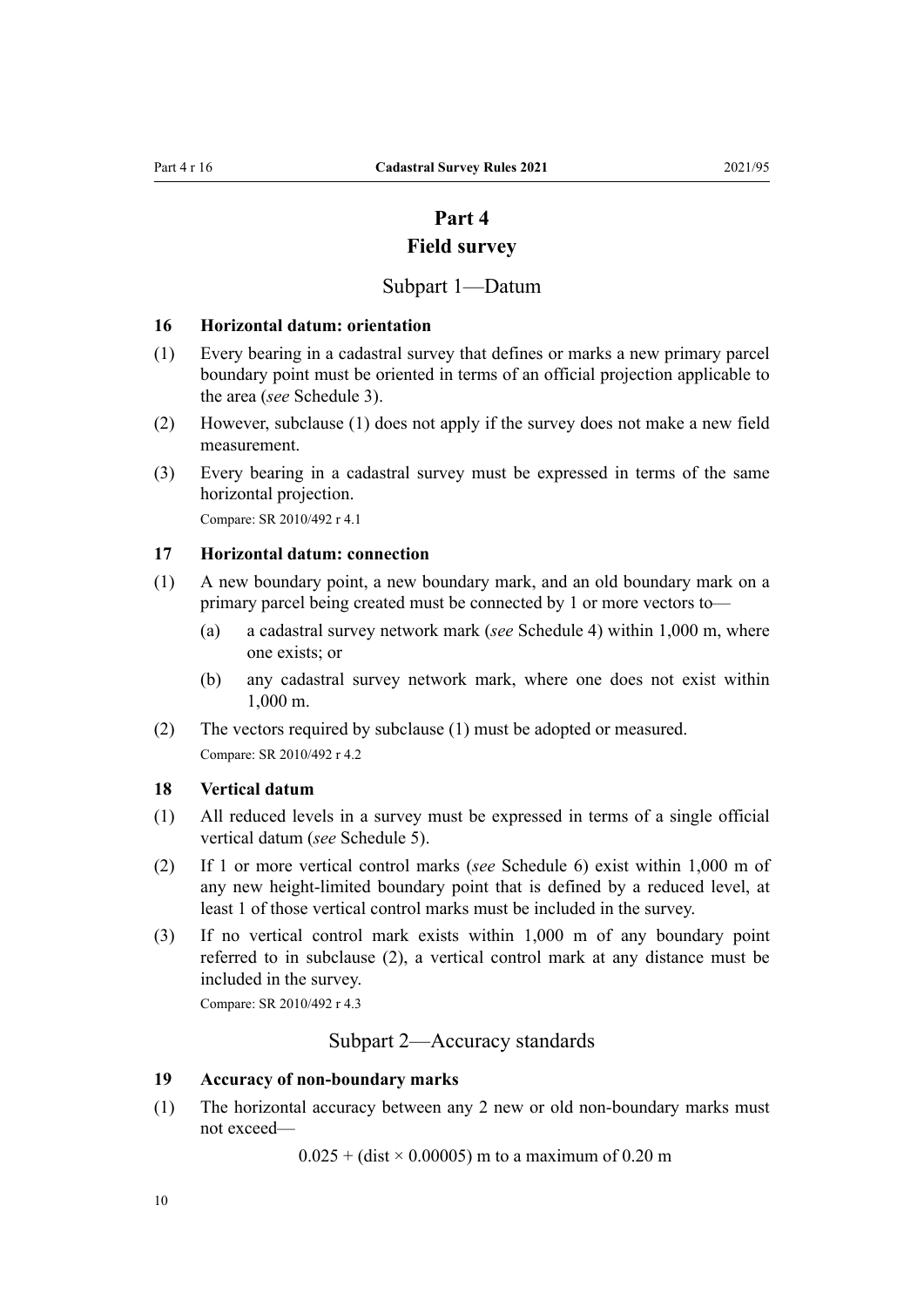# Part 4
# Field survey

## Subpart 1—Datum

### 16 Horizontal datum: orientation

(1) Every bearing in a cadastral survey that defines or marks a new primary parcel boundary point must be oriented in terms of an official projection applicable to the area (*see* Schedule 3).

(2) However, subclause (1) does not apply if the survey does not make a new field measurement.

(3) Every bearing in a cadastral survey must be expressed in terms of the same horizontal projection.

Compare: SR 2010/492 r 4.1

### 17 Horizontal datum: connection

(1) A new boundary point, a new boundary mark, and an old boundary mark on a primary parcel being created must be connected by 1 or more vectors to—

- (a) a cadastral survey network mark (*see* Schedule 4) within 1,000 m, where one exists; or
- (b) any cadastral survey network mark, where one does not exist within 1,000 m.

(2) The vectors required by subclause (1) must be adopted or measured.

Compare: SR 2010/492 r 4.2

### 18 Vertical datum

(1) All reduced levels in a survey must be expressed in terms of a single official vertical datum (*see* Schedule 5).

(2) If 1 or more vertical control marks (*see* Schedule 6) exist within 1,000 m of any new height-limited boundary point that is defined by a reduced level, at least 1 of those vertical control marks must be included in the survey.

(3) If no vertical control mark exists within 1,000 m of any boundary point referred to in subclause (2), a vertical control mark at any distance must be included in the survey.

Compare: SR 2010/492 r 4.3

## Subpart 2—Accuracy standards

### 19 Accuracy of non-boundary marks

(1) The horizontal accuracy between any 2 new or old non-boundary marks must not exceed—

$$0.025 + (\text{dist} \times 0.00005) \text{ m to a maximum of } 0.20 \text{ m}$$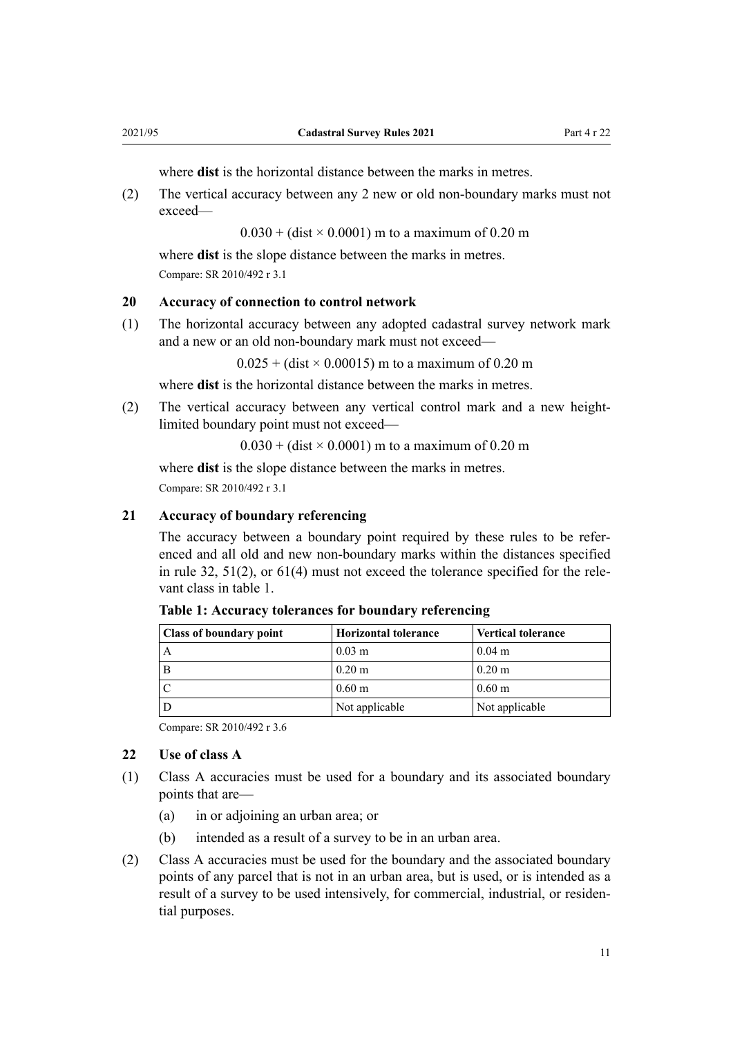where **dist** is the horizontal distance between the marks in metres.

(2) The vertical accuracy between any 2 new or old non-boundary marks must not exceed—

$$0.030 + (\text{dist} \times 0.0001) \text{ m to a maximum of } 0.20 \text{ m}$$

where **dist** is the slope distance between the marks in metres.

Compare: SR 2010/492 r 3.1

### 20 Accuracy of connection to control network

(1) The horizontal accuracy between any adopted cadastral survey network mark and a new or an old non-boundary mark must not exceed—

$$0.025 + (\text{dist} \times 0.00015) \text{ m to a maximum of } 0.20 \text{ m}$$

where **dist** is the horizontal distance between the marks in metres.

(2) The vertical accuracy between any vertical control mark and a new height-limited boundary point must not exceed—

$$0.030 + (\text{dist} \times 0.0001) \text{ m to a maximum of } 0.20 \text{ m}$$

where **dist** is the slope distance between the marks in metres.

Compare: SR 2010/492 r 3.1

### 21 Accuracy of boundary referencing

The accuracy between a boundary point required by these rules to be referenced and all old and new non-boundary marks within the distances specified in rule 32, 51(2), or 61(4) must not exceed the tolerance specified for the relevant class in table 1.

**Table 1: Accuracy tolerances for boundary referencing**

| Class of boundary point | Horizontal tolerance | Vertical tolerance |
| --- | --- | --- |
| A | 0.03 m | 0.04 m |
| B | 0.20 m | 0.20 m |
| C | 0.60 m | 0.60 m |
| D | Not applicable | Not applicable |

Compare: SR 2010/492 r 3.6

### 22 Use of class A

(1) Class A accuracies must be used for a boundary and its associated boundary points that are—

(a) in or adjoining an urban area; or

(b) intended as a result of a survey to be in an urban area.

(2) Class A accuracies must be used for the boundary and the associated boundary points of any parcel that is not in an urban area, but is used, or is intended as a result of a survey to be used intensively, for commercial, industrial, or residential purposes.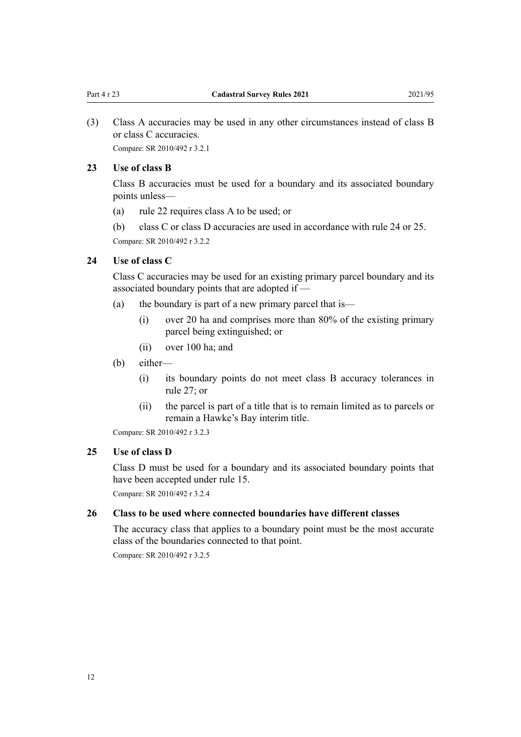(3) Class A accuracies may be used in any other circumstances instead of class B or class C accuracies.

Compare: SR 2010/492 r 3.2.1

### 23 Use of class B

Class B accuracies must be used for a boundary and its associated boundary points unless—

(a) rule 22 requires class A to be used; or

(b) class C or class D accuracies are used in accordance with rule 24 or 25.

Compare: SR 2010/492 r 3.2.2

### 24 Use of class C

Class C accuracies may be used for an existing primary parcel boundary and its associated boundary points that are adopted if —

(a) the boundary is part of a new primary parcel that is—

  (i) over 20 ha and comprises more than 80% of the existing primary parcel being extinguished; or

  (ii) over 100 ha; and

(b) either—

  (i) its boundary points do not meet class B accuracy tolerances in rule 27; or

  (ii) the parcel is part of a title that is to remain limited as to parcels or remain a Hawke's Bay interim title.

Compare: SR 2010/492 r 3.2.3

### 25 Use of class D

Class D must be used for a boundary and its associated boundary points that have been accepted under rule 15.

Compare: SR 2010/492 r 3.2.4

### 26 Class to be used where connected boundaries have different classes

The accuracy class that applies to a boundary point must be the most accurate class of the boundaries connected to that point.

Compare: SR 2010/492 r 3.2.5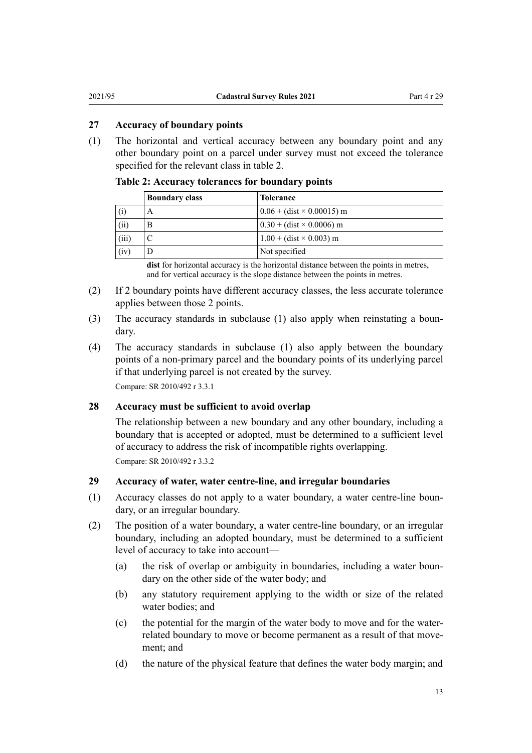### 27 Accuracy of boundary points

(1) The horizontal and vertical accuracy between any boundary point and any other boundary point on a parcel under survey must not exceed the tolerance specified for the relevant class in table 2.

**Table 2: Accuracy tolerances for boundary points**

| | Boundary class | Tolerance |
|---|---|---|
| (i) | A | $0.06 + (\text{dist} \times 0.00015)$ m |
| (ii) | B | $0.30 + (\text{dist} \times 0.0006)$ m |
| (iii) | C | $1.00 + (\text{dist} \times 0.003)$ m |
| (iv) | D | Not specified |

**dist** for horizontal accuracy is the horizontal distance between the points in metres, and for vertical accuracy is the slope distance between the points in metres.

(2) If 2 boundary points have different accuracy classes, the less accurate tolerance applies between those 2 points.

(3) The accuracy standards in subclause (1) also apply when reinstating a boundary.

(4) The accuracy standards in subclause (1) also apply between the boundary points of a non-primary parcel and the boundary points of its underlying parcel if that underlying parcel is not created by the survey.

Compare: SR 2010/492 r 3.3.1

### 28 Accuracy must be sufficient to avoid overlap

The relationship between a new boundary and any other boundary, including a boundary that is accepted or adopted, must be determined to a sufficient level of accuracy to address the risk of incompatible rights overlapping.

Compare: SR 2010/492 r 3.3.2

### 29 Accuracy of water, water centre-line, and irregular boundaries

(1) Accuracy classes do not apply to a water boundary, a water centre-line boundary, or an irregular boundary.

(2) The position of a water boundary, a water centre-line boundary, or an irregular boundary, including an adopted boundary, must be determined to a sufficient level of accuracy to take into account—

  (a) the risk of overlap or ambiguity in boundaries, including a water boundary on the other side of the water body; and

  (b) any statutory requirement applying to the width or size of the related water bodies; and

  (c) the potential for the margin of the water body to move and for the water-related boundary to move or become permanent as a result of that movement; and

  (d) the nature of the physical feature that defines the water body margin; and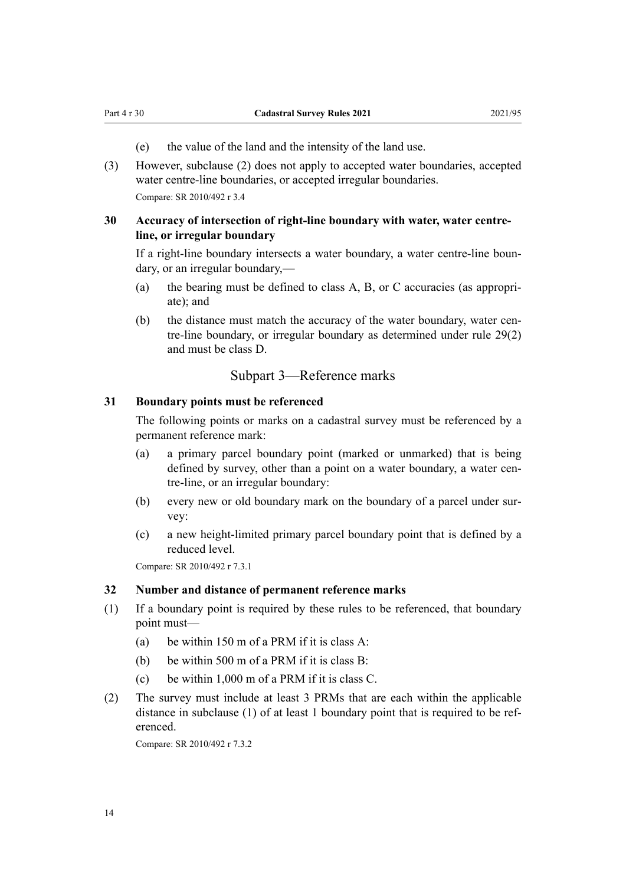(e) the value of the land and the intensity of the land use.

(3) However, subclause (2) does not apply to accepted water boundaries, accepted water centre-line boundaries, or accepted irregular boundaries.

Compare: SR 2010/492 r 3.4

### 30 Accuracy of intersection of right-line boundary with water, water centre-line, or irregular boundary

If a right-line boundary intersects a water boundary, a water centre-line boundary, or an irregular boundary,—

(a) the bearing must be defined to class A, B, or C accuracies (as appropriate); and

(b) the distance must match the accuracy of the water boundary, water centre-line boundary, or irregular boundary as determined under rule 29(2) and must be class D.

## Subpart 3—Reference marks

### 31 Boundary points must be referenced

The following points or marks on a cadastral survey must be referenced by a permanent reference mark:

(a) a primary parcel boundary point (marked or unmarked) that is being defined by survey, other than a point on a water boundary, a water centre-line, or an irregular boundary:

(b) every new or old boundary mark on the boundary of a parcel under survey:

(c) a new height-limited primary parcel boundary point that is defined by a reduced level.

Compare: SR 2010/492 r 7.3.1

### 32 Number and distance of permanent reference marks

(1) If a boundary point is required by these rules to be referenced, that boundary point must—

(a) be within 150 m of a PRM if it is class A:

(b) be within 500 m of a PRM if it is class B:

(c) be within 1,000 m of a PRM if it is class C.

(2) The survey must include at least 3 PRMs that are each within the applicable distance in subclause (1) of at least 1 boundary point that is required to be referenced.

Compare: SR 2010/492 r 7.3.2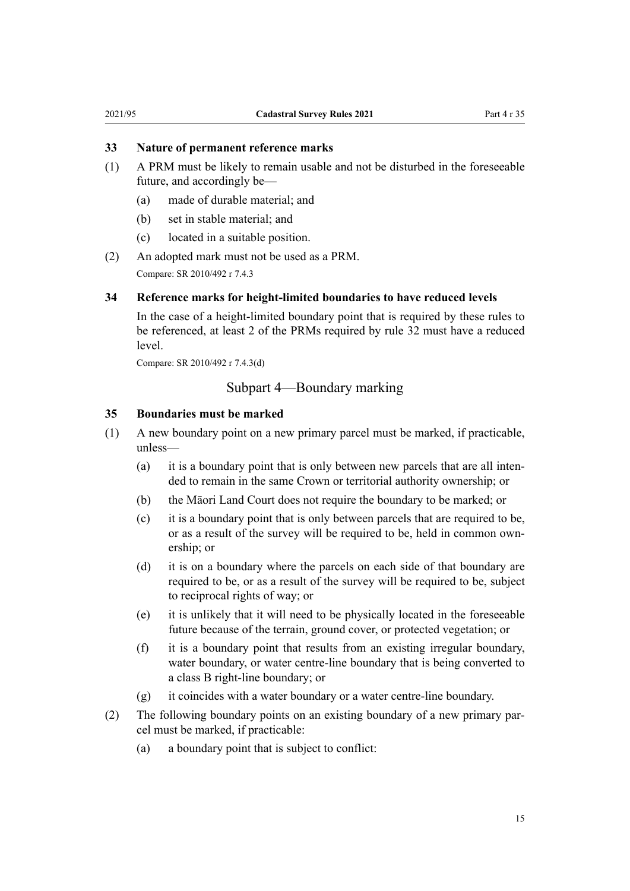### 33 Nature of permanent reference marks

(1) A PRM must be likely to remain usable and not be disturbed in the foreseeable future, and accordingly be—

(a) made of durable material; and

(b) set in stable material; and

(c) located in a suitable position.

(2) An adopted mark must not be used as a PRM.

Compare: SR 2010/492 r 7.4.3

### 34 Reference marks for height-limited boundaries to have reduced levels

In the case of a height-limited boundary point that is required by these rules to be referenced, at least 2 of the PRMs required by rule 32 must have a reduced level.

Compare: SR 2010/492 r 7.4.3(d)

## Subpart 4—Boundary marking

### 35 Boundaries must be marked

(1) A new boundary point on a new primary parcel must be marked, if practicable, unless—

(a) it is a boundary point that is only between new parcels that are all intended to remain in the same Crown or territorial authority ownership; or

(b) the Māori Land Court does not require the boundary to be marked; or

(c) it is a boundary point that is only between parcels that are required to be, or as a result of the survey will be required to be, held in common ownership; or

(d) it is on a boundary where the parcels on each side of that boundary are required to be, or as a result of the survey will be required to be, subject to reciprocal rights of way; or

(e) it is unlikely that it will need to be physically located in the foreseeable future because of the terrain, ground cover, or protected vegetation; or

(f) it is a boundary point that results from an existing irregular boundary, water boundary, or water centre-line boundary that is being converted to a class B right-line boundary; or

(g) it coincides with a water boundary or a water centre-line boundary.

(2) The following boundary points on an existing boundary of a new primary parcel must be marked, if practicable:

(a) a boundary point that is subject to conflict: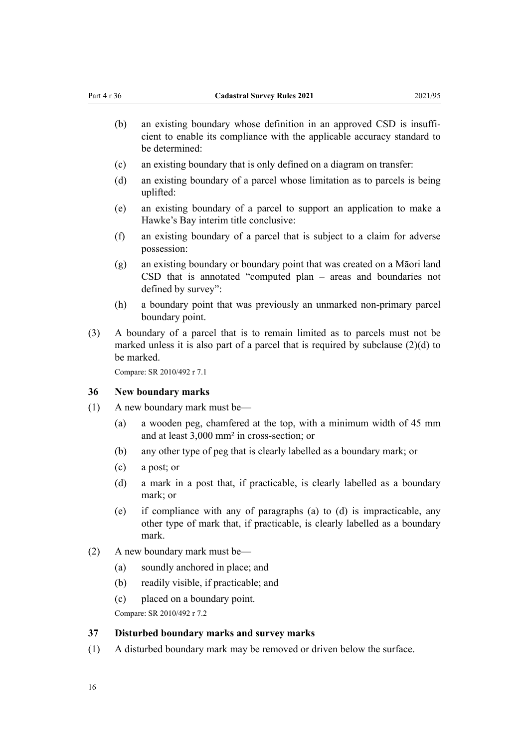(b) an existing boundary whose definition in an approved CSD is insufficient to enable its compliance with the applicable accuracy standard to be determined:

(c) an existing boundary that is only defined on a diagram on transfer:

(d) an existing boundary of a parcel whose limitation as to parcels is being uplifted:

(e) an existing boundary of a parcel to support an application to make a Hawke's Bay interim title conclusive:

(f) an existing boundary of a parcel that is subject to a claim for adverse possession:

(g) an existing boundary or boundary point that was created on a Māori land CSD that is annotated "computed plan – areas and boundaries not defined by survey":

(h) a boundary point that was previously an unmarked non-primary parcel boundary point.

(3) A boundary of a parcel that is to remain limited as to parcels must not be marked unless it is also part of a parcel that is required by subclause (2)(d) to be marked.

Compare: SR 2010/492 r 7.1

### 36 New boundary marks

(1) A new boundary mark must be—

(a) a wooden peg, chamfered at the top, with a minimum width of 45 mm and at least 3,000 mm² in cross-section; or

(b) any other type of peg that is clearly labelled as a boundary mark; or

(c) a post; or

(d) a mark in a post that, if practicable, is clearly labelled as a boundary mark; or

(e) if compliance with any of paragraphs (a) to (d) is impracticable, any other type of mark that, if practicable, is clearly labelled as a boundary mark.

(2) A new boundary mark must be—

(a) soundly anchored in place; and

(b) readily visible, if practicable; and

(c) placed on a boundary point.

Compare: SR 2010/492 r 7.2

### 37 Disturbed boundary marks and survey marks

(1) A disturbed boundary mark may be removed or driven below the surface.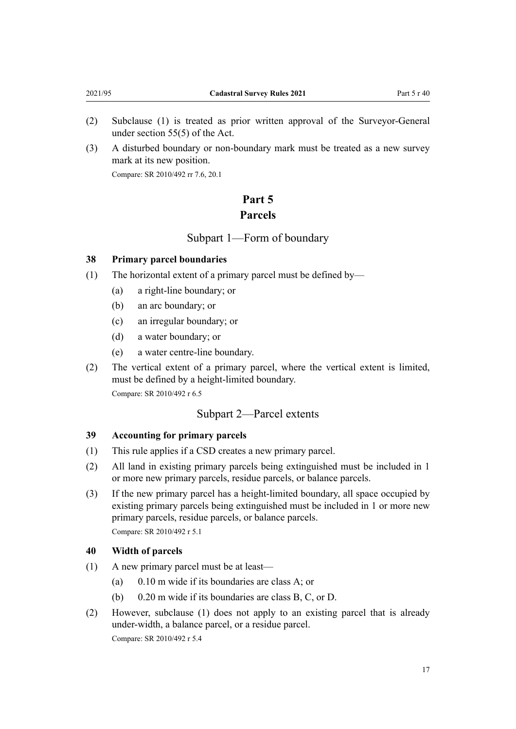(2) Subclause (1) is treated as prior written approval of the Surveyor-General under section 55(5) of the Act.

(3) A disturbed boundary or non-boundary mark must be treated as a new survey mark at its new position.

Compare: SR 2010/492 rr 7.6, 20.1

# Part 5
# Parcels

## Subpart 1—Form of boundary

### 38 Primary parcel boundaries

(1) The horizontal extent of a primary parcel must be defined by—

  (a) a right-line boundary; or

  (b) an arc boundary; or

  (c) an irregular boundary; or

  (d) a water boundary; or

  (e) a water centre-line boundary.

(2) The vertical extent of a primary parcel, where the vertical extent is limited, must be defined by a height-limited boundary.

Compare: SR 2010/492 r 6.5

## Subpart 2—Parcel extents

### 39 Accounting for primary parcels

(1) This rule applies if a CSD creates a new primary parcel.

(2) All land in existing primary parcels being extinguished must be included in 1 or more new primary parcels, residue parcels, or balance parcels.

(3) If the new primary parcel has a height-limited boundary, all space occupied by existing primary parcels being extinguished must be included in 1 or more new primary parcels, residue parcels, or balance parcels.

Compare: SR 2010/492 r 5.1

### 40 Width of parcels

(1) A new primary parcel must be at least—

  (a) 0.10 m wide if its boundaries are class A; or

  (b) 0.20 m wide if its boundaries are class B, C, or D.

(2) However, subclause (1) does not apply to an existing parcel that is already under-width, a balance parcel, or a residue parcel.

Compare: SR 2010/492 r 5.4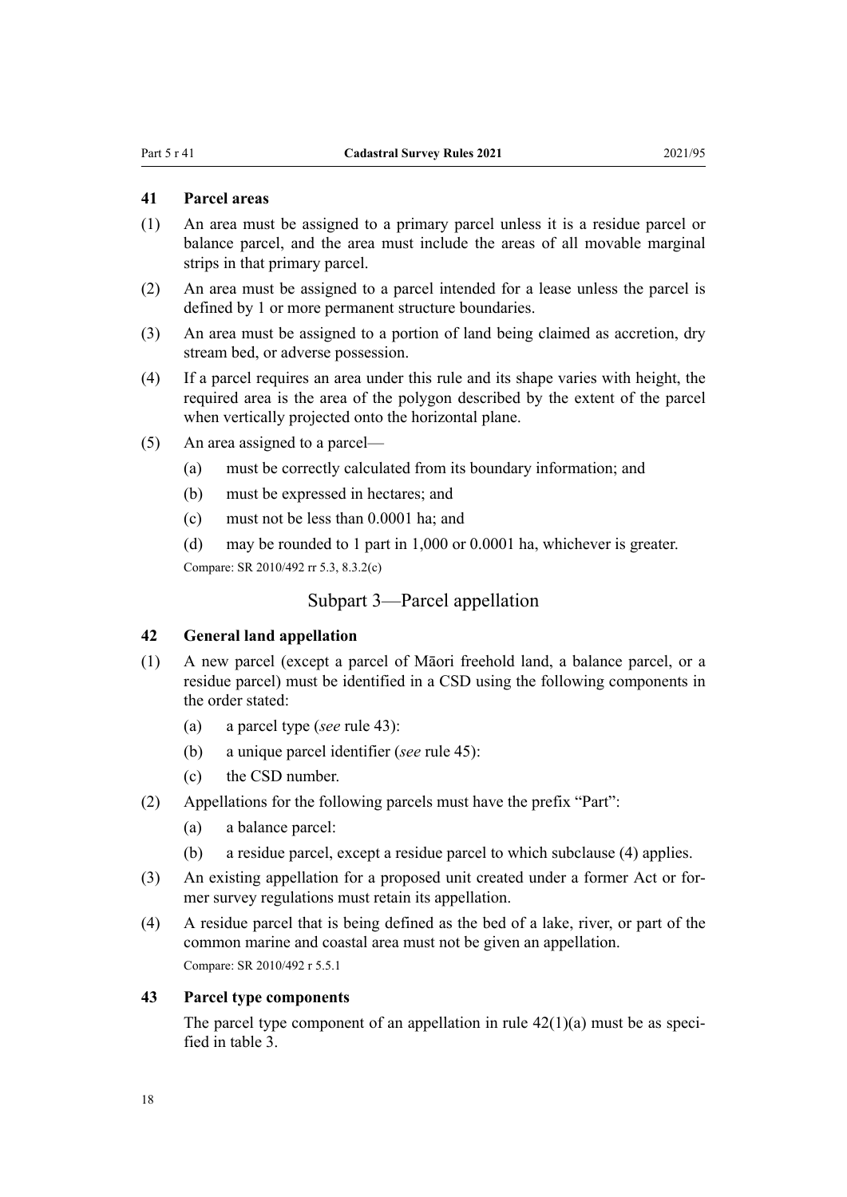### 41 Parcel areas

(1) An area must be assigned to a primary parcel unless it is a residue parcel or balance parcel, and the area must include the areas of all movable marginal strips in that primary parcel.

(2) An area must be assigned to a parcel intended for a lease unless the parcel is defined by 1 or more permanent structure boundaries.

(3) An area must be assigned to a portion of land being claimed as accretion, dry stream bed, or adverse possession.

(4) If a parcel requires an area under this rule and its shape varies with height, the required area is the area of the polygon described by the extent of the parcel when vertically projected onto the horizontal plane.

(5) An area assigned to a parcel—

- (a) must be correctly calculated from its boundary information; and
- (b) must be expressed in hectares; and
- (c) must not be less than 0.0001 ha; and
- (d) may be rounded to 1 part in 1,000 or 0.0001 ha, whichever is greater.

Compare: SR 2010/492 rr 5.3, 8.3.2(c)

## Subpart 3—Parcel appellation

### 42 General land appellation

(1) A new parcel (except a parcel of Māori freehold land, a balance parcel, or a residue parcel) must be identified in a CSD using the following components in the order stated:

- (a) a parcel type (*see* rule 43):
- (b) a unique parcel identifier (*see* rule 45):
- (c) the CSD number.

(2) Appellations for the following parcels must have the prefix “Part”:

- (a) a balance parcel:
- (b) a residue parcel, except a residue parcel to which subclause (4) applies.

(3) An existing appellation for a proposed unit created under a former Act or former survey regulations must retain its appellation.

(4) A residue parcel that is being defined as the bed of a lake, river, or part of the common marine and coastal area must not be given an appellation.

Compare: SR 2010/492 r 5.5.1

### 43 Parcel type components

The parcel type component of an appellation in rule 42(1)(a) must be as specified in table 3.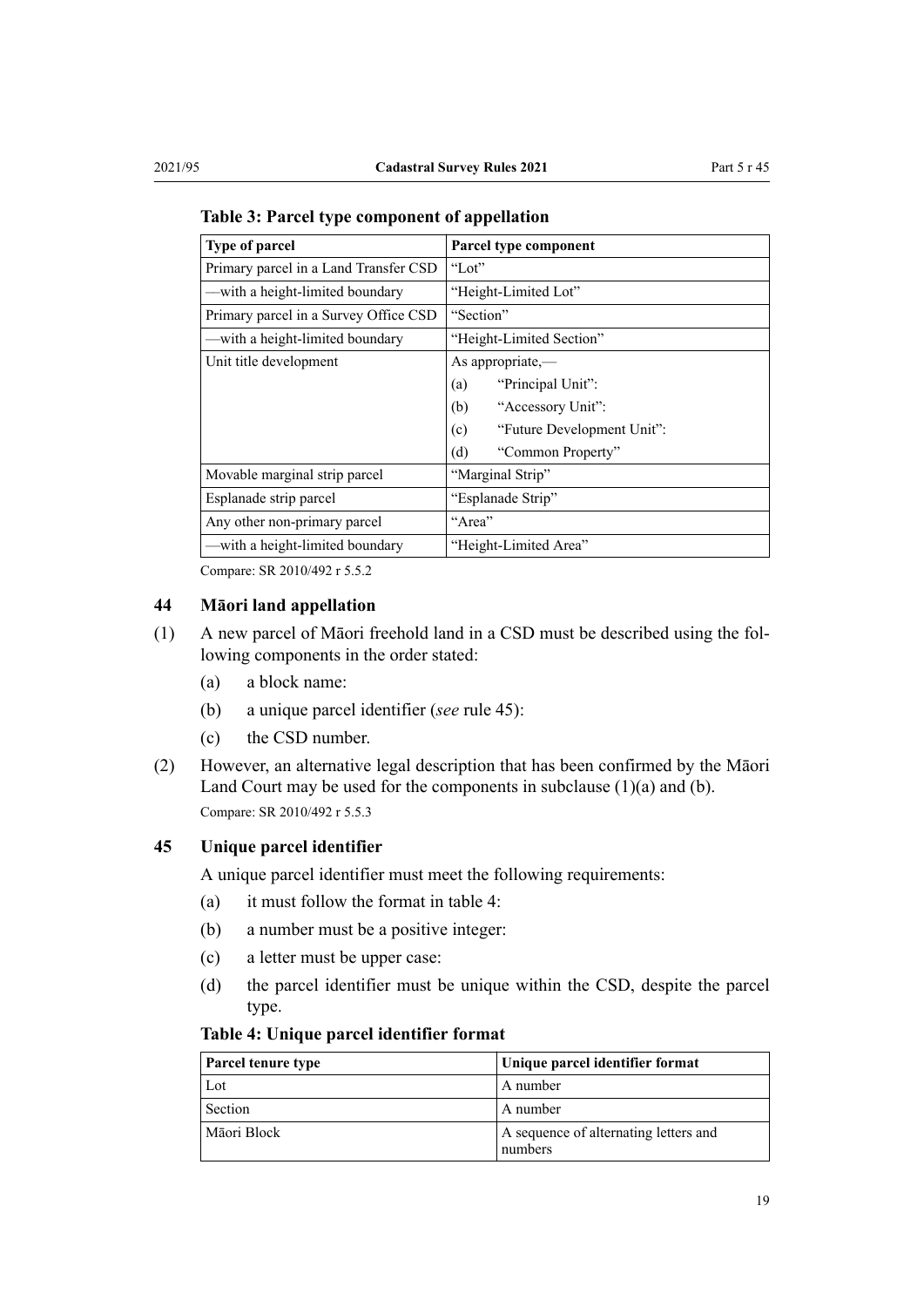**Table 3: Parcel type component of appellation**

| Type of parcel | Parcel type component |
|---|---|
| Primary parcel in a Land Transfer CSD | "Lot" |
| —with a height-limited boundary | "Height-Limited Lot" |
| Primary parcel in a Survey Office CSD | "Section" |
| —with a height-limited boundary | "Height-Limited Section" |
| Unit title development | As appropriate,— (a) "Principal Unit": (b) "Accessory Unit": (c) "Future Development Unit": (d) "Common Property" |
| Movable marginal strip parcel | "Marginal Strip" |
| Esplanade strip parcel | "Esplanade Strip" |
| Any other non-primary parcel | "Area" |
| —with a height-limited boundary | "Height-Limited Area" |

Compare: SR 2010/492 r 5.5.2

### 44 Māori land appellation

(1) A new parcel of Māori freehold land in a CSD must be described using the following components in the order stated:

- (a) a block name:
- (b) a unique parcel identifier (*see* rule 45):
- (c) the CSD number.

(2) However, an alternative legal description that has been confirmed by the Māori Land Court may be used for the components in subclause (1)(a) and (b).

Compare: SR 2010/492 r 5.5.3

### 45 Unique parcel identifier

A unique parcel identifier must meet the following requirements:

- (a) it must follow the format in table 4:
- (b) a number must be a positive integer:
- (c) a letter must be upper case:
- (d) the parcel identifier must be unique within the CSD, despite the parcel type.

**Table 4: Unique parcel identifier format**

| Parcel tenure type | Unique parcel identifier format |
|---|---|
| Lot | A number |
| Section | A number |
| Māori Block | A sequence of alternating letters and numbers |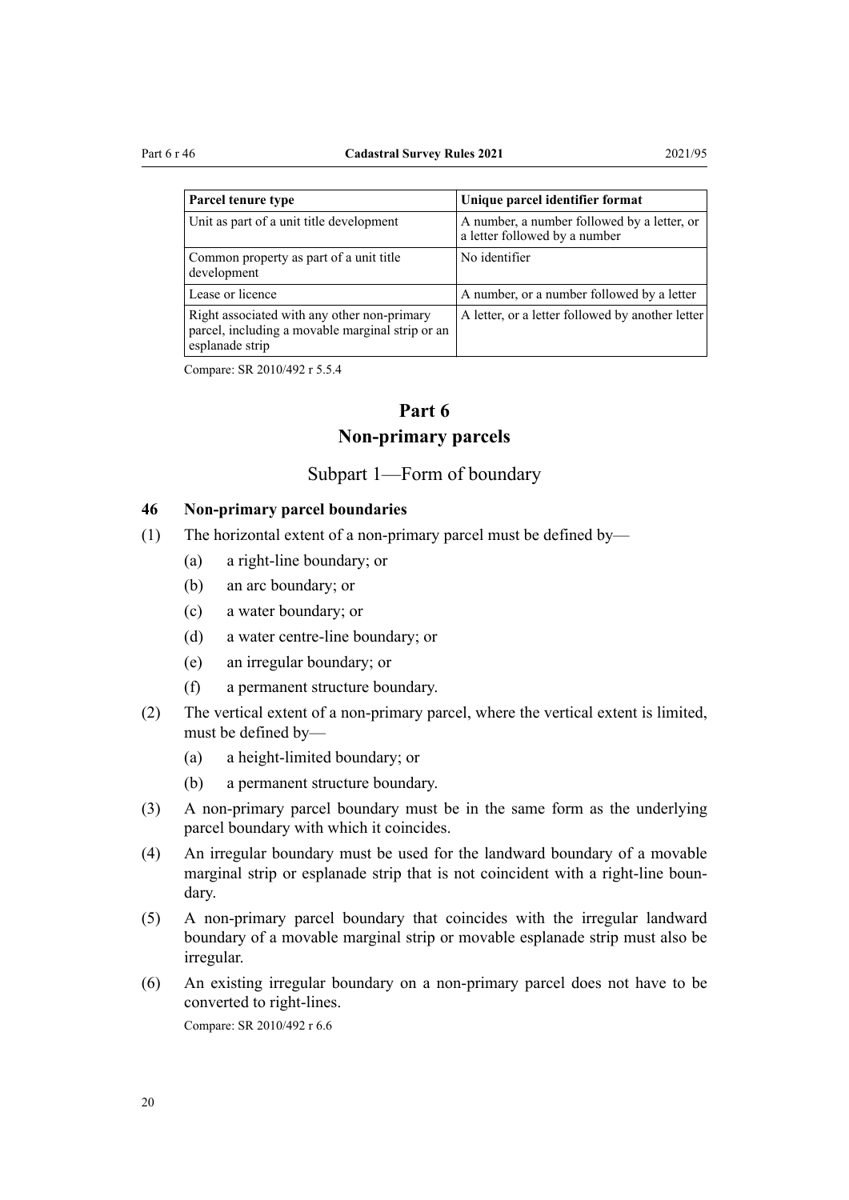| Parcel tenure type | Unique parcel identifier format |
|---|---|
| Unit as part of a unit title development | A number, a number followed by a letter, or a letter followed by a number |
| Common property as part of a unit title development | No identifier |
| Lease or licence | A number, or a number followed by a letter |
| Right associated with any other non-primary parcel, including a movable marginal strip or an esplanade strip | A letter, or a letter followed by another letter |

Compare: SR 2010/492 r 5.5.4

# Part 6
# Non-primary parcels

## Subpart 1—Form of boundary

### 46 Non-primary parcel boundaries

(1) The horizontal extent of a non-primary parcel must be defined by—

- (a) a right-line boundary; or
- (b) an arc boundary; or
- (c) a water boundary; or
- (d) a water centre-line boundary; or
- (e) an irregular boundary; or
- (f) a permanent structure boundary.

(2) The vertical extent of a non-primary parcel, where the vertical extent is limited, must be defined by—

- (a) a height-limited boundary; or
- (b) a permanent structure boundary.

(3) A non-primary parcel boundary must be in the same form as the underlying parcel boundary with which it coincides.

(4) An irregular boundary must be used for the landward boundary of a movable marginal strip or esplanade strip that is not coincident with a right-line boundary.

(5) A non-primary parcel boundary that coincides with the irregular landward boundary of a movable marginal strip or movable esplanade strip must also be irregular.

(6) An existing irregular boundary on a non-primary parcel does not have to be converted to right-lines.

Compare: SR 2010/492 r 6.6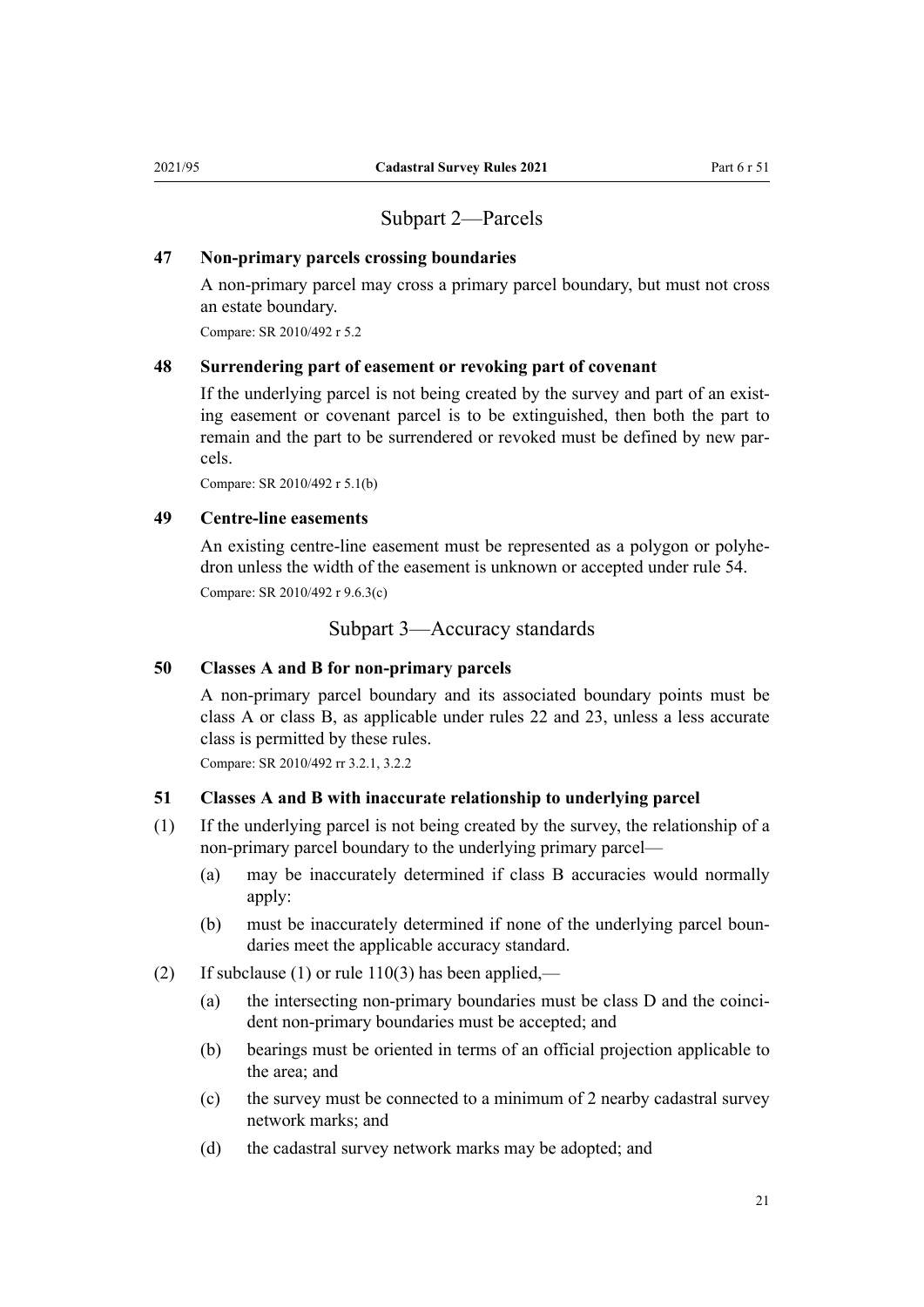## Subpart 2—Parcels

### 47 Non-primary parcels crossing boundaries

A non-primary parcel may cross a primary parcel boundary, but must not cross an estate boundary.

Compare: SR 2010/492 r 5.2

### 48 Surrendering part of easement or revoking part of covenant

If the underlying parcel is not being created by the survey and part of an existing easement or covenant parcel is to be extinguished, then both the part to remain and the part to be surrendered or revoked must be defined by new parcels.

Compare: SR 2010/492 r 5.1(b)

### 49 Centre-line easements

An existing centre-line easement must be represented as a polygon or polyhedron unless the width of the easement is unknown or accepted under rule 54.

Compare: SR 2010/492 r 9.6.3(c)

## Subpart 3—Accuracy standards

### 50 Classes A and B for non-primary parcels

A non-primary parcel boundary and its associated boundary points must be class A or class B, as applicable under rules 22 and 23, unless a less accurate class is permitted by these rules.

Compare: SR 2010/492 rr 3.2.1, 3.2.2

### 51 Classes A and B with inaccurate relationship to underlying parcel

(1) If the underlying parcel is not being created by the survey, the relationship of a non-primary parcel boundary to the underlying primary parcel—

(a) may be inaccurately determined if class B accuracies would normally apply:

(b) must be inaccurately determined if none of the underlying parcel boundaries meet the applicable accuracy standard.

(2) If subclause (1) or rule 110(3) has been applied,—

(a) the intersecting non-primary boundaries must be class D and the coincident non-primary boundaries must be accepted; and

(b) bearings must be oriented in terms of an official projection applicable to the area; and

(c) the survey must be connected to a minimum of 2 nearby cadastral survey network marks; and

(d) the cadastral survey network marks may be adopted; and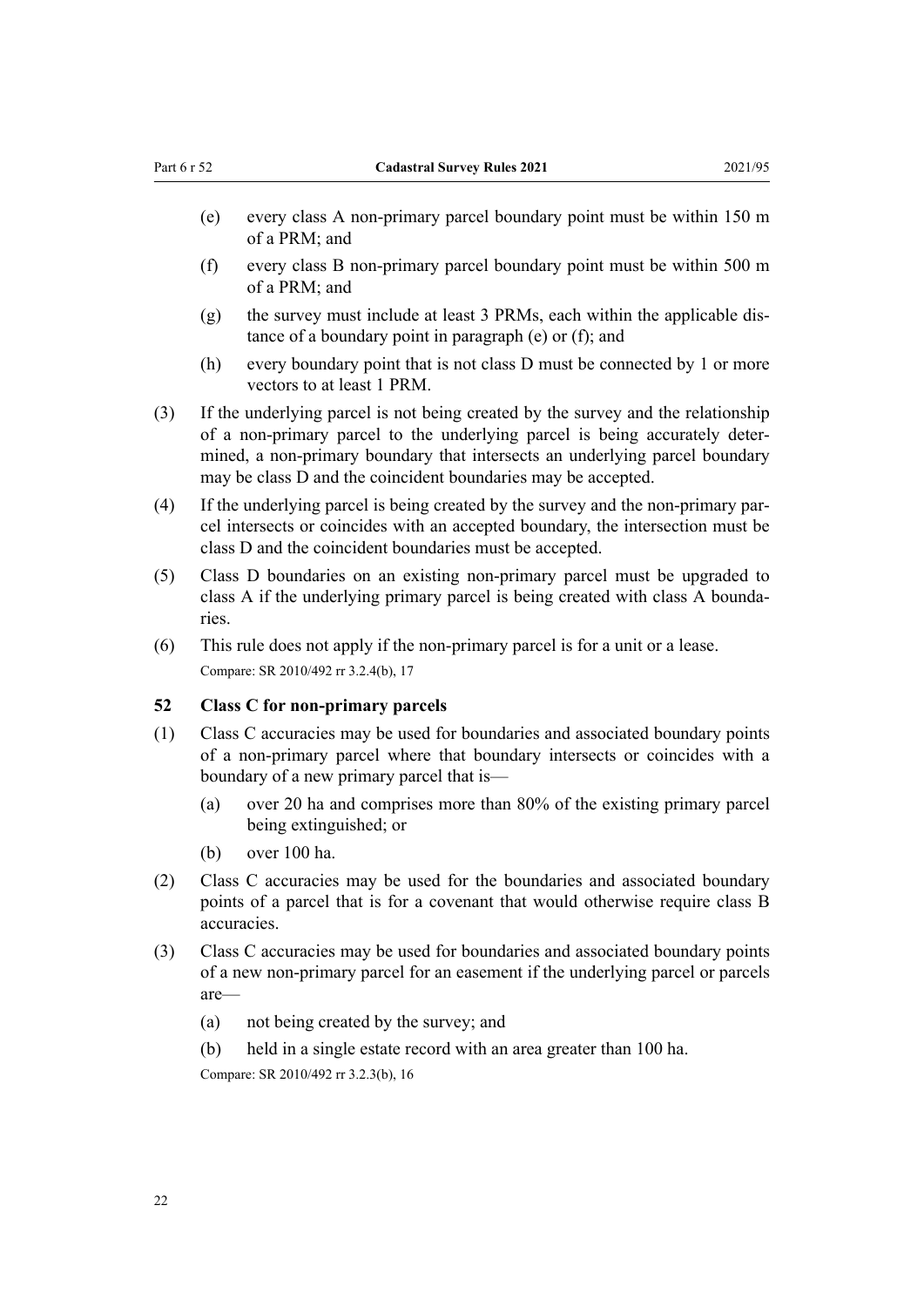(e) every class A non-primary parcel boundary point must be within 150 m of a PRM; and

(f) every class B non-primary parcel boundary point must be within 500 m of a PRM; and

(g) the survey must include at least 3 PRMs, each within the applicable distance of a boundary point in paragraph (e) or (f); and

(h) every boundary point that is not class D must be connected by 1 or more vectors to at least 1 PRM.

(3) If the underlying parcel is not being created by the survey and the relationship of a non-primary parcel to the underlying parcel is being accurately determined, a non-primary boundary that intersects an underlying parcel boundary may be class D and the coincident boundaries may be accepted.

(4) If the underlying parcel is being created by the survey and the non-primary parcel intersects or coincides with an accepted boundary, the intersection must be class D and the coincident boundaries must be accepted.

(5) Class D boundaries on an existing non-primary parcel must be upgraded to class A if the underlying primary parcel is being created with class A boundaries.

(6) This rule does not apply if the non-primary parcel is for a unit or a lease.

Compare: SR 2010/492 rr 3.2.4(b), 17

### 52 Class C for non-primary parcels

(1) Class C accuracies may be used for boundaries and associated boundary points of a non-primary parcel where that boundary intersects or coincides with a boundary of a new primary parcel that is—

(a) over 20 ha and comprises more than 80% of the existing primary parcel being extinguished; or

(b) over 100 ha.

(2) Class C accuracies may be used for the boundaries and associated boundary points of a parcel that is for a covenant that would otherwise require class B accuracies.

(3) Class C accuracies may be used for boundaries and associated boundary points of a new non-primary parcel for an easement if the underlying parcel or parcels are—

(a) not being created by the survey; and

(b) held in a single estate record with an area greater than 100 ha.

Compare: SR 2010/492 rr 3.2.3(b), 16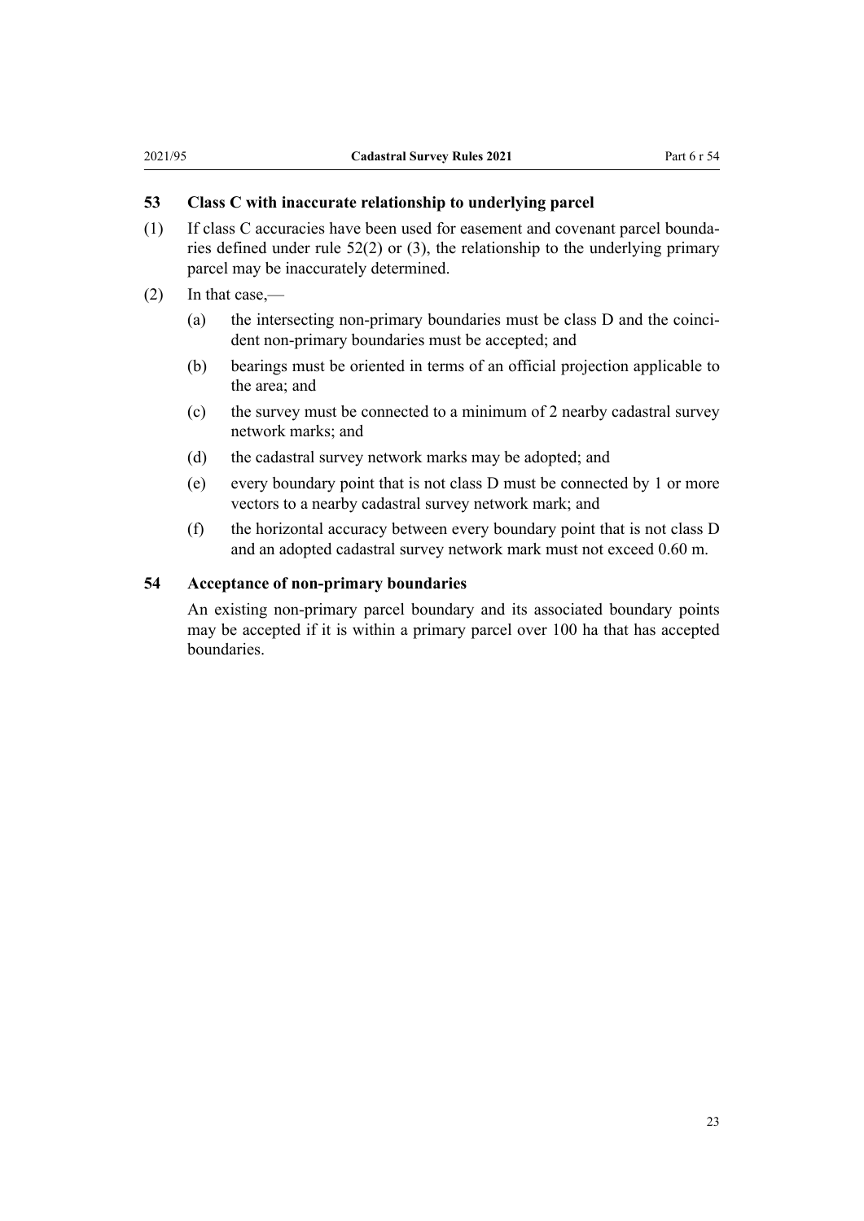### 53 Class C with inaccurate relationship to underlying parcel

(1) If class C accuracies have been used for easement and covenant parcel boundaries defined under rule 52(2) or (3), the relationship to the underlying primary parcel may be inaccurately determined.

(2) In that case,—

(a) the intersecting non-primary boundaries must be class D and the coincident non-primary boundaries must be accepted; and

(b) bearings must be oriented in terms of an official projection applicable to the area; and

(c) the survey must be connected to a minimum of 2 nearby cadastral survey network marks; and

(d) the cadastral survey network marks may be adopted; and

(e) every boundary point that is not class D must be connected by 1 or more vectors to a nearby cadastral survey network mark; and

(f) the horizontal accuracy between every boundary point that is not class D and an adopted cadastral survey network mark must not exceed 0.60 m.

### 54 Acceptance of non-primary boundaries

An existing non-primary parcel boundary and its associated boundary points may be accepted if it is within a primary parcel over 100 ha that has accepted boundaries.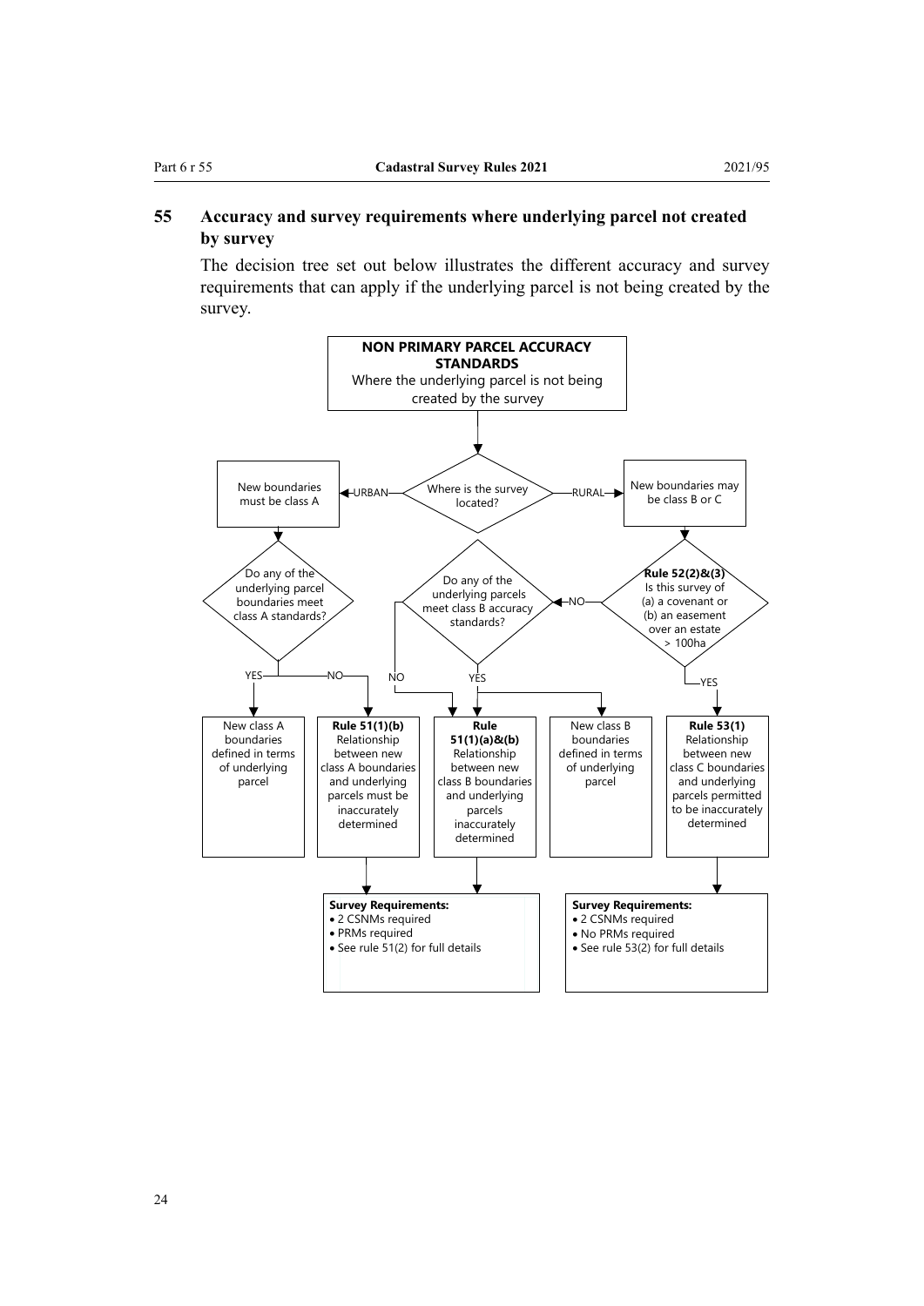## 55 Accuracy and survey requirements where underlying parcel not created by survey

The decision tree set out below illustrates the different accuracy and survey requirements that can apply if the underlying parcel is not being created by the survey.

**NON PRIMARY PARCEL ACCURACY STANDARDS**
Where the underlying parcel is not being created by the survey

Where is the survey located?

URBAN → New boundaries must be class A

- Do any of the underlying parcel boundaries meet class A standards?
  - YES → New class A boundaries defined in terms of underlying parcel
  - NO → **Rule 51(1)(b)** Relationship between new class A boundaries and underlying parcels must be inaccurately determined → Survey Requirements (rule 51(2))

RURAL → New boundaries may be class B or C

- **Rule 52(2)&(3)** Is this survey of (a) a covenant or (b) an easement over an estate > 100ha
  - YES → **Rule 53(1)** Relationship between new class C boundaries and underlying parcels permitted to be inaccurately determined → Survey Requirements (rule 53(2))
  - NO → Do any of the underlying parcels meet class B accuracy standards?
    - NO → **Rule 51(1)(a)&(b)** Relationship between new class B boundaries and underlying parcels inaccurately determined → Survey Requirements (rule 51(2))
    - YES → **Rule 51(1)(a)&(b)** Relationship between new class B boundaries and underlying parcels inaccurately determined → Survey Requirements (rule 51(2)); or New class B boundaries defined in terms of underlying parcel

**Survey Requirements:**
- 2 CSNMs required
- PRMs required
- See rule 51(2) for full details

**Survey Requirements:**
- 2 CSNMs required
- No PRMs required
- See rule 53(2) for full details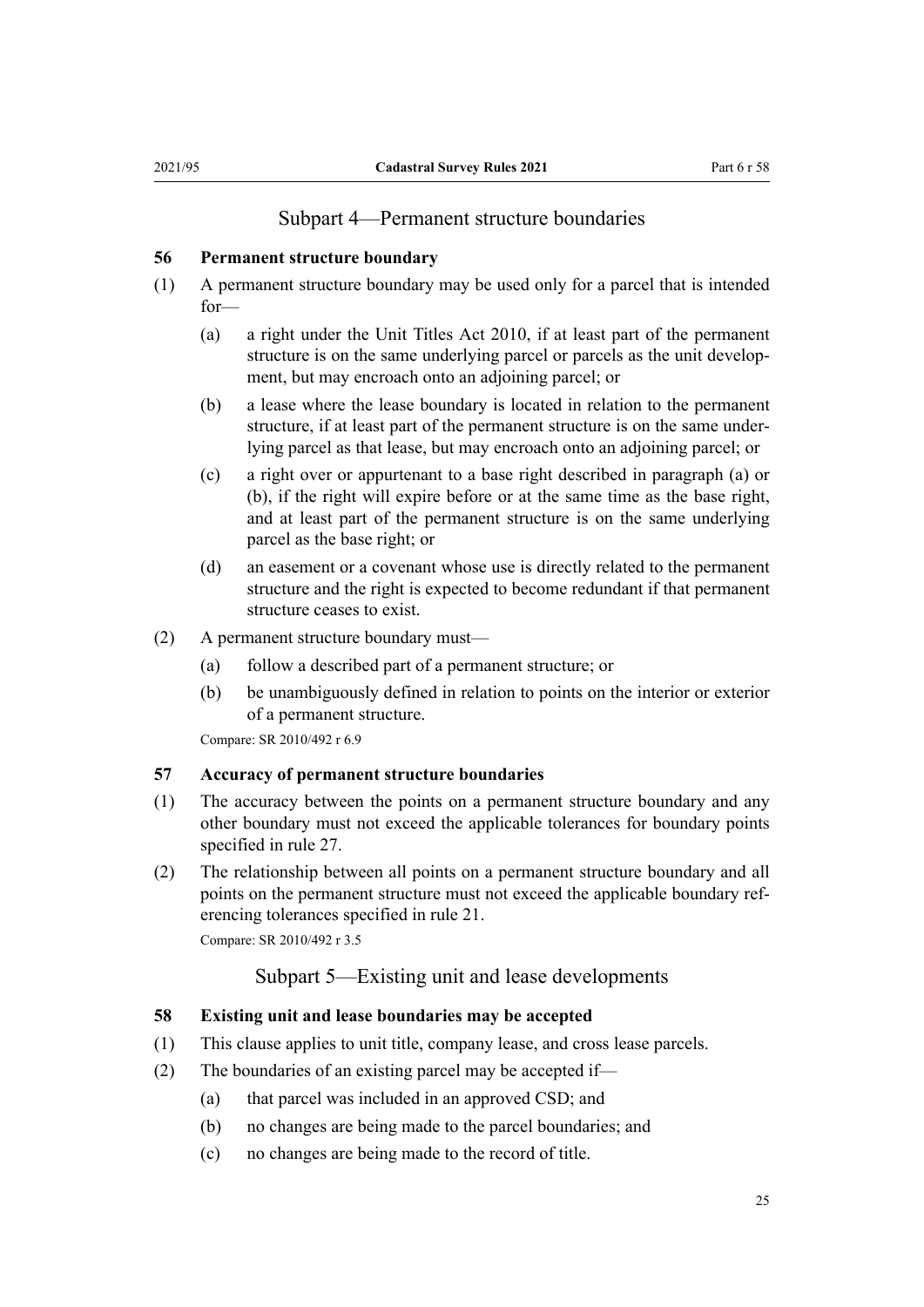## Subpart 4—Permanent structure boundaries

### 56 Permanent structure boundary

(1) A permanent structure boundary may be used only for a parcel that is intended for—

   (a) a right under the Unit Titles Act 2010, if at least part of the permanent structure is on the same underlying parcel or parcels as the unit development, but may encroach onto an adjoining parcel; or

   (b) a lease where the lease boundary is located in relation to the permanent structure, if at least part of the permanent structure is on the same underlying parcel as that lease, but may encroach onto an adjoining parcel; or

   (c) a right over or appurtenant to a base right described in paragraph (a) or (b), if the right will expire before or at the same time as the base right, and at least part of the permanent structure is on the same underlying parcel as the base right; or

   (d) an easement or a covenant whose use is directly related to the permanent structure and the right is expected to become redundant if that permanent structure ceases to exist.

(2) A permanent structure boundary must—

   (a) follow a described part of a permanent structure; or

   (b) be unambiguously defined in relation to points on the interior or exterior of a permanent structure.

Compare: SR 2010/492 r 6.9

### 57 Accuracy of permanent structure boundaries

(1) The accuracy between the points on a permanent structure boundary and any other boundary must not exceed the applicable tolerances for boundary points specified in rule 27.

(2) The relationship between all points on a permanent structure boundary and all points on the permanent structure must not exceed the applicable boundary referencing tolerances specified in rule 21.

Compare: SR 2010/492 r 3.5

## Subpart 5—Existing unit and lease developments

### 58 Existing unit and lease boundaries may be accepted

(1) This clause applies to unit title, company lease, and cross lease parcels.

(2) The boundaries of an existing parcel may be accepted if—

   (a) that parcel was included in an approved CSD; and

   (b) no changes are being made to the parcel boundaries; and

   (c) no changes are being made to the record of title.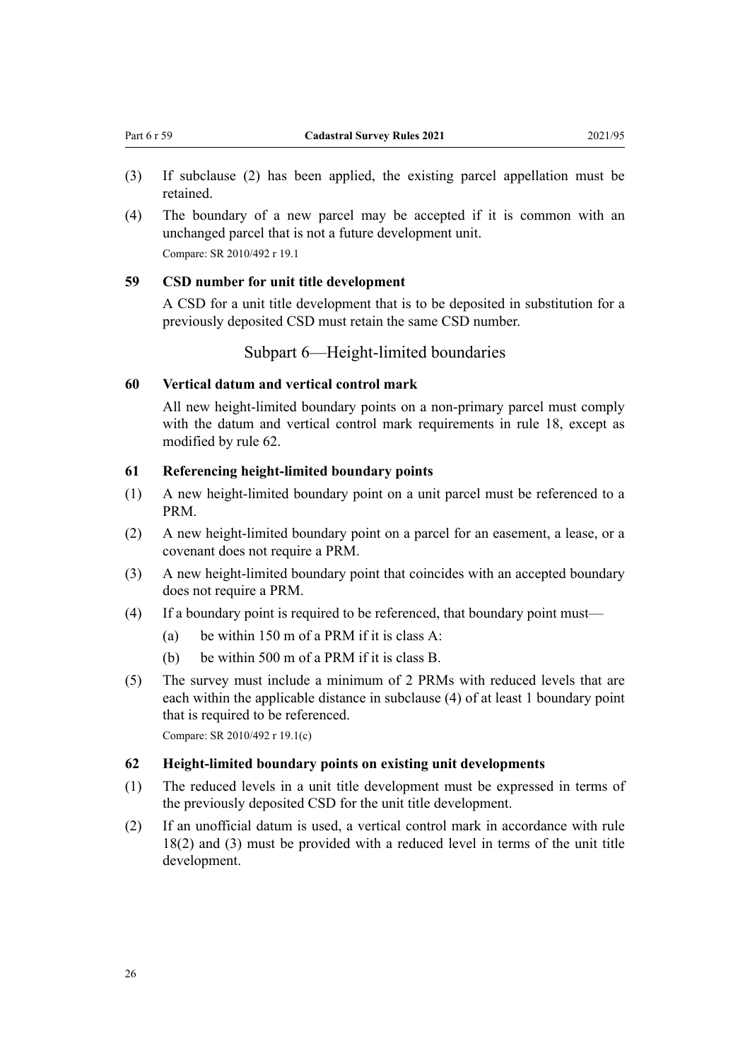(3) If subclause (2) has been applied, the existing parcel appellation must be retained.

(4) The boundary of a new parcel may be accepted if it is common with an unchanged parcel that is not a future development unit.

Compare: SR 2010/492 r 19.1

### 59 CSD number for unit title development

A CSD for a unit title development that is to be deposited in substitution for a previously deposited CSD must retain the same CSD number.

## Subpart 6—Height-limited boundaries

### 60 Vertical datum and vertical control mark

All new height-limited boundary points on a non-primary parcel must comply with the datum and vertical control mark requirements in rule 18, except as modified by rule 62.

### 61 Referencing height-limited boundary points

(1) A new height-limited boundary point on a unit parcel must be referenced to a PRM.

(2) A new height-limited boundary point on a parcel for an easement, a lease, or a covenant does not require a PRM.

(3) A new height-limited boundary point that coincides with an accepted boundary does not require a PRM.

(4) If a boundary point is required to be referenced, that boundary point must—

(a) be within 150 m of a PRM if it is class A:

(b) be within 500 m of a PRM if it is class B.

(5) The survey must include a minimum of 2 PRMs with reduced levels that are each within the applicable distance in subclause (4) of at least 1 boundary point that is required to be referenced.

Compare: SR 2010/492 r 19.1(c)

### 62 Height-limited boundary points on existing unit developments

(1) The reduced levels in a unit title development must be expressed in terms of the previously deposited CSD for the unit title development.

(2) If an unofficial datum is used, a vertical control mark in accordance with rule 18(2) and (3) must be provided with a reduced level in terms of the unit title development.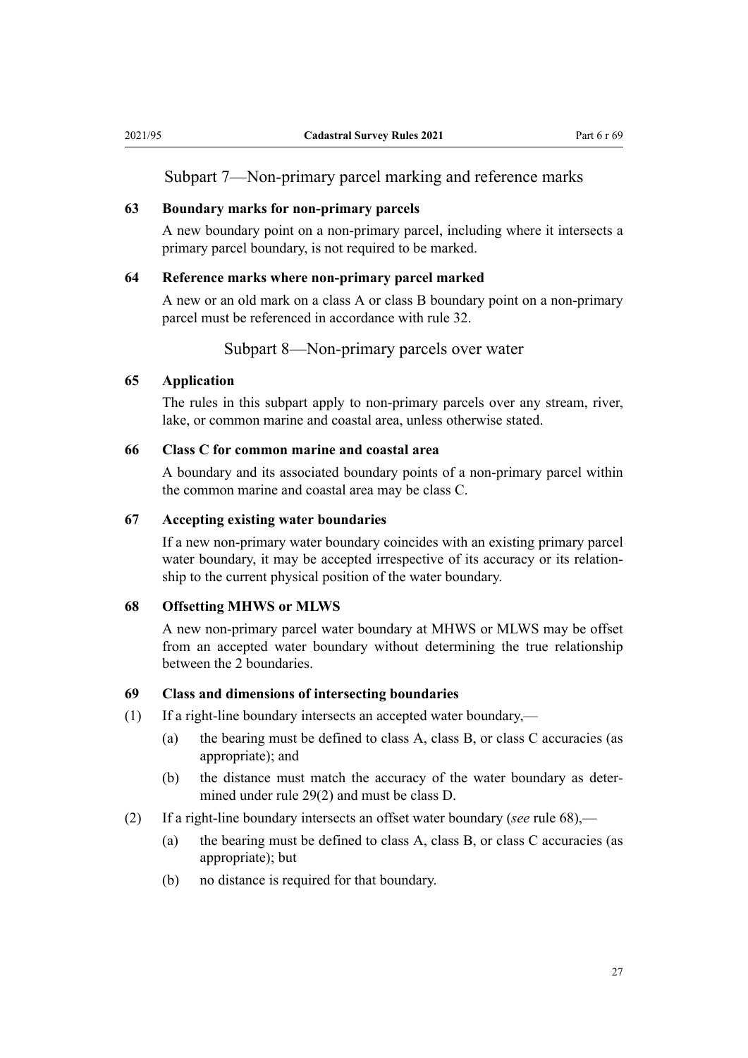## Subpart 7—Non-primary parcel marking and reference marks

### 63 Boundary marks for non-primary parcels

A new boundary point on a non-primary parcel, including where it intersects a primary parcel boundary, is not required to be marked.

### 64 Reference marks where non-primary parcel marked

A new or an old mark on a class A or class B boundary point on a non-primary parcel must be referenced in accordance with rule 32.

## Subpart 8—Non-primary parcels over water

### 65 Application

The rules in this subpart apply to non-primary parcels over any stream, river, lake, or common marine and coastal area, unless otherwise stated.

### 66 Class C for common marine and coastal area

A boundary and its associated boundary points of a non-primary parcel within the common marine and coastal area may be class C.

### 67 Accepting existing water boundaries

If a new non-primary water boundary coincides with an existing primary parcel water boundary, it may be accepted irrespective of its accuracy or its relationship to the current physical position of the water boundary.

### 68 Offsetting MHWS or MLWS

A new non-primary parcel water boundary at MHWS or MLWS may be offset from an accepted water boundary without determining the true relationship between the 2 boundaries.

### 69 Class and dimensions of intersecting boundaries

(1) If a right-line boundary intersects an accepted water boundary,—

- (a) the bearing must be defined to class A, class B, or class C accuracies (as appropriate); and
- (b) the distance must match the accuracy of the water boundary as determined under rule 29(2) and must be class D.

(2) If a right-line boundary intersects an offset water boundary (*see* rule 68),—

- (a) the bearing must be defined to class A, class B, or class C accuracies (as appropriate); but
- (b) no distance is required for that boundary.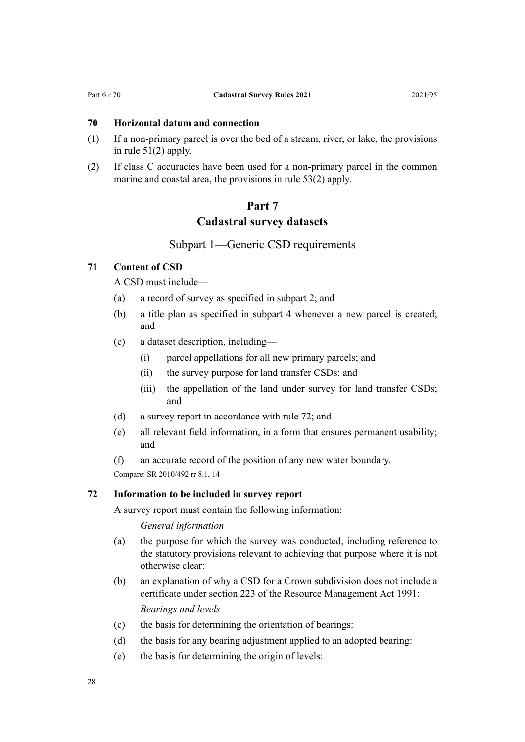### 70 Horizontal datum and connection

(1) If a non-primary parcel is over the bed of a stream, river, or lake, the provisions in rule 51(2) apply.

(2) If class C accuracies have been used for a non-primary parcel in the common marine and coastal area, the provisions in rule 53(2) apply.

# Part 7
# Cadastral survey datasets

## Subpart 1—Generic CSD requirements

### 71 Content of CSD

A CSD must include—

(a) a record of survey as specified in subpart 2; and

(b) a title plan as specified in subpart 4 whenever a new parcel is created; and

(c) a dataset description, including—

  (i) parcel appellations for all new primary parcels; and

  (ii) the survey purpose for land transfer CSDs; and

  (iii) the appellation of the land under survey for land transfer CSDs; and

(d) a survey report in accordance with rule 72; and

(e) all relevant field information, in a form that ensures permanent usability; and

(f) an accurate record of the position of any new water boundary.

Compare: SR 2010/492 rr 8.1, 14

### 72 Information to be included in survey report

A survey report must contain the following information:

*General information*

(a) the purpose for which the survey was conducted, including reference to the statutory provisions relevant to achieving that purpose where it is not otherwise clear:

(b) an explanation of why a CSD for a Crown subdivision does not include a certificate under section 223 of the Resource Management Act 1991:

*Bearings and levels*

(c) the basis for determining the orientation of bearings:

(d) the basis for any bearing adjustment applied to an adopted bearing:

(e) the basis for determining the origin of levels: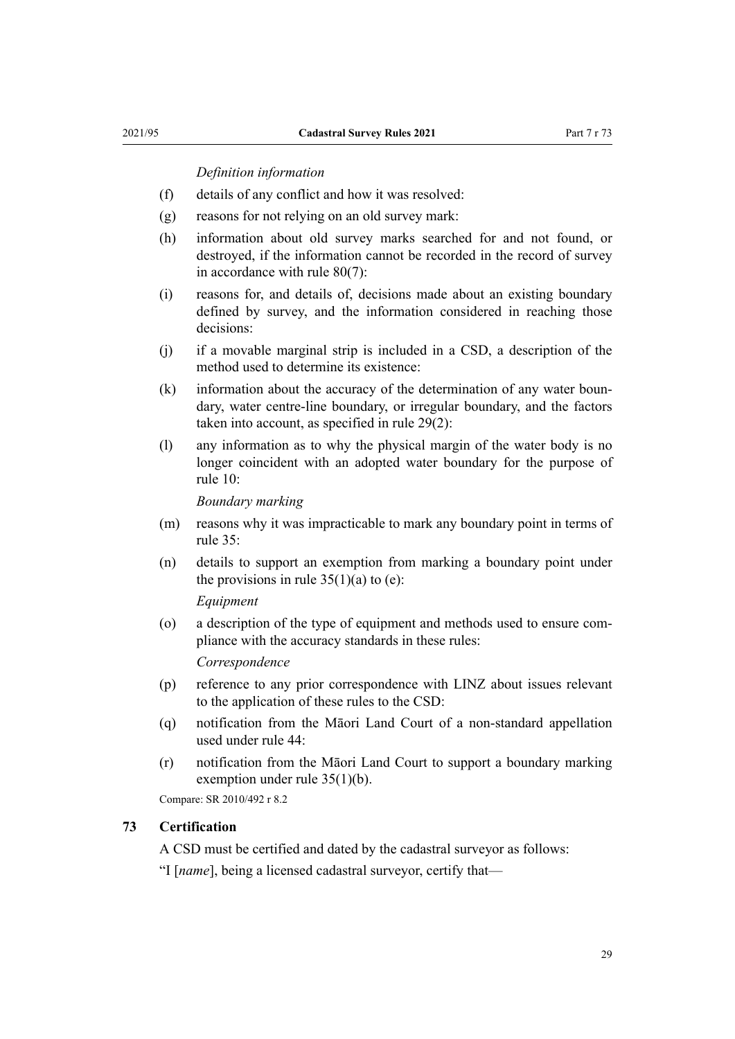*Definition information*

(f) details of any conflict and how it was resolved:

(g) reasons for not relying on an old survey mark:

(h) information about old survey marks searched for and not found, or destroyed, if the information cannot be recorded in the record of survey in accordance with rule 80(7):

(i) reasons for, and details of, decisions made about an existing boundary defined by survey, and the information considered in reaching those decisions:

(j) if a movable marginal strip is included in a CSD, a description of the method used to determine its existence:

(k) information about the accuracy of the determination of any water boundary, water centre-line boundary, or irregular boundary, and the factors taken into account, as specified in rule 29(2):

(l) any information as to why the physical margin of the water body is no longer coincident with an adopted water boundary for the purpose of rule 10:

*Boundary marking*

(m) reasons why it was impracticable to mark any boundary point in terms of rule 35:

(n) details to support an exemption from marking a boundary point under the provisions in rule 35(1)(a) to (e):

*Equipment*

(o) a description of the type of equipment and methods used to ensure compliance with the accuracy standards in these rules:

*Correspondence*

(p) reference to any prior correspondence with LINZ about issues relevant to the application of these rules to the CSD:

(q) notification from the Māori Land Court of a non-standard appellation used under rule 44:

(r) notification from the Māori Land Court to support a boundary marking exemption under rule 35(1)(b).

Compare: SR 2010/492 r 8.2

### 73 Certification

A CSD must be certified and dated by the cadastral surveyor as follows:

"I [*name*], being a licensed cadastral surveyor, certify that—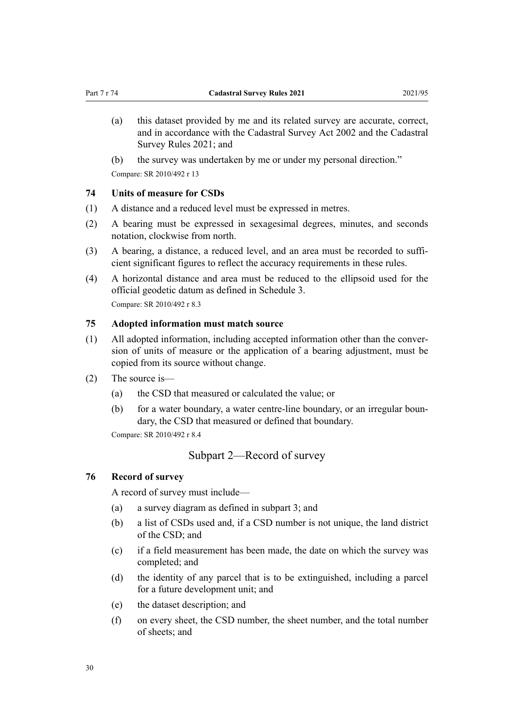(a) this dataset provided by me and its related survey are accurate, correct, and in accordance with the Cadastral Survey Act 2002 and the Cadastral Survey Rules 2021; and

(b) the survey was undertaken by me or under my personal direction."

Compare: SR 2010/492 r 13

### 74 Units of measure for CSDs

(1) A distance and a reduced level must be expressed in metres.

(2) A bearing must be expressed in sexagesimal degrees, minutes, and seconds notation, clockwise from north.

(3) A bearing, a distance, a reduced level, and an area must be recorded to sufficient significant figures to reflect the accuracy requirements in these rules.

(4) A horizontal distance and area must be reduced to the ellipsoid used for the official geodetic datum as defined in Schedule 3.

Compare: SR 2010/492 r 8.3

### 75 Adopted information must match source

(1) All adopted information, including accepted information other than the conversion of units of measure or the application of a bearing adjustment, must be copied from its source without change.

(2) The source is—

(a) the CSD that measured or calculated the value; or

(b) for a water boundary, a water centre-line boundary, or an irregular boundary, the CSD that measured or defined that boundary.

Compare: SR 2010/492 r 8.4

## Subpart 2—Record of survey

### 76 Record of survey

A record of survey must include—

(a) a survey diagram as defined in subpart 3; and

(b) a list of CSDs used and, if a CSD number is not unique, the land district of the CSD; and

(c) if a field measurement has been made, the date on which the survey was completed; and

(d) the identity of any parcel that is to be extinguished, including a parcel for a future development unit; and

(e) the dataset description; and

(f) on every sheet, the CSD number, the sheet number, and the total number of sheets; and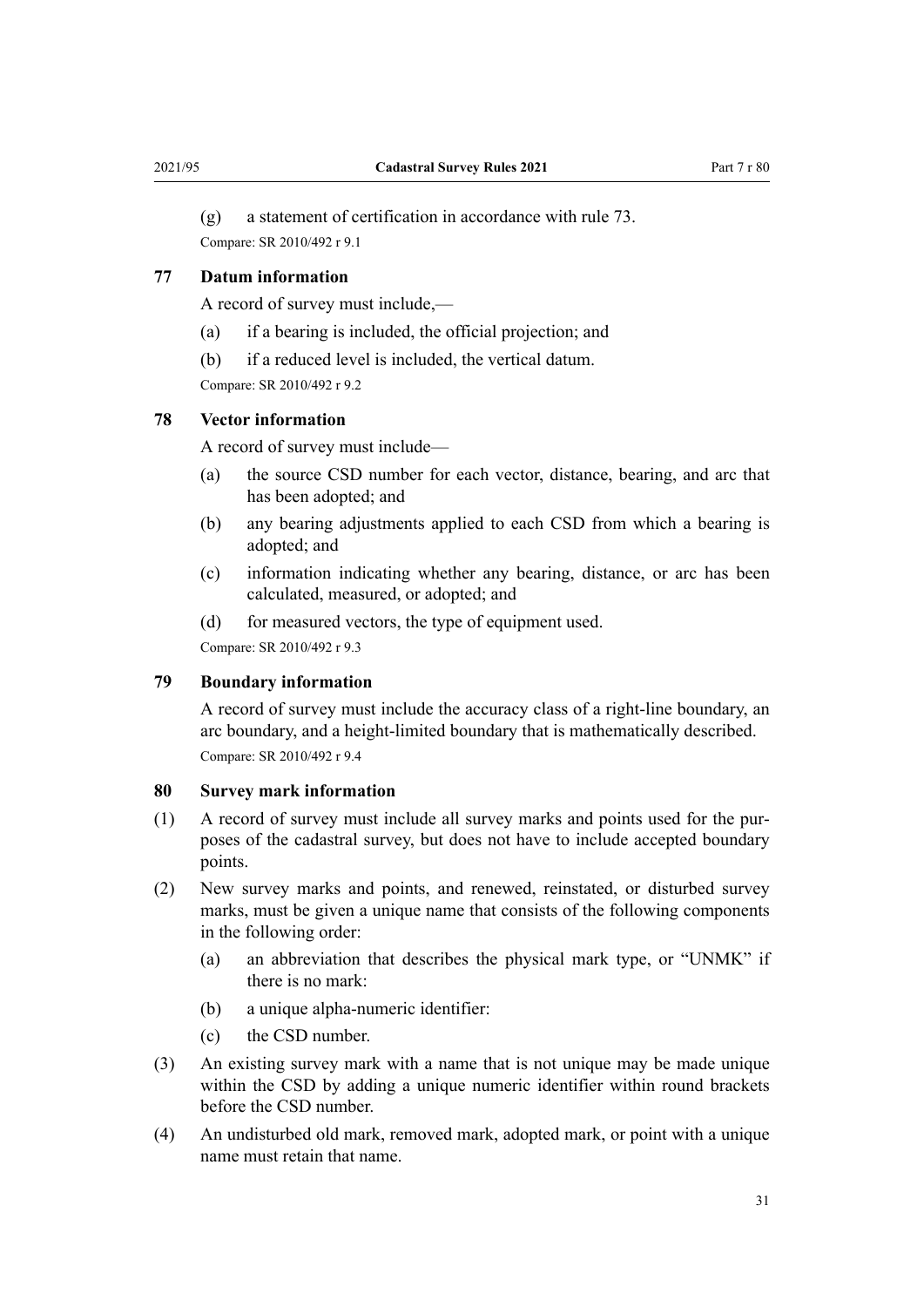(g) a statement of certification in accordance with rule 73.

Compare: SR 2010/492 r 9.1

### 77 Datum information

A record of survey must include,—

(a) if a bearing is included, the official projection; and

(b) if a reduced level is included, the vertical datum.

Compare: SR 2010/492 r 9.2

### 78 Vector information

A record of survey must include—

(a) the source CSD number for each vector, distance, bearing, and arc that has been adopted; and

(b) any bearing adjustments applied to each CSD from which a bearing is adopted; and

(c) information indicating whether any bearing, distance, or arc has been calculated, measured, or adopted; and

(d) for measured vectors, the type of equipment used.

Compare: SR 2010/492 r 9.3

### 79 Boundary information

A record of survey must include the accuracy class of a right-line boundary, an arc boundary, and a height-limited boundary that is mathematically described.

Compare: SR 2010/492 r 9.4

### 80 Survey mark information

(1) A record of survey must include all survey marks and points used for the purposes of the cadastral survey, but does not have to include accepted boundary points.

(2) New survey marks and points, and renewed, reinstated, or disturbed survey marks, must be given a unique name that consists of the following components in the following order:

(a) an abbreviation that describes the physical mark type, or "UNMK" if there is no mark:

(b) a unique alpha-numeric identifier:

(c) the CSD number.

(3) An existing survey mark with a name that is not unique may be made unique within the CSD by adding a unique numeric identifier within round brackets before the CSD number.

(4) An undisturbed old mark, removed mark, adopted mark, or point with a unique name must retain that name.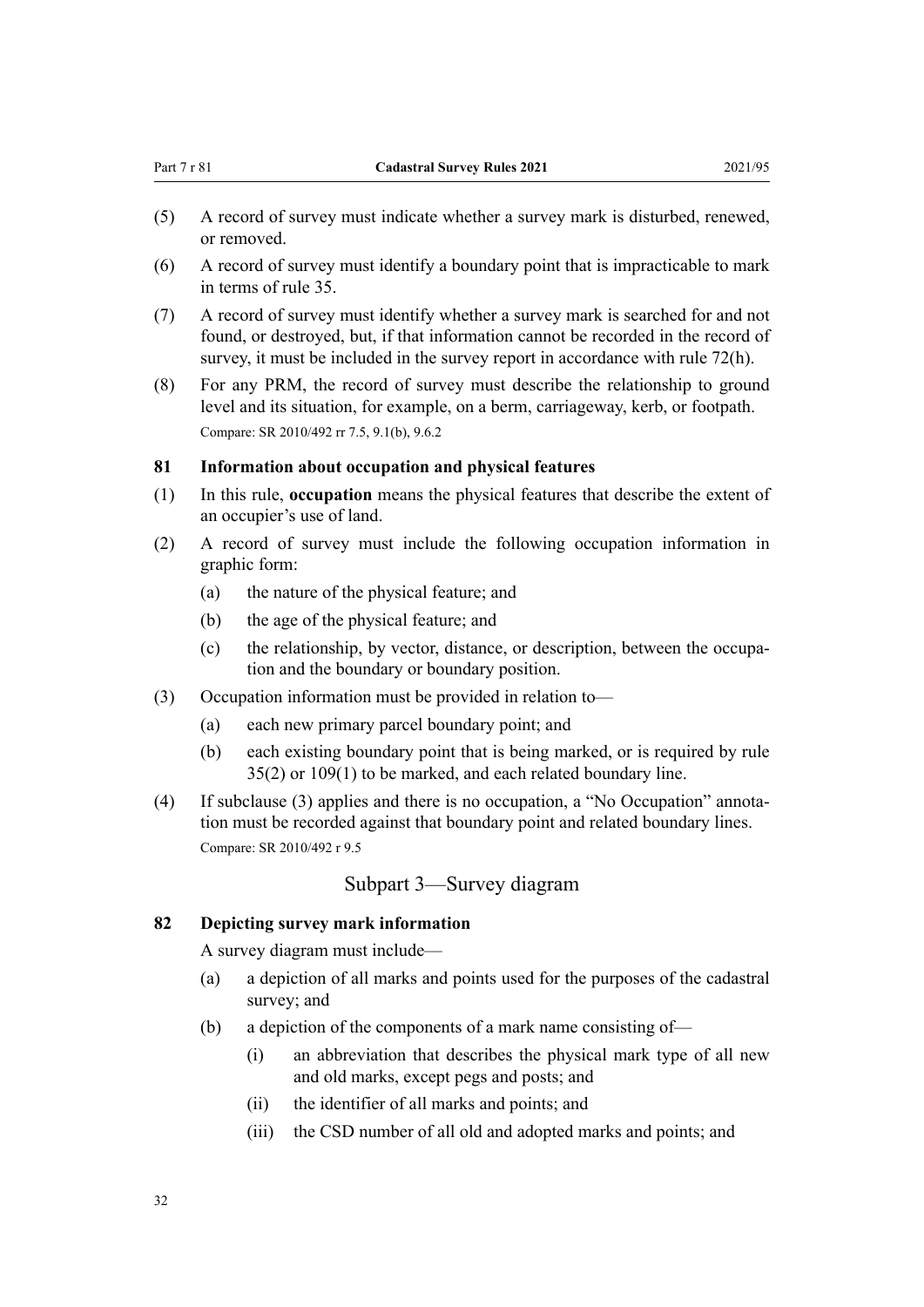(5) A record of survey must indicate whether a survey mark is disturbed, renewed, or removed.

(6) A record of survey must identify a boundary point that is impracticable to mark in terms of rule 35.

(7) A record of survey must identify whether a survey mark is searched for and not found, or destroyed, but, if that information cannot be recorded in the record of survey, it must be included in the survey report in accordance with rule 72(h).

(8) For any PRM, the record of survey must describe the relationship to ground level and its situation, for example, on a berm, carriageway, kerb, or footpath.

Compare: SR 2010/492 rr 7.5, 9.1(b), 9.6.2

### 81 Information about occupation and physical features

(1) In this rule, **occupation** means the physical features that describe the extent of an occupier's use of land.

(2) A record of survey must include the following occupation information in graphic form:

- (a) the nature of the physical feature; and
- (b) the age of the physical feature; and
- (c) the relationship, by vector, distance, or description, between the occupation and the boundary or boundary position.

(3) Occupation information must be provided in relation to—

- (a) each new primary parcel boundary point; and
- (b) each existing boundary point that is being marked, or is required by rule 35(2) or 109(1) to be marked, and each related boundary line.

(4) If subclause (3) applies and there is no occupation, a "No Occupation" annotation must be recorded against that boundary point and related boundary lines.

Compare: SR 2010/492 r 9.5

## Subpart 3—Survey diagram

### 82 Depicting survey mark information

A survey diagram must include—

- (a) a depiction of all marks and points used for the purposes of the cadastral survey; and
- (b) a depiction of the components of a mark name consisting of—
  - (i) an abbreviation that describes the physical mark type of all new and old marks, except pegs and posts; and
  - (ii) the identifier of all marks and points; and
  - (iii) the CSD number of all old and adopted marks and points; and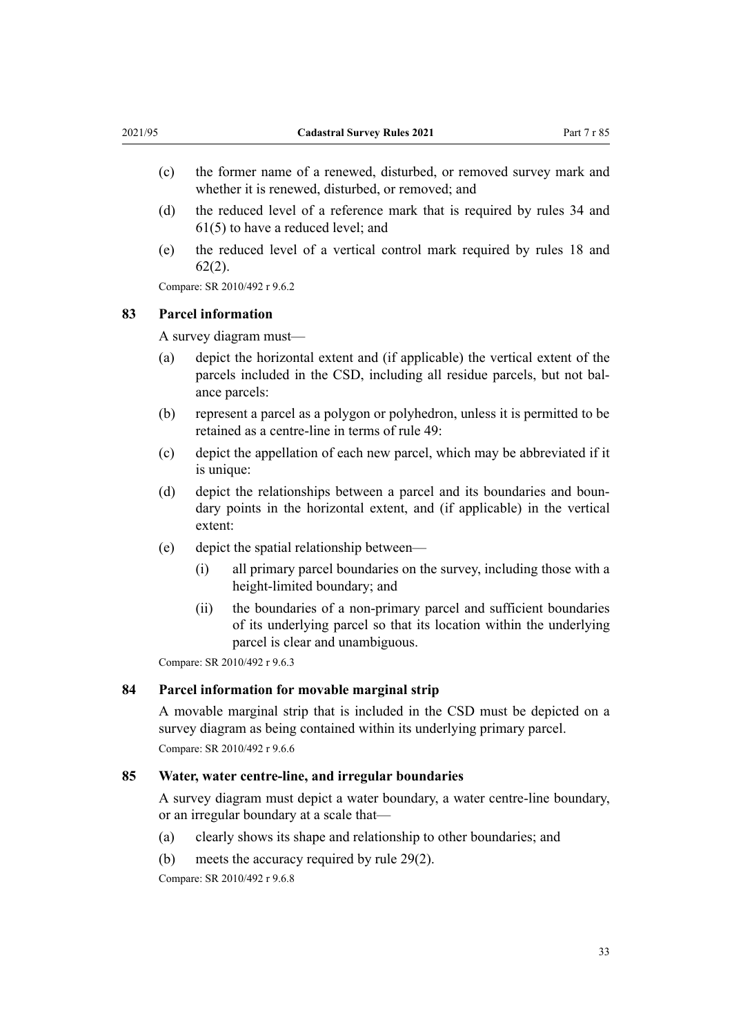- (c) the former name of a renewed, disturbed, or removed survey mark and whether it is renewed, disturbed, or removed; and
- (d) the reduced level of a reference mark that is required by rules 34 and 61(5) to have a reduced level; and
- (e) the reduced level of a vertical control mark required by rules 18 and 62(2).

Compare: SR 2010/492 r 9.6.2

### 83 Parcel information

A survey diagram must—

- (a) depict the horizontal extent and (if applicable) the vertical extent of the parcels included in the CSD, including all residue parcels, but not balance parcels:
- (b) represent a parcel as a polygon or polyhedron, unless it is permitted to be retained as a centre-line in terms of rule 49:
- (c) depict the appellation of each new parcel, which may be abbreviated if it is unique:
- (d) depict the relationships between a parcel and its boundaries and boundary points in the horizontal extent, and (if applicable) in the vertical extent:
- (e) depict the spatial relationship between—
  - (i) all primary parcel boundaries on the survey, including those with a height-limited boundary; and
  - (ii) the boundaries of a non-primary parcel and sufficient boundaries of its underlying parcel so that its location within the underlying parcel is clear and unambiguous.

Compare: SR 2010/492 r 9.6.3

### 84 Parcel information for movable marginal strip

A movable marginal strip that is included in the CSD must be depicted on a survey diagram as being contained within its underlying primary parcel.

Compare: SR 2010/492 r 9.6.6

### 85 Water, water centre-line, and irregular boundaries

A survey diagram must depict a water boundary, a water centre-line boundary, or an irregular boundary at a scale that—

- (a) clearly shows its shape and relationship to other boundaries; and
- (b) meets the accuracy required by rule 29(2).

Compare: SR 2010/492 r 9.6.8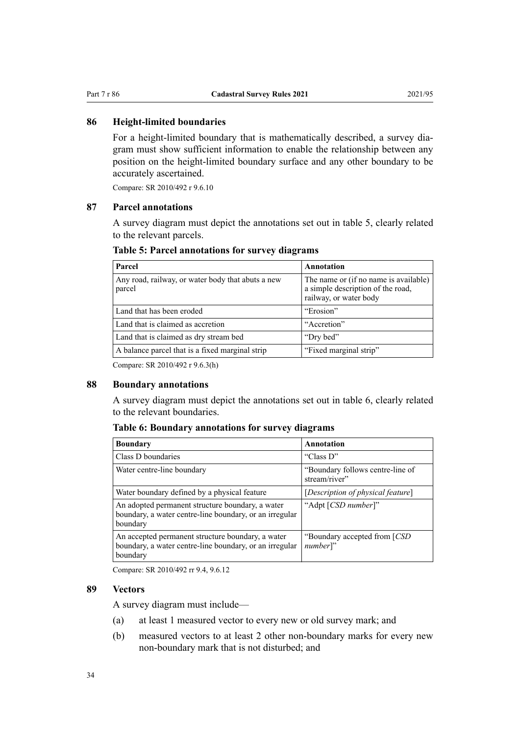### 86 Height-limited boundaries

For a height-limited boundary that is mathematically described, a survey diagram must show sufficient information to enable the relationship between any position on the height-limited boundary surface and any other boundary to be accurately ascertained.

Compare: SR 2010/492 r 9.6.10

### 87 Parcel annotations

A survey diagram must depict the annotations set out in table 5, clearly related to the relevant parcels.

**Table 5: Parcel annotations for survey diagrams**

| Parcel | Annotation |
|---|---|
| Any road, railway, or water body that abuts a new parcel | The name or (if no name is available) a simple description of the road, railway, or water body |
| Land that has been eroded | "Erosion" |
| Land that is claimed as accretion | "Accretion" |
| Land that is claimed as dry stream bed | "Dry bed" |
| A balance parcel that is a fixed marginal strip | "Fixed marginal strip" |

Compare: SR 2010/492 r 9.6.3(h)

### 88 Boundary annotations

A survey diagram must depict the annotations set out in table 6, clearly related to the relevant boundaries.

**Table 6: Boundary annotations for survey diagrams**

| Boundary | Annotation |
|---|---|
| Class D boundaries | "Class D" |
| Water centre-line boundary | "Boundary follows centre-line of stream/river" |
| Water boundary defined by a physical feature | [*Description of physical feature*] |
| An adopted permanent structure boundary, a water boundary, a water centre-line boundary, or an irregular boundary | "Adpt [*CSD number*]" |
| An accepted permanent structure boundary, a water boundary, a water centre-line boundary, or an irregular boundary | "Boundary accepted from [*CSD number*]" |

Compare: SR 2010/492 rr 9.4, 9.6.12

### 89 Vectors

A survey diagram must include—

(a) at least 1 measured vector to every new or old survey mark; and

(b) measured vectors to at least 2 other non-boundary marks for every new non-boundary mark that is not disturbed; and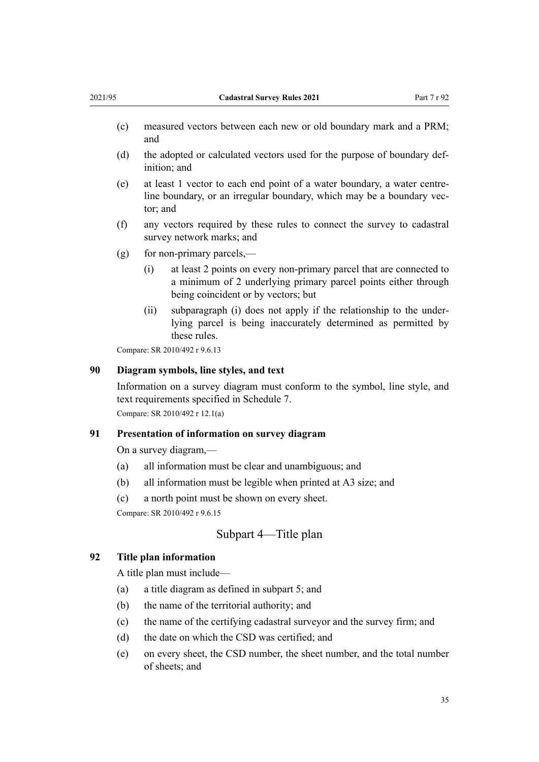(c) measured vectors between each new or old boundary mark and a PRM; and

(d) the adopted or calculated vectors used for the purpose of boundary definition; and

(e) at least 1 vector to each end point of a water boundary, a water centre-line boundary, or an irregular boundary, which may be a boundary vector; and

(f) any vectors required by these rules to connect the survey to cadastral survey network marks; and

(g) for non-primary parcels,—

  (i) at least 2 points on every non-primary parcel that are connected to a minimum of 2 underlying primary parcel points either through being coincident or by vectors; but

  (ii) subparagraph (i) does not apply if the relationship to the underlying parcel is being inaccurately determined as permitted by these rules.

Compare: SR 2010/492 r 9.6.13

### 90 Diagram symbols, line styles, and text

Information on a survey diagram must conform to the symbol, line style, and text requirements specified in Schedule 7.

Compare: SR 2010/492 r 12.1(a)

### 91 Presentation of information on survey diagram

On a survey diagram,—

(a) all information must be clear and unambiguous; and

(b) all information must be legible when printed at A3 size; and

(c) a north point must be shown on every sheet.

Compare: SR 2010/492 r 9.6.15

## Subpart 4—Title plan

### 92 Title plan information

A title plan must include—

(a) a title diagram as defined in subpart 5; and

(b) the name of the territorial authority; and

(c) the name of the certifying cadastral surveyor and the survey firm; and

(d) the date on which the CSD was certified; and

(e) on every sheet, the CSD number, the sheet number, and the total number of sheets; and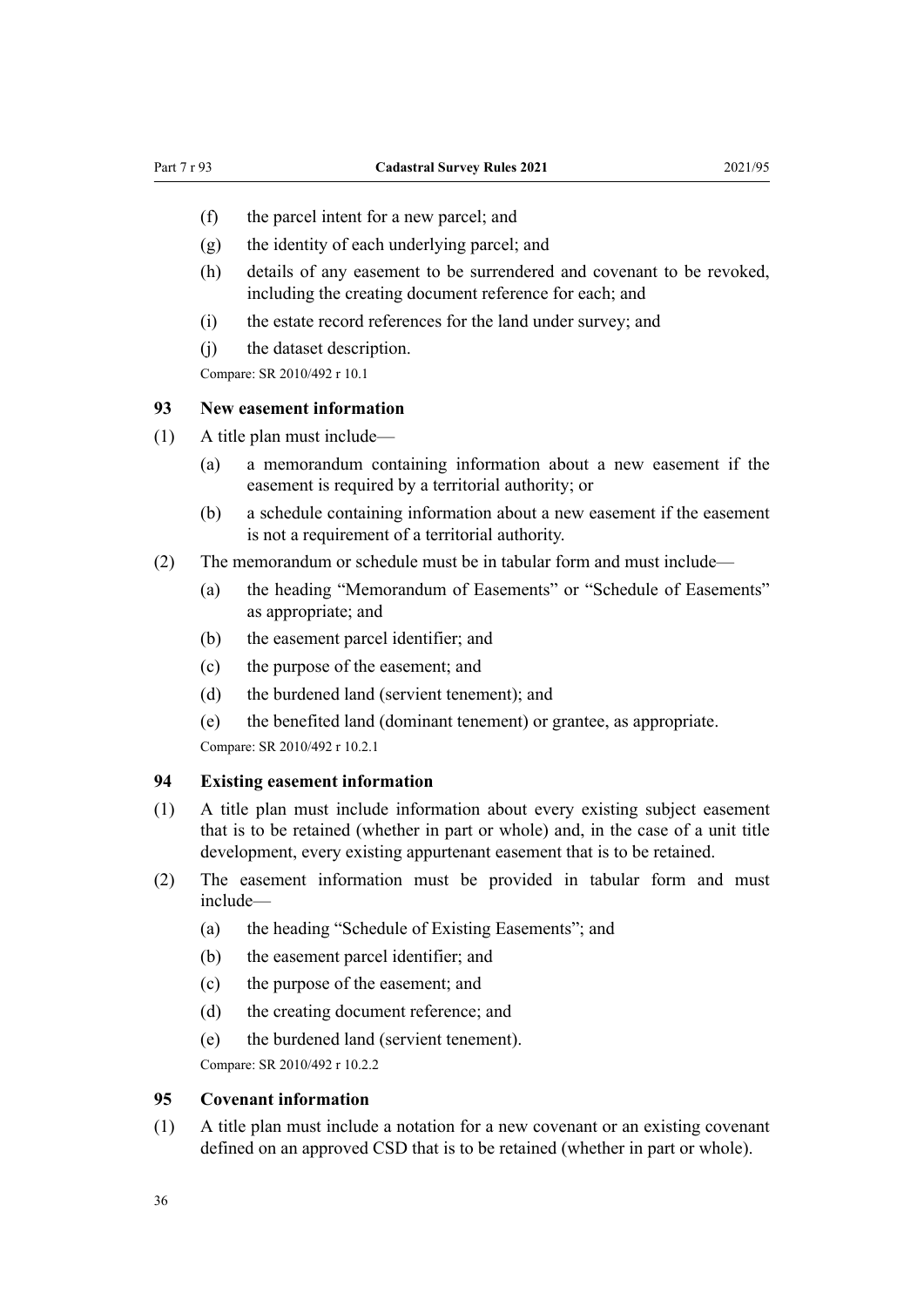(f) the parcel intent for a new parcel; and

(g) the identity of each underlying parcel; and

(h) details of any easement to be surrendered and covenant to be revoked, including the creating document reference for each; and

(i) the estate record references for the land under survey; and

(j) the dataset description.

Compare: SR 2010/492 r 10.1

### 93 New easement information

(1) A title plan must include—

(a) a memorandum containing information about a new easement if the easement is required by a territorial authority; or

(b) a schedule containing information about a new easement if the easement is not a requirement of a territorial authority.

(2) The memorandum or schedule must be in tabular form and must include—

(a) the heading "Memorandum of Easements" or "Schedule of Easements" as appropriate; and

(b) the easement parcel identifier; and

(c) the purpose of the easement; and

(d) the burdened land (servient tenement); and

(e) the benefited land (dominant tenement) or grantee, as appropriate.

Compare: SR 2010/492 r 10.2.1

### 94 Existing easement information

(1) A title plan must include information about every existing subject easement that is to be retained (whether in part or whole) and, in the case of a unit title development, every existing appurtenant easement that is to be retained.

(2) The easement information must be provided in tabular form and must include—

(a) the heading "Schedule of Existing Easements"; and

(b) the easement parcel identifier; and

(c) the purpose of the easement; and

(d) the creating document reference; and

(e) the burdened land (servient tenement).

Compare: SR 2010/492 r 10.2.2

### 95 Covenant information

(1) A title plan must include a notation for a new covenant or an existing covenant defined on an approved CSD that is to be retained (whether in part or whole).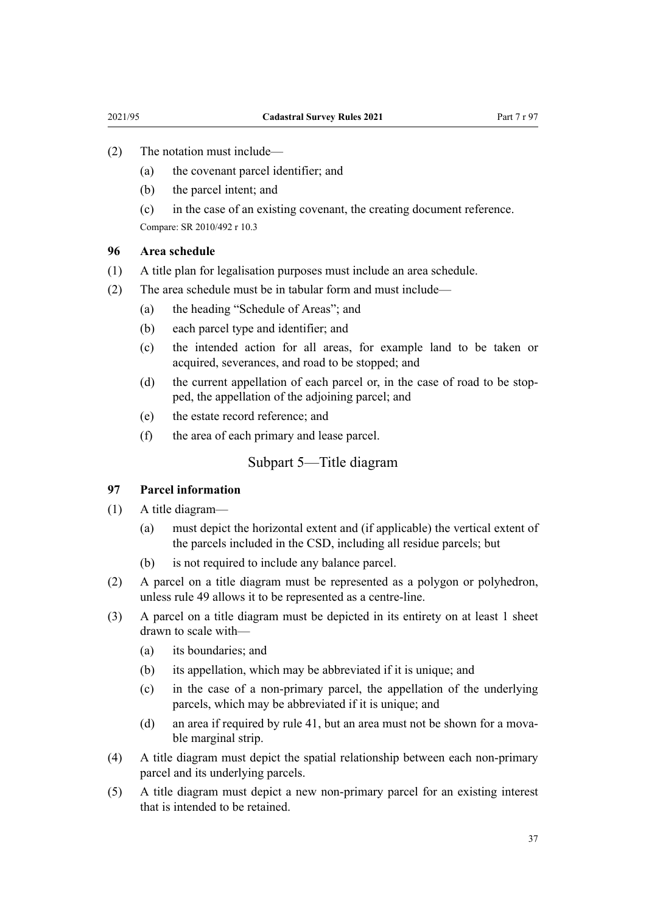(2) The notation must include—

(a) the covenant parcel identifier; and

(b) the parcel intent; and

(c) in the case of an existing covenant, the creating document reference.

Compare: SR 2010/492 r 10.3

### 96 Area schedule

(1) A title plan for legalisation purposes must include an area schedule.

(2) The area schedule must be in tabular form and must include—

(a) the heading "Schedule of Areas"; and

(b) each parcel type and identifier; and

(c) the intended action for all areas, for example land to be taken or acquired, severances, and road to be stopped; and

(d) the current appellation of each parcel or, in the case of road to be stopped, the appellation of the adjoining parcel; and

(e) the estate record reference; and

(f) the area of each primary and lease parcel.

## Subpart 5—Title diagram

### 97 Parcel information

(1) A title diagram—

(a) must depict the horizontal extent and (if applicable) the vertical extent of the parcels included in the CSD, including all residue parcels; but

(b) is not required to include any balance parcel.

(2) A parcel on a title diagram must be represented as a polygon or polyhedron, unless rule 49 allows it to be represented as a centre-line.

(3) A parcel on a title diagram must be depicted in its entirety on at least 1 sheet drawn to scale with—

(a) its boundaries; and

(b) its appellation, which may be abbreviated if it is unique; and

(c) in the case of a non-primary parcel, the appellation of the underlying parcels, which may be abbreviated if it is unique; and

(d) an area if required by rule 41, but an area must not be shown for a movable marginal strip.

(4) A title diagram must depict the spatial relationship between each non-primary parcel and its underlying parcels.

(5) A title diagram must depict a new non-primary parcel for an existing interest that is intended to be retained.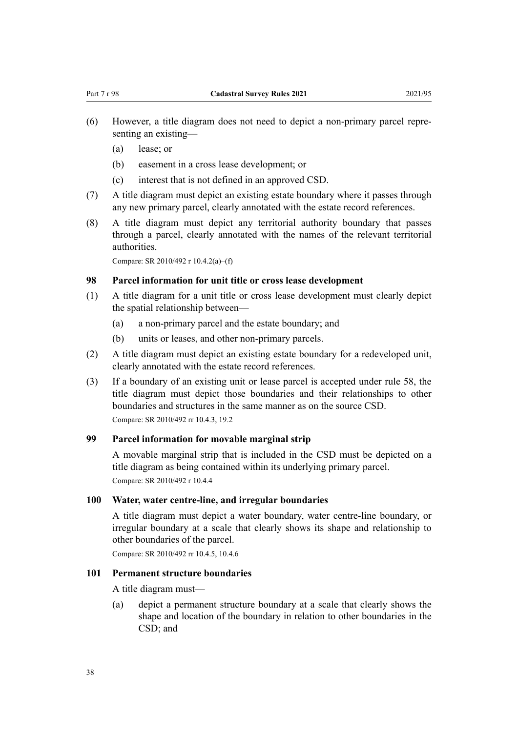(6) However, a title diagram does not need to depict a non-primary parcel representing an existing—

  (a) lease; or

  (b) easement in a cross lease development; or

  (c) interest that is not defined in an approved CSD.

(7) A title diagram must depict an existing estate boundary where it passes through any new primary parcel, clearly annotated with the estate record references.

(8) A title diagram must depict any territorial authority boundary that passes through a parcel, clearly annotated with the names of the relevant territorial authorities.

Compare: SR 2010/492 r 10.4.2(a)–(f)

### 98 Parcel information for unit title or cross lease development

(1) A title diagram for a unit title or cross lease development must clearly depict the spatial relationship between—

  (a) a non-primary parcel and the estate boundary; and

  (b) units or leases, and other non-primary parcels.

(2) A title diagram must depict an existing estate boundary for a redeveloped unit, clearly annotated with the estate record references.

(3) If a boundary of an existing unit or lease parcel is accepted under rule 58, the title diagram must depict those boundaries and their relationships to other boundaries and structures in the same manner as on the source CSD.

Compare: SR 2010/492 rr 10.4.3, 19.2

### 99 Parcel information for movable marginal strip

A movable marginal strip that is included in the CSD must be depicted on a title diagram as being contained within its underlying primary parcel.

Compare: SR 2010/492 r 10.4.4

### 100 Water, water centre-line, and irregular boundaries

A title diagram must depict a water boundary, water centre-line boundary, or irregular boundary at a scale that clearly shows its shape and relationship to other boundaries of the parcel.

Compare: SR 2010/492 rr 10.4.5, 10.4.6

### 101 Permanent structure boundaries

A title diagram must—

  (a) depict a permanent structure boundary at a scale that clearly shows the shape and location of the boundary in relation to other boundaries in the CSD; and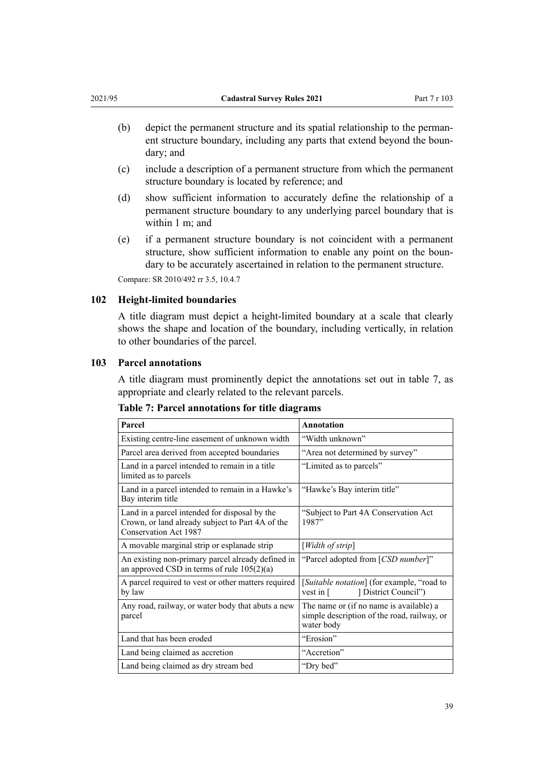(b) depict the permanent structure and its spatial relationship to the permanent structure boundary, including any parts that extend beyond the boundary; and

(c) include a description of a permanent structure from which the permanent structure boundary is located by reference; and

(d) show sufficient information to accurately define the relationship of a permanent structure boundary to any underlying parcel boundary that is within 1 m; and

(e) if a permanent structure boundary is not coincident with a permanent structure, show sufficient information to enable any point on the boundary to be accurately ascertained in relation to the permanent structure.

Compare: SR 2010/492 rr 3.5, 10.4.7

### 102 Height-limited boundaries

A title diagram must depict a height-limited boundary at a scale that clearly shows the shape and location of the boundary, including vertically, in relation to other boundaries of the parcel.

### 103 Parcel annotations

A title diagram must prominently depict the annotations set out in table 7, as appropriate and clearly related to the relevant parcels.

**Table 7: Parcel annotations for title diagrams**

| Parcel | Annotation |
|---|---|
| Existing centre-line easement of unknown width | "Width unknown" |
| Parcel area derived from accepted boundaries | "Area not determined by survey" |
| Land in a parcel intended to remain in a title limited as to parcels | "Limited as to parcels" |
| Land in a parcel intended to remain in a Hawke's Bay interim title | "Hawke's Bay interim title" |
| Land in a parcel intended for disposal by the Crown, or land already subject to Part 4A of the Conservation Act 1987 | "Subject to Part 4A Conservation Act 1987" |
| A movable marginal strip or esplanade strip | [*Width of strip*] |
| An existing non-primary parcel already defined in an approved CSD in terms of rule 105(2)(a) | "Parcel adopted from [*CSD number*]" |
| A parcel required to vest or other matters required by law | [*Suitable notation*] (for example, "road to vest in [ ] District Council") |
| Any road, railway, or water body that abuts a new parcel | The name or (if no name is available) a simple description of the road, railway, or water body |
| Land that has been eroded | "Erosion" |
| Land being claimed as accretion | "Accretion" |
| Land being claimed as dry stream bed | "Dry bed" |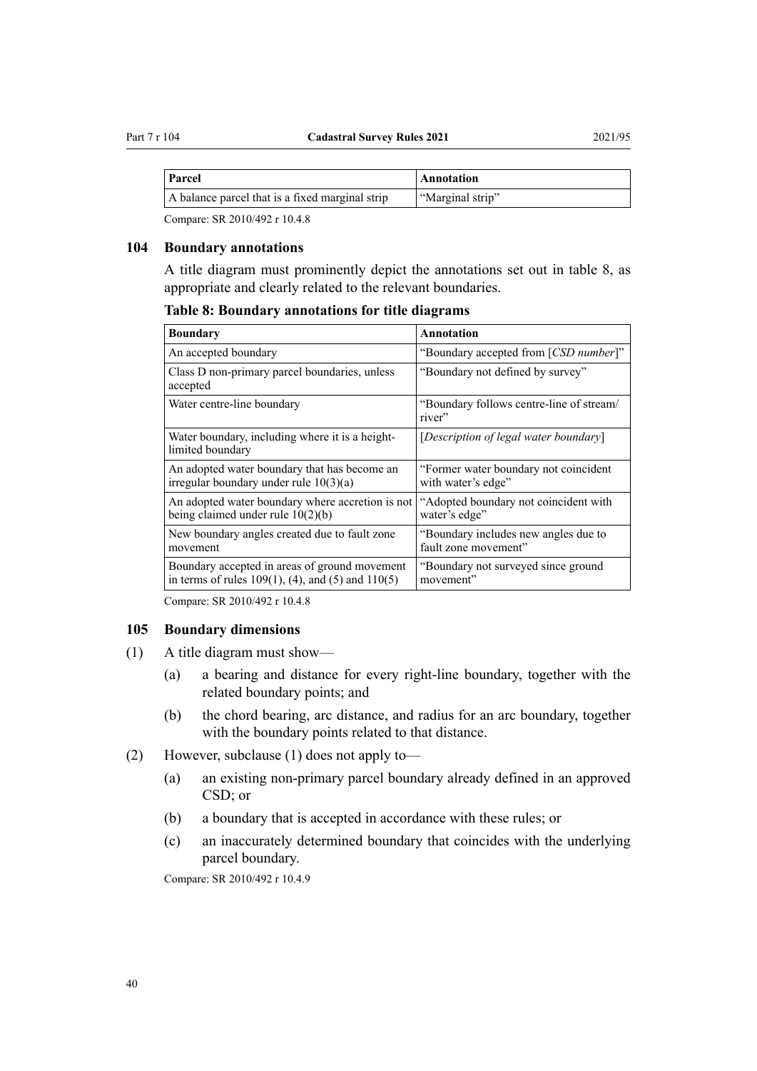| Parcel | Annotation |
|---|---|
| A balance parcel that is a fixed marginal strip | "Marginal strip" |

Compare: SR 2010/492 r 10.4.8

### 104 Boundary annotations

A title diagram must prominently depict the annotations set out in table 8, as appropriate and clearly related to the relevant boundaries.

**Table 8: Boundary annotations for title diagrams**

| Boundary | Annotation |
|---|---|
| An accepted boundary | "Boundary accepted from [*CSD number*]" |
| Class D non-primary parcel boundaries, unless accepted | "Boundary not defined by survey" |
| Water centre-line boundary | "Boundary follows centre-line of stream/river" |
| Water boundary, including where it is a height-limited boundary | [*Description of legal water boundary*] |
| An adopted water boundary that has become an irregular boundary under rule 10(3)(a) | "Former water boundary not coincident with water's edge" |
| An adopted water boundary where accretion is not being claimed under rule 10(2)(b) | "Adopted boundary not coincident with water's edge" |
| New boundary angles created due to fault zone movement | "Boundary includes new angles due to fault zone movement" |
| Boundary accepted in areas of ground movement in terms of rules 109(1), (4), and (5) and 110(5) | "Boundary not surveyed since ground movement" |

Compare: SR 2010/492 r 10.4.8

### 105 Boundary dimensions

(1) A title diagram must show—

- (a) a bearing and distance for every right-line boundary, together with the related boundary points; and
- (b) the chord bearing, arc distance, and radius for an arc boundary, together with the boundary points related to that distance.

(2) However, subclause (1) does not apply to—

- (a) an existing non-primary parcel boundary already defined in an approved CSD; or
- (b) a boundary that is accepted in accordance with these rules; or
- (c) an inaccurately determined boundary that coincides with the underlying parcel boundary.

Compare: SR 2010/492 r 10.4.9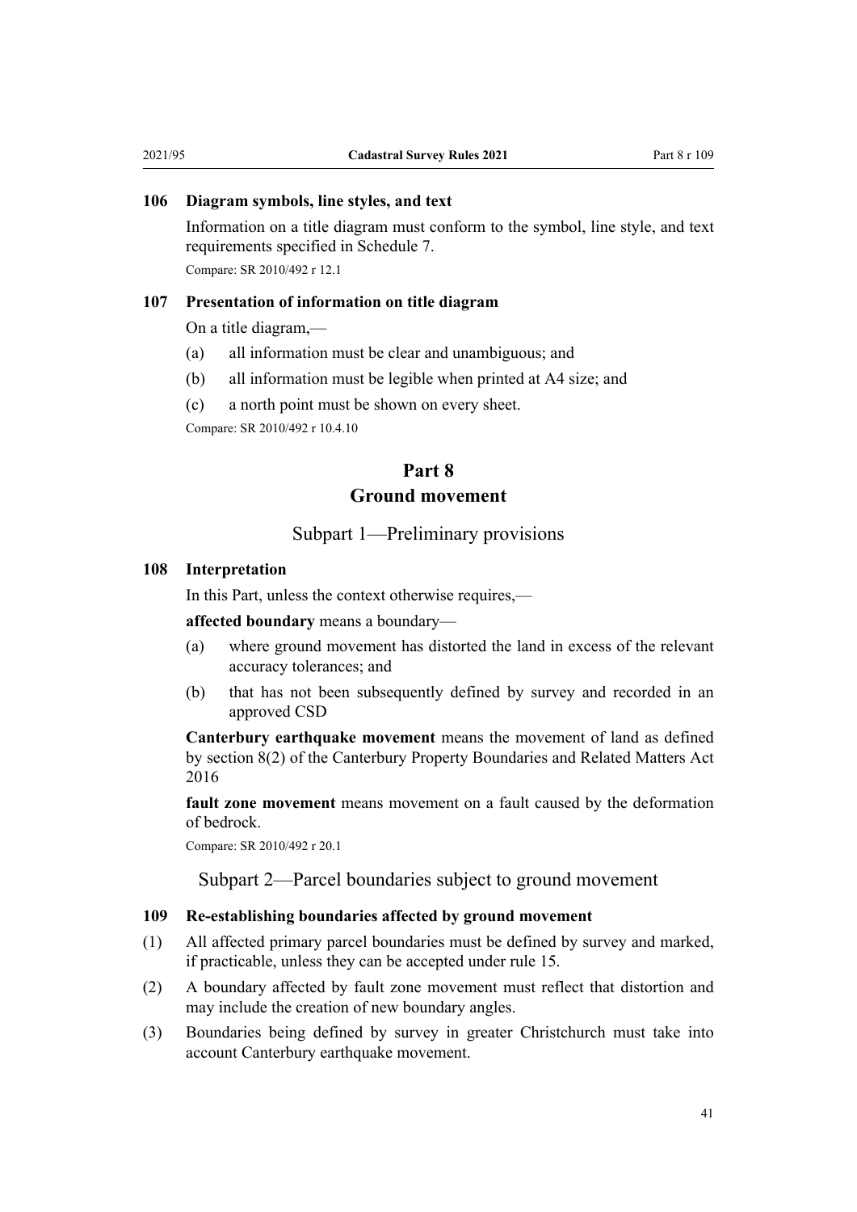### 106 Diagram symbols, line styles, and text

Information on a title diagram must conform to the symbol, line style, and text requirements specified in Schedule 7.

Compare: SR 2010/492 r 12.1

### 107 Presentation of information on title diagram

On a title diagram,—

- (a) all information must be clear and unambiguous; and
- (b) all information must be legible when printed at A4 size; and
- (c) a north point must be shown on every sheet.

Compare: SR 2010/492 r 10.4.10

# Part 8
# Ground movement

## Subpart 1—Preliminary provisions

### 108 Interpretation

In this Part, unless the context otherwise requires,—

**affected boundary** means a boundary—

- (a) where ground movement has distorted the land in excess of the relevant accuracy tolerances; and
- (b) that has not been subsequently defined by survey and recorded in an approved CSD

**Canterbury earthquake movement** means the movement of land as defined by section 8(2) of the Canterbury Property Boundaries and Related Matters Act 2016

**fault zone movement** means movement on a fault caused by the deformation of bedrock.

Compare: SR 2010/492 r 20.1

## Subpart 2—Parcel boundaries subject to ground movement

### 109 Re-establishing boundaries affected by ground movement

(1) All affected primary parcel boundaries must be defined by survey and marked, if practicable, unless they can be accepted under rule 15.

(2) A boundary affected by fault zone movement must reflect that distortion and may include the creation of new boundary angles.

(3) Boundaries being defined by survey in greater Christchurch must take into account Canterbury earthquake movement.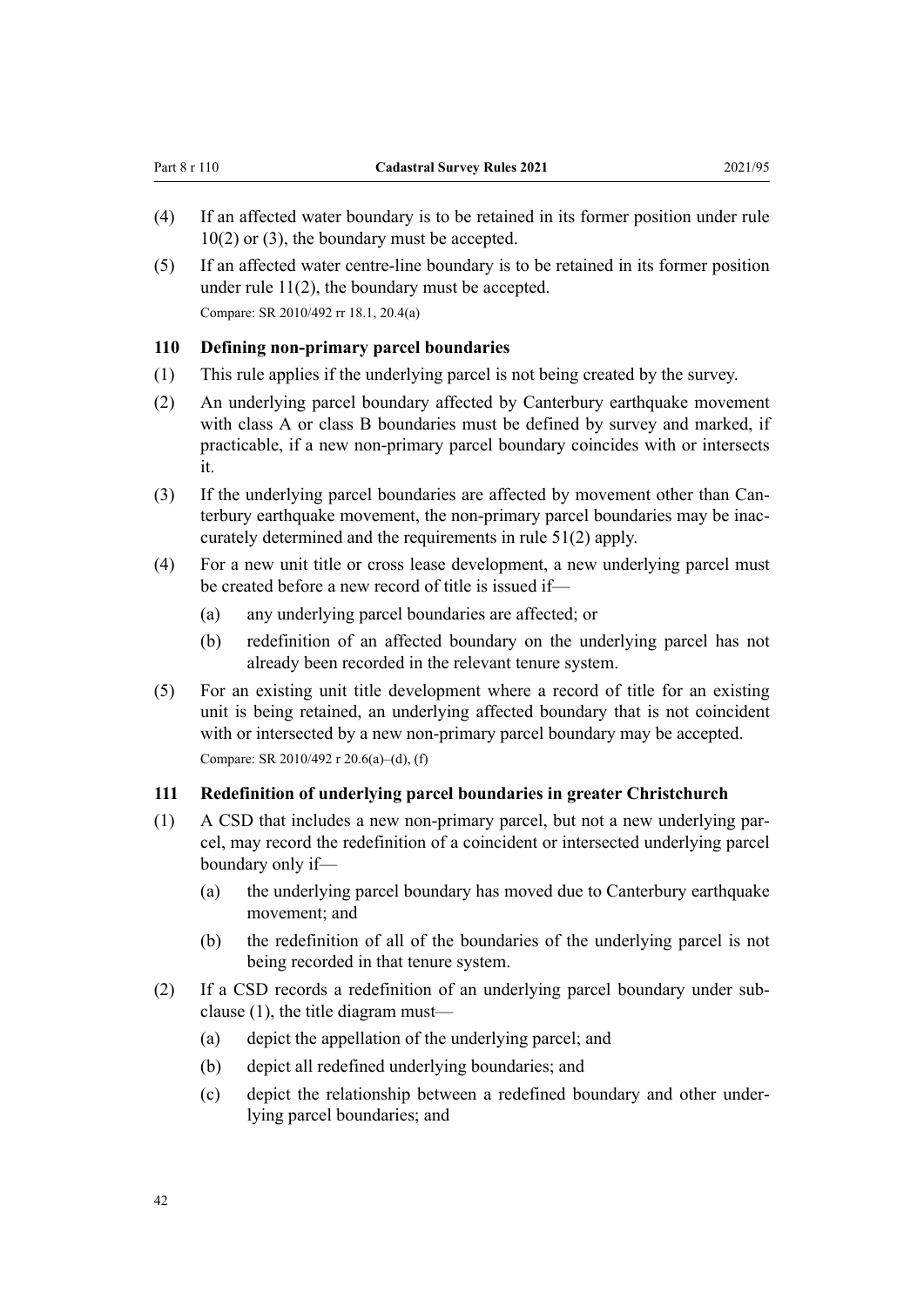(4) If an affected water boundary is to be retained in its former position under rule 10(2) or (3), the boundary must be accepted.

(5) If an affected water centre-line boundary is to be retained in its former position under rule 11(2), the boundary must be accepted.

Compare: SR 2010/492 rr 18.1, 20.4(a)

### 110 Defining non-primary parcel boundaries

(1) This rule applies if the underlying parcel is not being created by the survey.

(2) An underlying parcel boundary affected by Canterbury earthquake movement with class A or class B boundaries must be defined by survey and marked, if practicable, if a new non-primary parcel boundary coincides with or intersects it.

(3) If the underlying parcel boundaries are affected by movement other than Canterbury earthquake movement, the non-primary parcel boundaries may be inaccurately determined and the requirements in rule 51(2) apply.

(4) For a new unit title or cross lease development, a new underlying parcel must be created before a new record of title is issued if—

- (a) any underlying parcel boundaries are affected; or
- (b) redefinition of an affected boundary on the underlying parcel has not already been recorded in the relevant tenure system.

(5) For an existing unit title development where a record of title for an existing unit is being retained, an underlying affected boundary that is not coincident with or intersected by a new non-primary parcel boundary may be accepted.

Compare: SR 2010/492 r 20.6(a)–(d), (f)

### 111 Redefinition of underlying parcel boundaries in greater Christchurch

(1) A CSD that includes a new non-primary parcel, but not a new underlying parcel, may record the redefinition of a coincident or intersected underlying parcel boundary only if—

- (a) the underlying parcel boundary has moved due to Canterbury earthquake movement; and
- (b) the redefinition of all of the boundaries of the underlying parcel is not being recorded in that tenure system.

(2) If a CSD records a redefinition of an underlying parcel boundary under subclause (1), the title diagram must—

- (a) depict the appellation of the underlying parcel; and
- (b) depict all redefined underlying boundaries; and
- (c) depict the relationship between a redefined boundary and other underlying parcel boundaries; and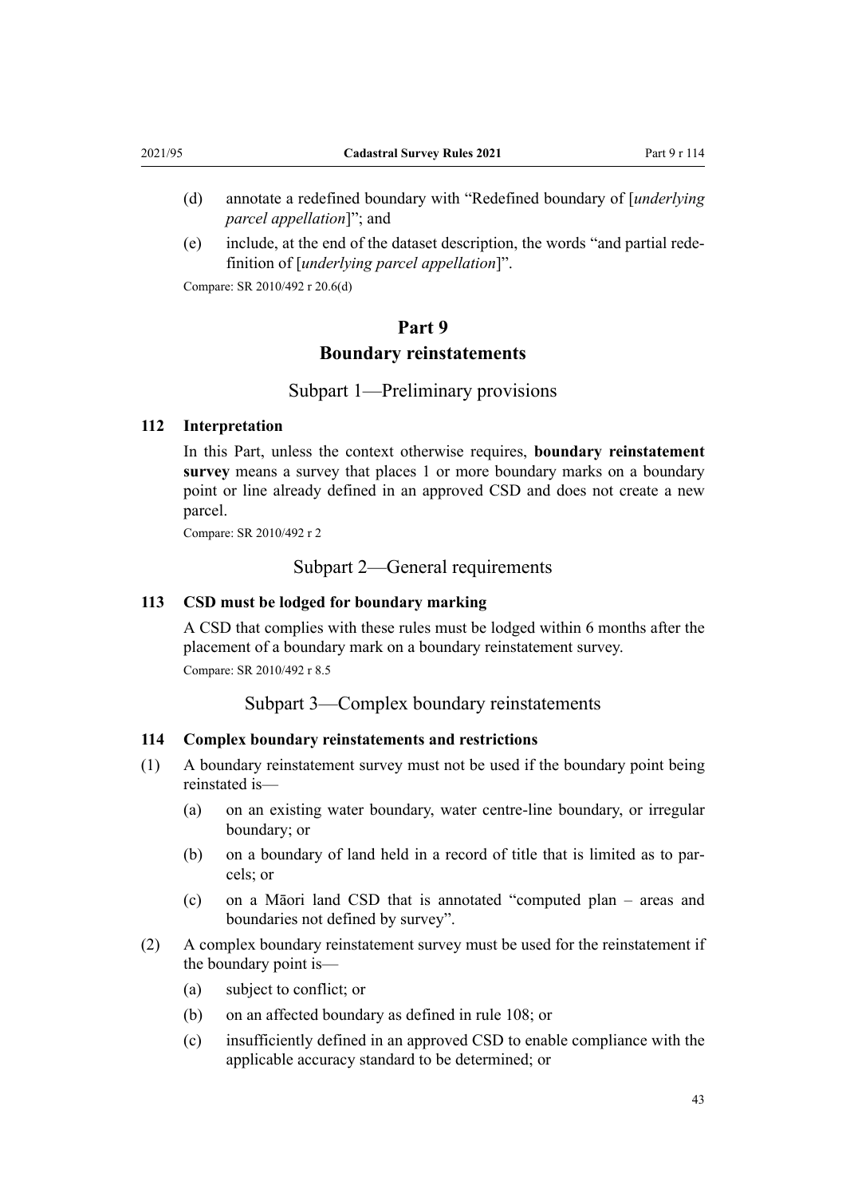(d) annotate a redefined boundary with "Redefined boundary of [*underlying parcel appellation*]"; and

(e) include, at the end of the dataset description, the words "and partial redefinition of [*underlying parcel appellation*]".

Compare: SR 2010/492 r 20.6(d)

# Part 9
# Boundary reinstatements

## Subpart 1—Preliminary provisions

### 112 Interpretation

In this Part, unless the context otherwise requires, **boundary reinstatement survey** means a survey that places 1 or more boundary marks on a boundary point or line already defined in an approved CSD and does not create a new parcel.

Compare: SR 2010/492 r 2

## Subpart 2—General requirements

### 113 CSD must be lodged for boundary marking

A CSD that complies with these rules must be lodged within 6 months after the placement of a boundary mark on a boundary reinstatement survey.

Compare: SR 2010/492 r 8.5

## Subpart 3—Complex boundary reinstatements

### 114 Complex boundary reinstatements and restrictions

(1) A boundary reinstatement survey must not be used if the boundary point being reinstated is—

(a) on an existing water boundary, water centre-line boundary, or irregular boundary; or

(b) on a boundary of land held in a record of title that is limited as to parcels; or

(c) on a Māori land CSD that is annotated "computed plan – areas and boundaries not defined by survey".

(2) A complex boundary reinstatement survey must be used for the reinstatement if the boundary point is—

(a) subject to conflict; or

(b) on an affected boundary as defined in rule 108; or

(c) insufficiently defined in an approved CSD to enable compliance with the applicable accuracy standard to be determined; or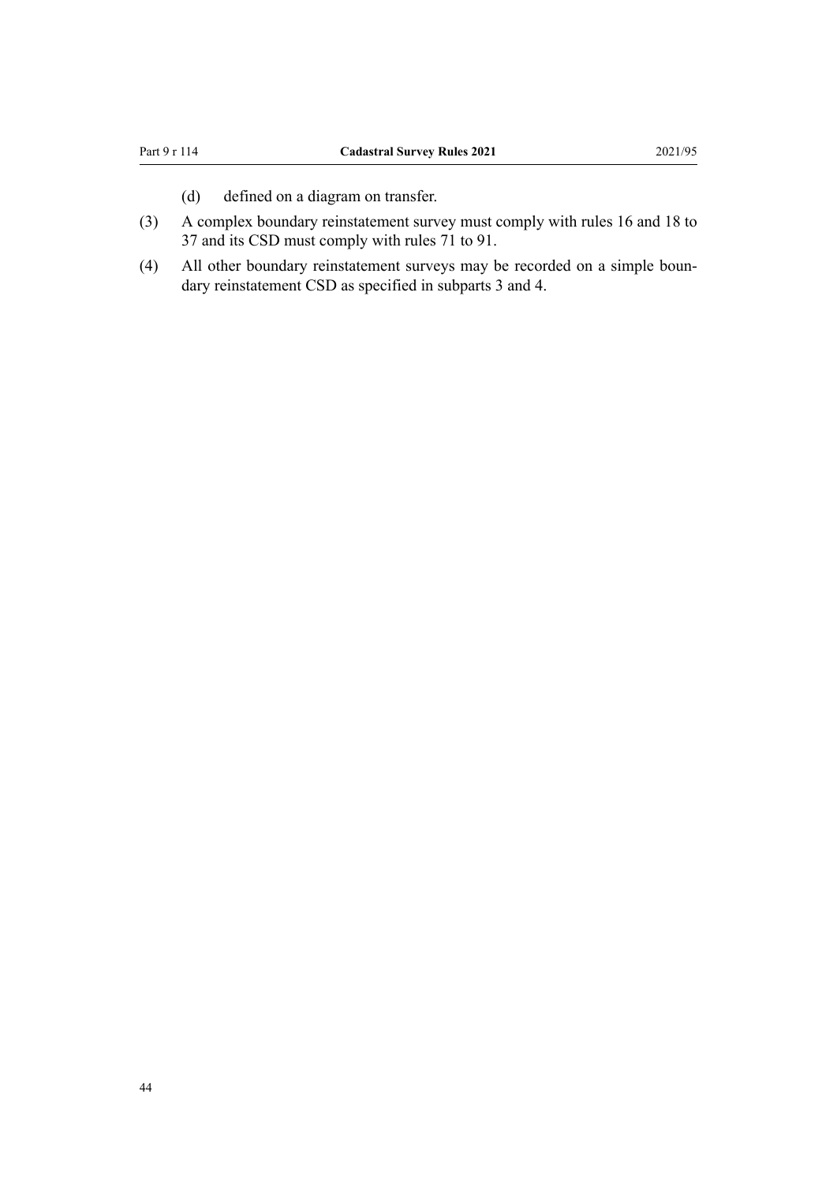(d) defined on a diagram on transfer.

(3) A complex boundary reinstatement survey must comply with rules 16 and 18 to 37 and its CSD must comply with rules 71 to 91.

(4) All other boundary reinstatement surveys may be recorded on a simple boundary reinstatement CSD as specified in subparts 3 and 4.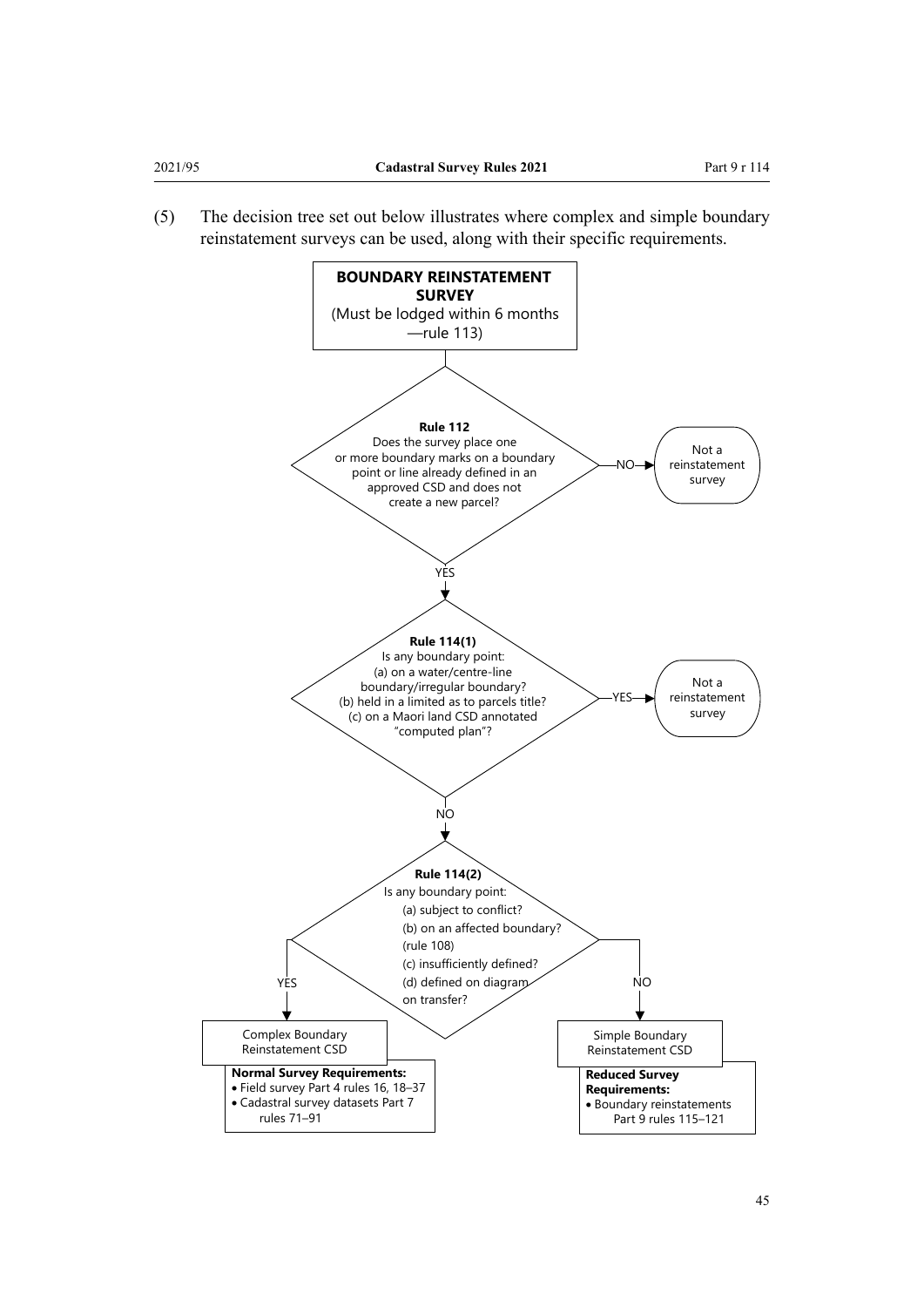(5) The decision tree set out below illustrates where complex and simple boundary reinstatement surveys can be used, along with their specific requirements.

**BOUNDARY REINSTATEMENT SURVEY**
(Must be lodged within 6 months—rule 113)

**Rule 112**
Does the survey place one or more boundary marks on a boundary point or line already defined in an approved CSD and does not create a new parcel?

- NO → Not a reinstatement survey
- YES ↓

**Rule 114(1)**
Is any boundary point:
(a) on a water/centre-line boundary/irregular boundary?
(b) held in a limited as to parcels title?
(c) on a Maori land CSD annotated "computed plan"?

- YES → Not a reinstatement survey
- NO ↓

**Rule 114(2)**
Is any boundary point:
(a) subject to conflict?
(b) on an affected boundary? (rule 108)
(c) insufficiently defined?
(d) defined on diagram on transfer?

- YES → Complex Boundary Reinstatement CSD

  **Normal Survey Requirements:**
  - Field survey Part 4 rules 16, 18–37
  - Cadastral survey datasets Part 7 rules 71–91

- NO → Simple Boundary Reinstatement CSD

  **Reduced Survey Requirements:**
  - Boundary reinstatements Part 9 rules 115–121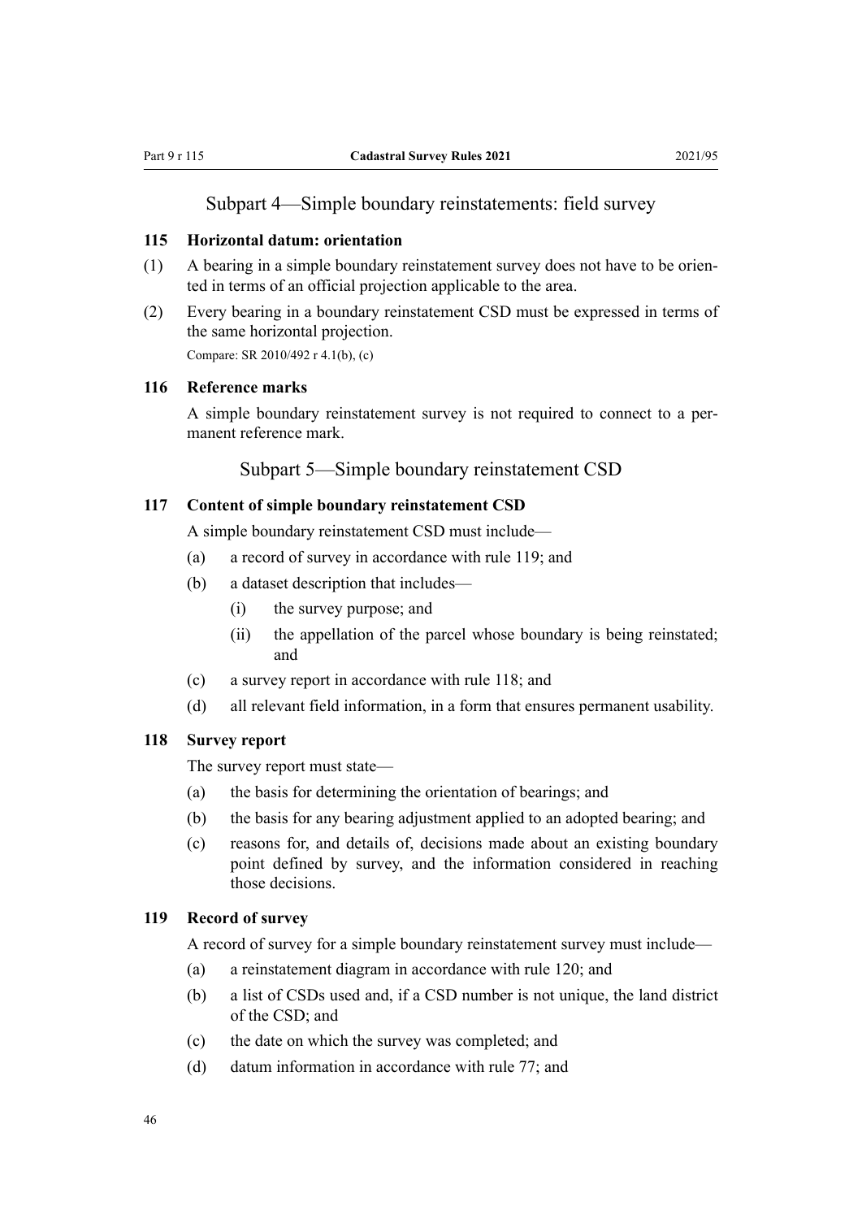## Subpart 4—Simple boundary reinstatements: field survey

### 115 Horizontal datum: orientation

(1) A bearing in a simple boundary reinstatement survey does not have to be oriented in terms of an official projection applicable to the area.

(2) Every bearing in a boundary reinstatement CSD must be expressed in terms of the same horizontal projection.

Compare: SR 2010/492 r 4.1(b), (c)

### 116 Reference marks

A simple boundary reinstatement survey is not required to connect to a permanent reference mark.

## Subpart 5—Simple boundary reinstatement CSD

### 117 Content of simple boundary reinstatement CSD

A simple boundary reinstatement CSD must include—

(a) a record of survey in accordance with rule 119; and

(b) a dataset description that includes—

  (i) the survey purpose; and

  (ii) the appellation of the parcel whose boundary is being reinstated; and

(c) a survey report in accordance with rule 118; and

(d) all relevant field information, in a form that ensures permanent usability.

### 118 Survey report

The survey report must state—

(a) the basis for determining the orientation of bearings; and

(b) the basis for any bearing adjustment applied to an adopted bearing; and

(c) reasons for, and details of, decisions made about an existing boundary point defined by survey, and the information considered in reaching those decisions.

### 119 Record of survey

A record of survey for a simple boundary reinstatement survey must include—

(a) a reinstatement diagram in accordance with rule 120; and

(b) a list of CSDs used and, if a CSD number is not unique, the land district of the CSD; and

(c) the date on which the survey was completed; and

(d) datum information in accordance with rule 77; and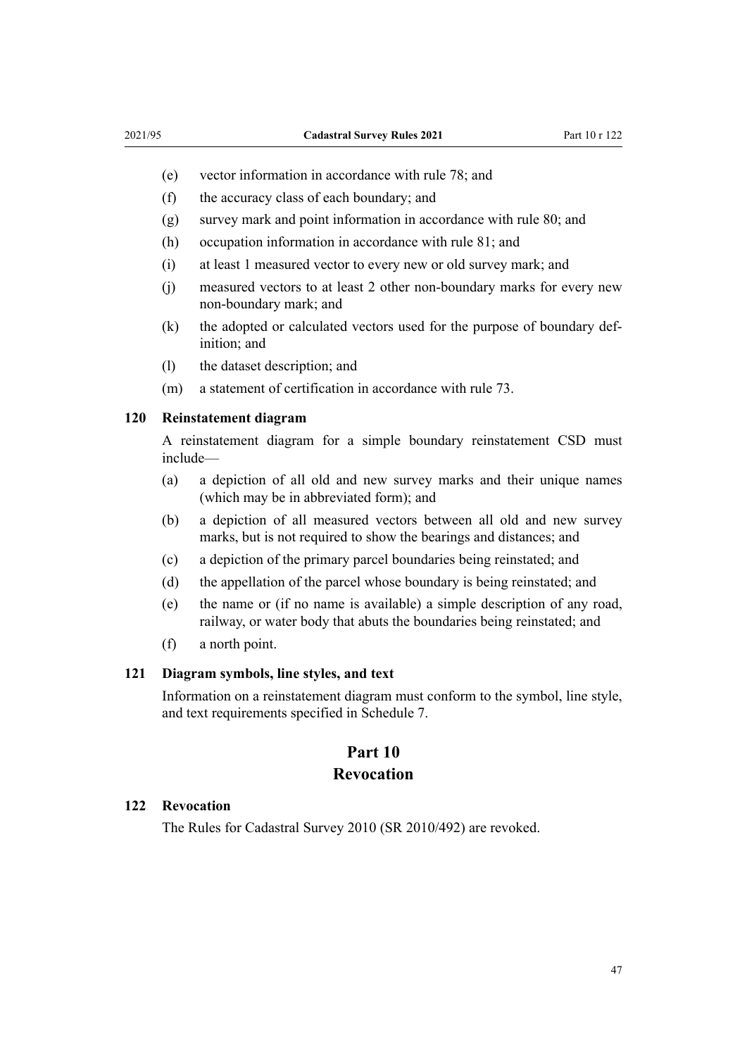(e) vector information in accordance with rule 78; and

(f) the accuracy class of each boundary; and

(g) survey mark and point information in accordance with rule 80; and

(h) occupation information in accordance with rule 81; and

(i) at least 1 measured vector to every new or old survey mark; and

(j) measured vectors to at least 2 other non-boundary marks for every new non-boundary mark; and

(k) the adopted or calculated vectors used for the purpose of boundary definition; and

(l) the dataset description; and

(m) a statement of certification in accordance with rule 73.

### 120 Reinstatement diagram

A reinstatement diagram for a simple boundary reinstatement CSD must include—

(a) a depiction of all old and new survey marks and their unique names (which may be in abbreviated form); and

(b) a depiction of all measured vectors between all old and new survey marks, but is not required to show the bearings and distances; and

(c) a depiction of the primary parcel boundaries being reinstated; and

(d) the appellation of the parcel whose boundary is being reinstated; and

(e) the name or (if no name is available) a simple description of any road, railway, or water body that abuts the boundaries being reinstated; and

(f) a north point.

### 121 Diagram symbols, line styles, and text

Information on a reinstatement diagram must conform to the symbol, line style, and text requirements specified in Schedule 7.

## Part 10
## Revocation

### 122 Revocation

The Rules for Cadastral Survey 2010 (SR 2010/492) are revoked.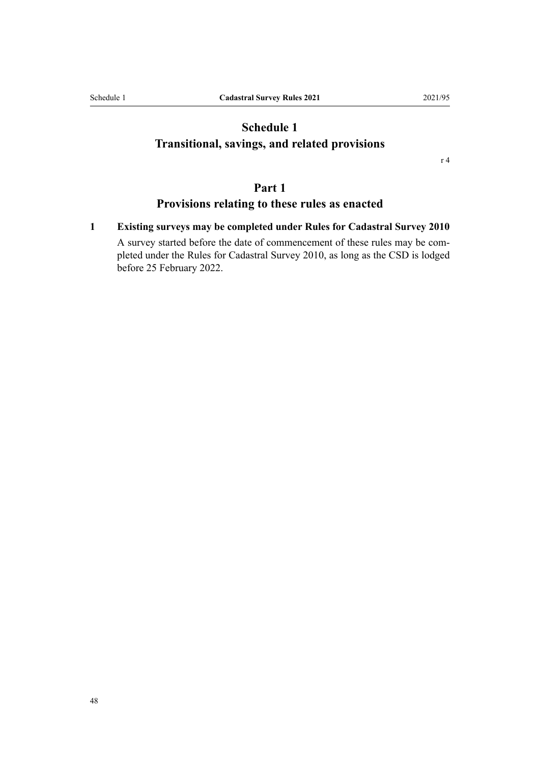# Schedule 1
# Transitional, savings, and related provisions

r 4

## Part 1
## Provisions relating to these rules as enacted

**1 Existing surveys may be completed under Rules for Cadastral Survey 2010**

A survey started before the date of commencement of these rules may be completed under the Rules for Cadastral Survey 2010, as long as the CSD is lodged before 25 February 2022.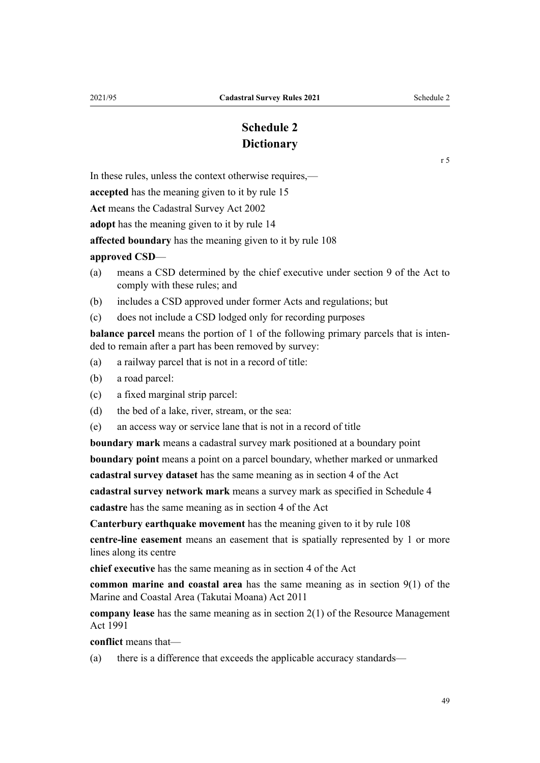# Schedule 2
# Dictionary

r 5

In these rules, unless the context otherwise requires,—

**accepted** has the meaning given to it by rule 15

**Act** means the Cadastral Survey Act 2002

**adopt** has the meaning given to it by rule 14

**affected boundary** has the meaning given to it by rule 108

**approved CSD**—

(a) means a CSD determined by the chief executive under section 9 of the Act to comply with these rules; and

(b) includes a CSD approved under former Acts and regulations; but

(c) does not include a CSD lodged only for recording purposes

**balance parcel** means the portion of 1 of the following primary parcels that is intended to remain after a part has been removed by survey:

(a) a railway parcel that is not in a record of title:

(b) a road parcel:

(c) a fixed marginal strip parcel:

(d) the bed of a lake, river, stream, or the sea:

(e) an access way or service lane that is not in a record of title

**boundary mark** means a cadastral survey mark positioned at a boundary point

**boundary point** means a point on a parcel boundary, whether marked or unmarked

**cadastral survey dataset** has the same meaning as in section 4 of the Act

**cadastral survey network mark** means a survey mark as specified in Schedule 4

**cadastre** has the same meaning as in section 4 of the Act

**Canterbury earthquake movement** has the meaning given to it by rule 108

**centre-line easement** means an easement that is spatially represented by 1 or more lines along its centre

**chief executive** has the same meaning as in section 4 of the Act

**common marine and coastal area** has the same meaning as in section 9(1) of the Marine and Coastal Area (Takutai Moana) Act 2011

**company lease** has the same meaning as in section 2(1) of the Resource Management Act 1991

**conflict** means that—

(a) there is a difference that exceeds the applicable accuracy standards—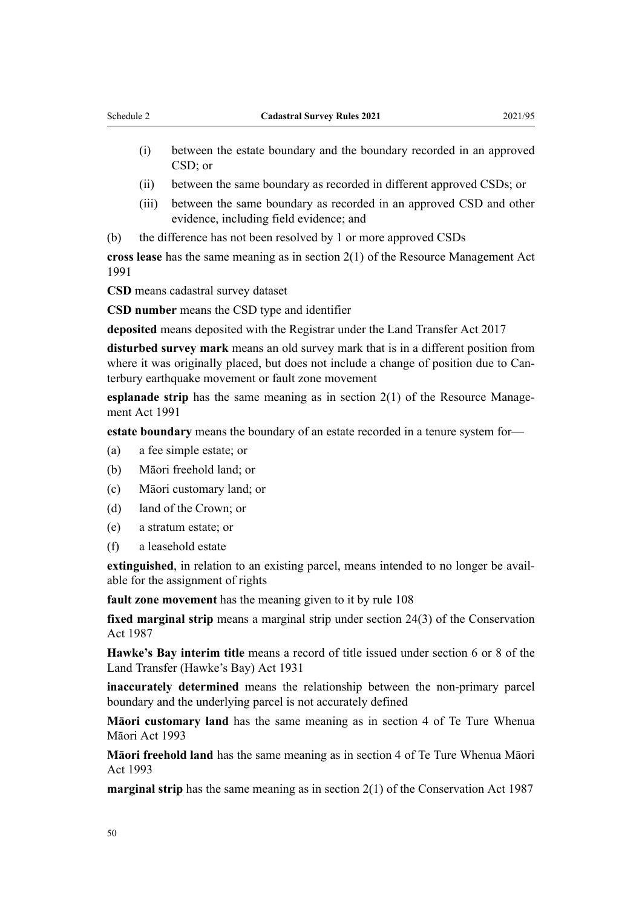(i) between the estate boundary and the boundary recorded in an approved CSD; or

(ii) between the same boundary as recorded in different approved CSDs; or

(iii) between the same boundary as recorded in an approved CSD and other evidence, including field evidence; and

(b) the difference has not been resolved by 1 or more approved CSDs

**cross lease** has the same meaning as in section 2(1) of the Resource Management Act 1991

**CSD** means cadastral survey dataset

**CSD number** means the CSD type and identifier

**deposited** means deposited with the Registrar under the Land Transfer Act 2017

**disturbed survey mark** means an old survey mark that is in a different position from where it was originally placed, but does not include a change of position due to Canterbury earthquake movement or fault zone movement

**esplanade strip** has the same meaning as in section 2(1) of the Resource Management Act 1991

**estate boundary** means the boundary of an estate recorded in a tenure system for—

(a) a fee simple estate; or

(b) Māori freehold land; or

(c) Māori customary land; or

(d) land of the Crown; or

(e) a stratum estate; or

(f) a leasehold estate

**extinguished**, in relation to an existing parcel, means intended to no longer be available for the assignment of rights

**fault zone movement** has the meaning given to it by rule 108

**fixed marginal strip** means a marginal strip under section 24(3) of the Conservation Act 1987

**Hawke's Bay interim title** means a record of title issued under section 6 or 8 of the Land Transfer (Hawke's Bay) Act 1931

**inaccurately determined** means the relationship between the non-primary parcel boundary and the underlying parcel is not accurately defined

**Māori customary land** has the same meaning as in section 4 of Te Ture Whenua Māori Act 1993

**Māori freehold land** has the same meaning as in section 4 of Te Ture Whenua Māori Act 1993

**marginal strip** has the same meaning as in section 2(1) of the Conservation Act 1987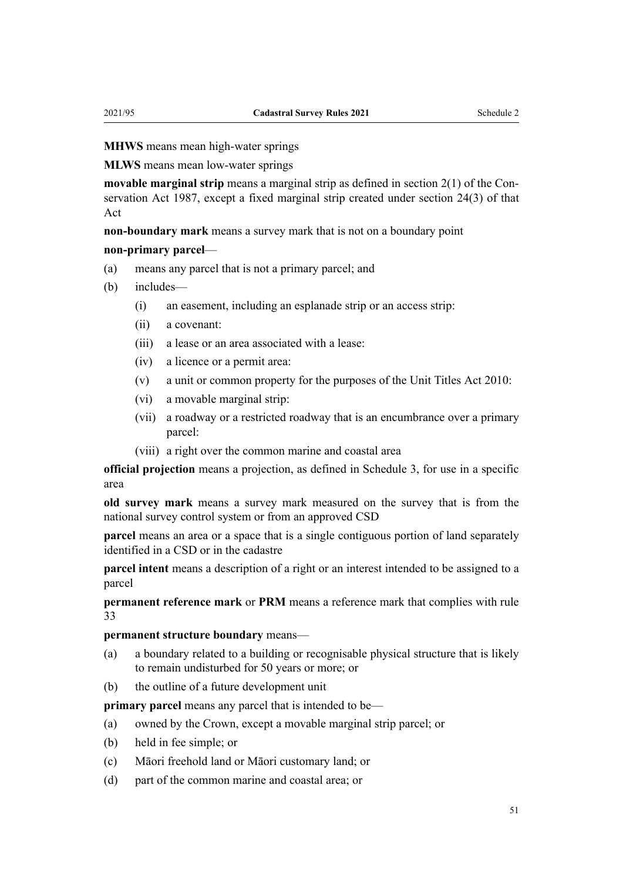**MHWS** means mean high-water springs

**MLWS** means mean low-water springs

**movable marginal strip** means a marginal strip as defined in section 2(1) of the Conservation Act 1987, except a fixed marginal strip created under section 24(3) of that Act

**non-boundary mark** means a survey mark that is not on a boundary point

**non-primary parcel**—

(a) means any parcel that is not a primary parcel; and

(b) includes—

  (i) an easement, including an esplanade strip or an access strip:

  (ii) a covenant:

  (iii) a lease or an area associated with a lease:

  (iv) a licence or a permit area:

  (v) a unit or common property for the purposes of the Unit Titles Act 2010:

  (vi) a movable marginal strip:

  (vii) a roadway or a restricted roadway that is an encumbrance over a primary parcel:

  (viii) a right over the common marine and coastal area

**official projection** means a projection, as defined in Schedule 3, for use in a specific area

**old survey mark** means a survey mark measured on the survey that is from the national survey control system or from an approved CSD

**parcel** means an area or a space that is a single contiguous portion of land separately identified in a CSD or in the cadastre

**parcel intent** means a description of a right or an interest intended to be assigned to a parcel

**permanent reference mark** or **PRM** means a reference mark that complies with rule 33

**permanent structure boundary** means—

(a) a boundary related to a building or recognisable physical structure that is likely to remain undisturbed for 50 years or more; or

(b) the outline of a future development unit

**primary parcel** means any parcel that is intended to be—

(a) owned by the Crown, except a movable marginal strip parcel; or

(b) held in fee simple; or

(c) Māori freehold land or Māori customary land; or

(d) part of the common marine and coastal area; or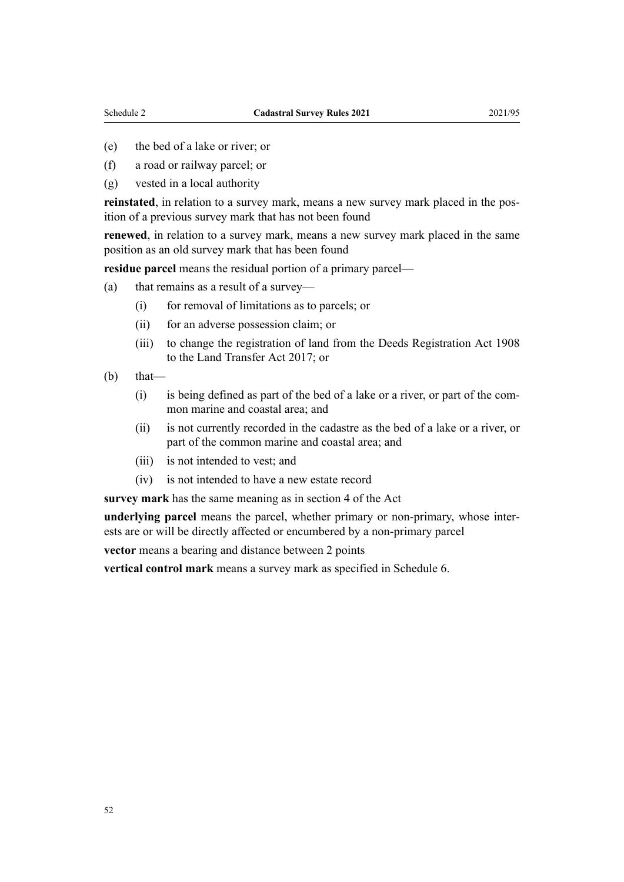(e) the bed of a lake or river; or

(f) a road or railway parcel; or

(g) vested in a local authority

**reinstated**, in relation to a survey mark, means a new survey mark placed in the position of a previous survey mark that has not been found

**renewed**, in relation to a survey mark, means a new survey mark placed in the same position as an old survey mark that has been found

**residue parcel** means the residual portion of a primary parcel—

(a) that remains as a result of a survey—

  (i) for removal of limitations as to parcels; or

  (ii) for an adverse possession claim; or

  (iii) to change the registration of land from the Deeds Registration Act 1908 to the Land Transfer Act 2017; or

(b) that—

  (i) is being defined as part of the bed of a lake or a river, or part of the common marine and coastal area; and

  (ii) is not currently recorded in the cadastre as the bed of a lake or a river, or part of the common marine and coastal area; and

  (iii) is not intended to vest; and

  (iv) is not intended to have a new estate record

**survey mark** has the same meaning as in section 4 of the Act

**underlying parcel** means the parcel, whether primary or non-primary, whose interests are or will be directly affected or encumbered by a non-primary parcel

**vector** means a bearing and distance between 2 points

**vertical control mark** means a survey mark as specified in Schedule 6.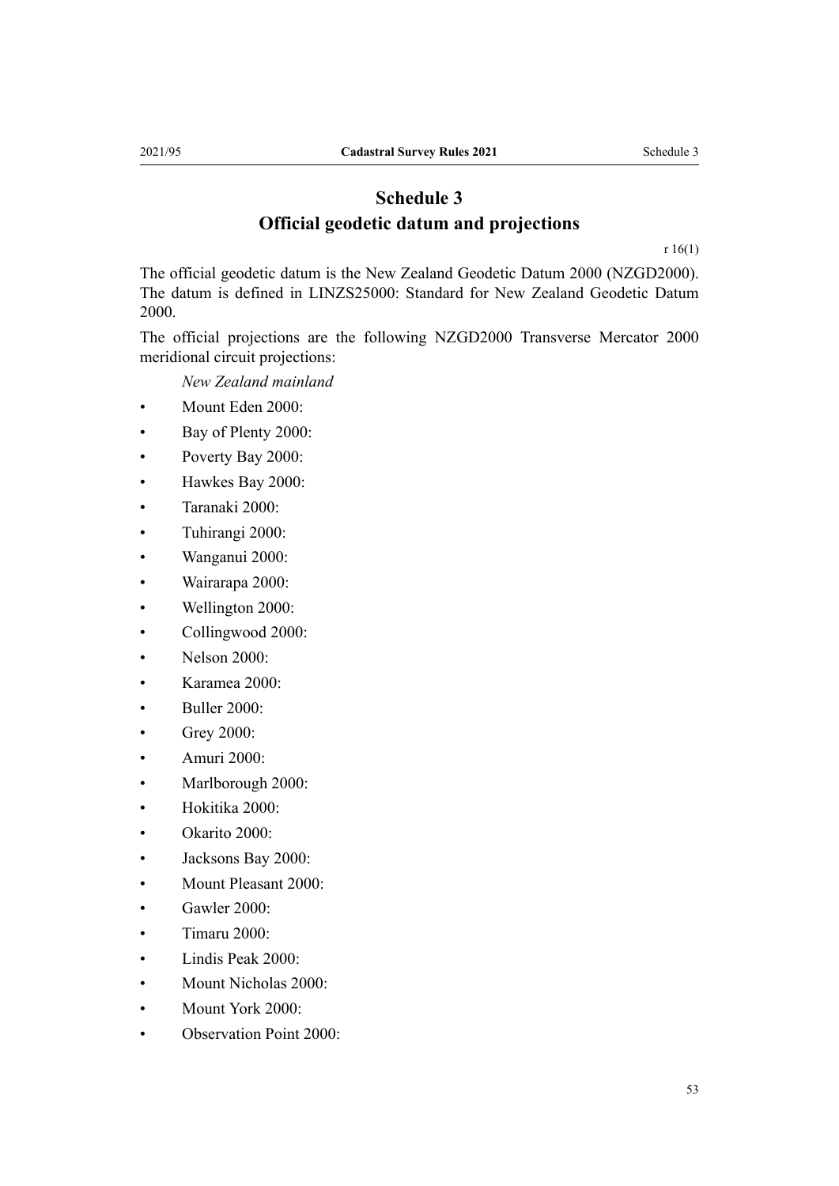# Schedule 3
## Official geodetic datum and projections

r 16(1)

The official geodetic datum is the New Zealand Geodetic Datum 2000 (NZGD2000). The datum is defined in LINZS25000: Standard for New Zealand Geodetic Datum 2000.

The official projections are the following NZGD2000 Transverse Mercator 2000 meridional circuit projections:

*New Zealand mainland*

- Mount Eden 2000:
- Bay of Plenty 2000:
- Poverty Bay 2000:
- Hawkes Bay 2000:
- Taranaki 2000:
- Tuhirangi 2000:
- Wanganui 2000:
- Wairarapa 2000:
- Wellington 2000:
- Collingwood 2000:
- Nelson 2000:
- Karamea 2000:
- Buller 2000:
- Grey 2000:
- Amuri 2000:
- Marlborough 2000:
- Hokitika 2000:
- Okarito 2000:
- Jacksons Bay 2000:
- Mount Pleasant 2000:
- Gawler 2000:
- Timaru 2000:
- Lindis Peak 2000:
- Mount Nicholas 2000:
- Mount York 2000:
- Observation Point 2000: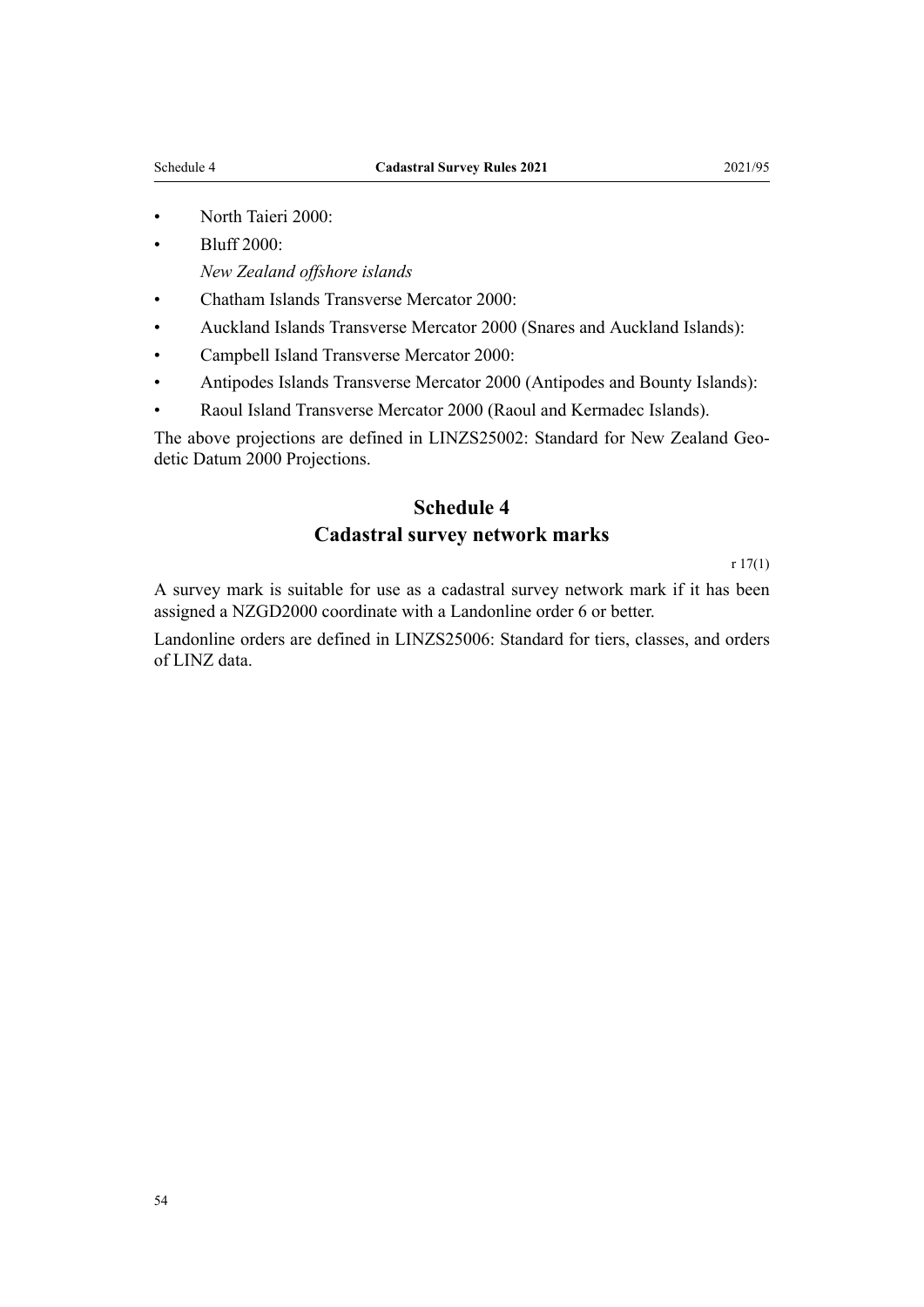- North Taieri 2000:
- Bluff 2000:

  *New Zealand offshore islands*

- Chatham Islands Transverse Mercator 2000:
- Auckland Islands Transverse Mercator 2000 (Snares and Auckland Islands):
- Campbell Island Transverse Mercator 2000:
- Antipodes Islands Transverse Mercator 2000 (Antipodes and Bounty Islands):
- Raoul Island Transverse Mercator 2000 (Raoul and Kermadec Islands).

The above projections are defined in LINZS25002: Standard for New Zealand Geodetic Datum 2000 Projections.

## Schedule 4
## Cadastral survey network marks

r 17(1)

A survey mark is suitable for use as a cadastral survey network mark if it has been assigned a NZGD2000 coordinate with a Landonline order 6 or better.

Landonline orders are defined in LINZS25006: Standard for tiers, classes, and orders of LINZ data.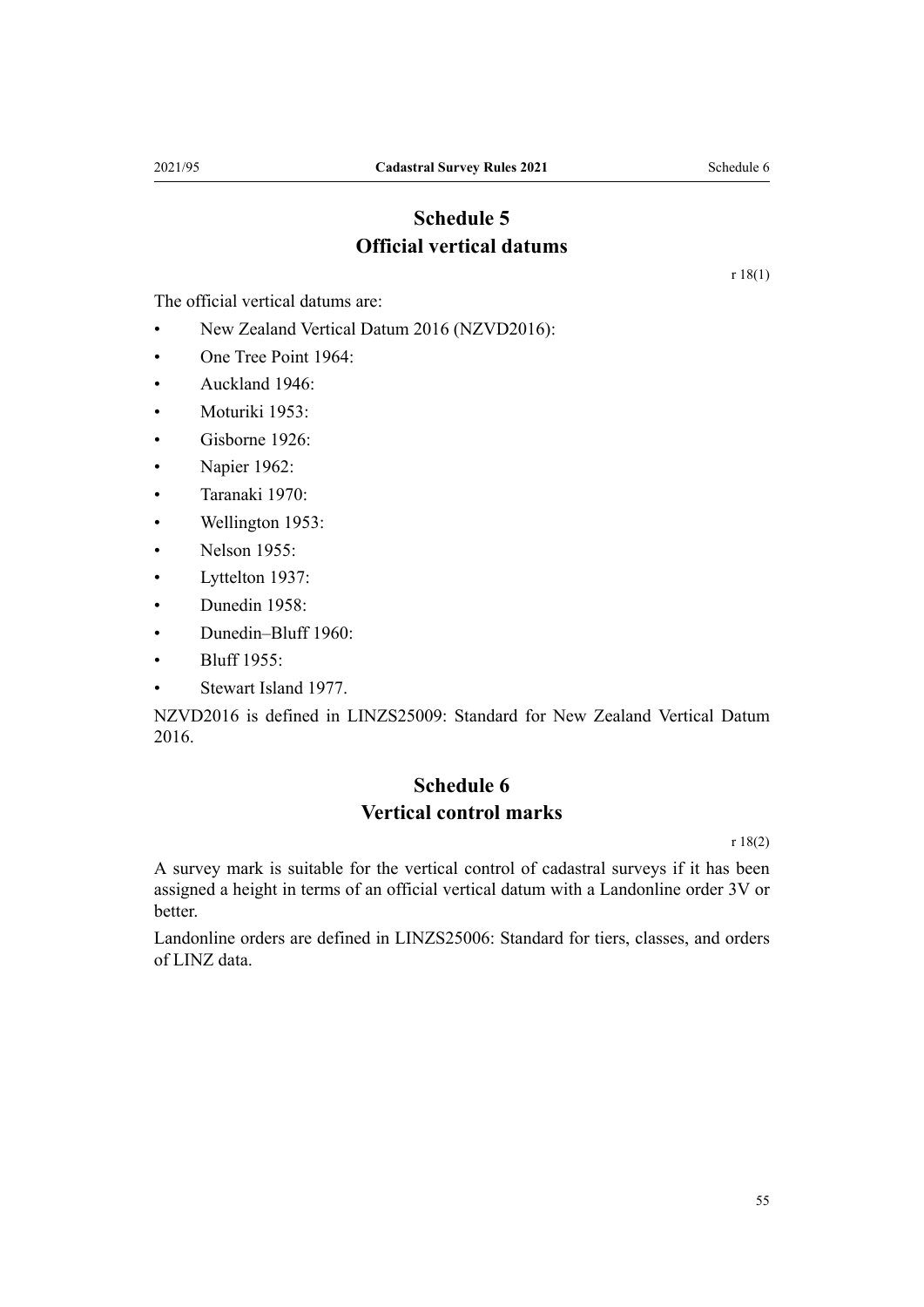# Schedule 5
# Official vertical datums

r 18(1)

The official vertical datums are:

- New Zealand Vertical Datum 2016 (NZVD2016):
- One Tree Point 1964:
- Auckland 1946:
- Moturiki 1953:
- Gisborne 1926:
- Napier 1962:
- Taranaki 1970:
- Wellington 1953:
- Nelson 1955:
- Lyttelton 1937:
- Dunedin 1958:
- Dunedin–Bluff 1960:
- Bluff 1955:
- Stewart Island 1977.

NZVD2016 is defined in LINZS25009: Standard for New Zealand Vertical Datum 2016.

# Schedule 6
# Vertical control marks

r 18(2)

A survey mark is suitable for the vertical control of cadastral surveys if it has been assigned a height in terms of an official vertical datum with a Landonline order 3V or better.

Landonline orders are defined in LINZS25006: Standard for tiers, classes, and orders of LINZ data.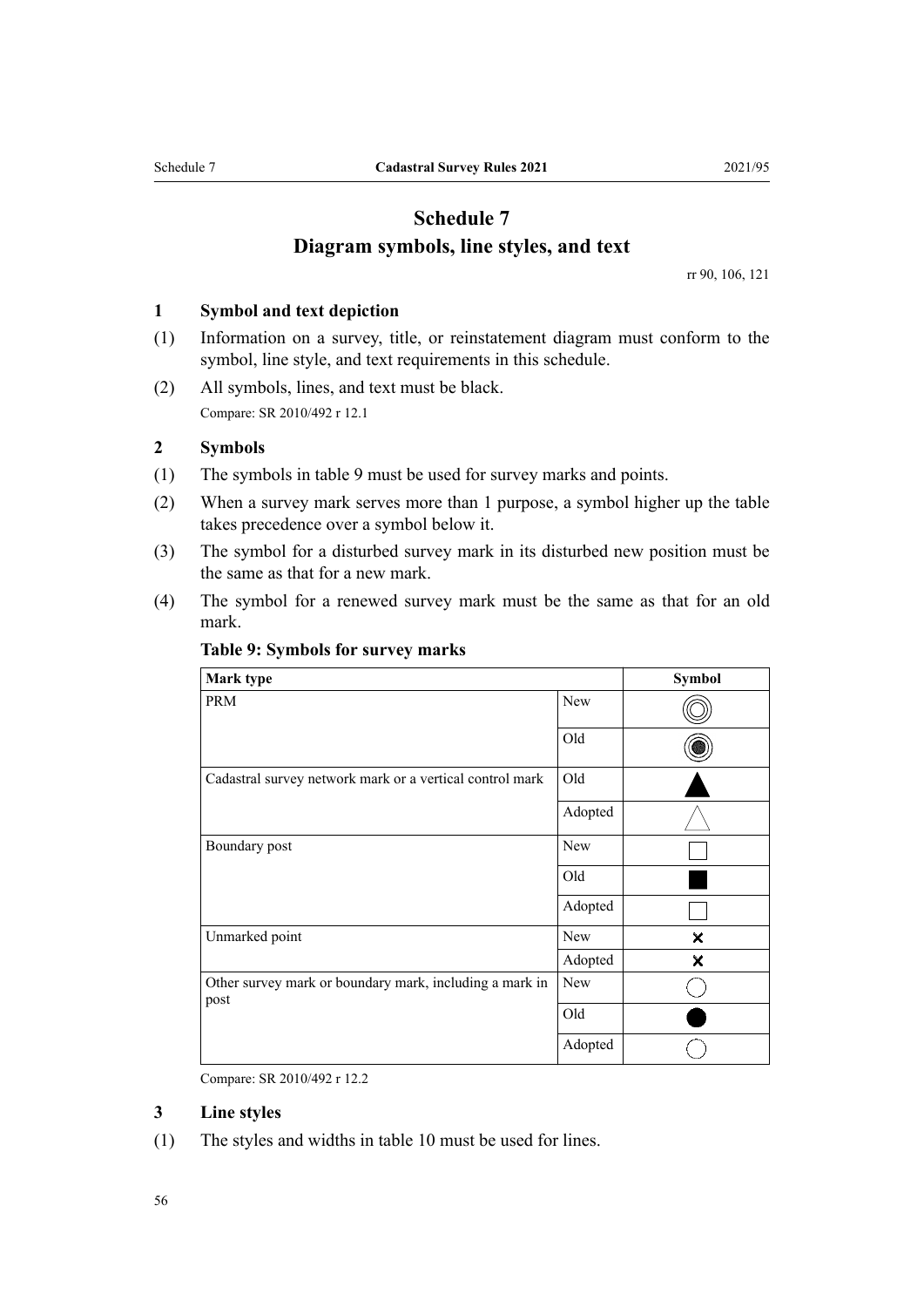# Schedule 7
## Diagram symbols, line styles, and text

rr 90, 106, 121

### 1 Symbol and text depiction

(1) Information on a survey, title, or reinstatement diagram must conform to the symbol, line style, and text requirements in this schedule.

(2) All symbols, lines, and text must be black.

Compare: SR 2010/492 r 12.1

### 2 Symbols

(1) The symbols in table 9 must be used for survey marks and points.

(2) When a survey mark serves more than 1 purpose, a symbol higher up the table takes precedence over a symbol below it.

(3) The symbol for a disturbed survey mark in its disturbed new position must be the same as that for a new mark.

(4) The symbol for a renewed survey mark must be the same as that for an old mark.

**Table 9: Symbols for survey marks**

| Mark type | | Symbol |
|---|---|---|
| PRM | New | ◎ (concentric circles) |
| | Old | ◉ (concentric circles with filled centre) |
| Cadastral survey network mark or a vertical control mark | Old | ▲ |
| | Adopted | △ |
| Boundary post | New | □ |
| | Old | ■ |
| | Adopted | □ |
| Unmarked point | New | ✕ |
| | Adopted | ✕ |
| Other survey mark or boundary mark, including a mark in post | New | ○ |
| | Old | ● |
| | Adopted | ○ (dashed circle) |

Compare: SR 2010/492 r 12.2

### 3 Line styles

(1) The styles and widths in table 10 must be used for lines.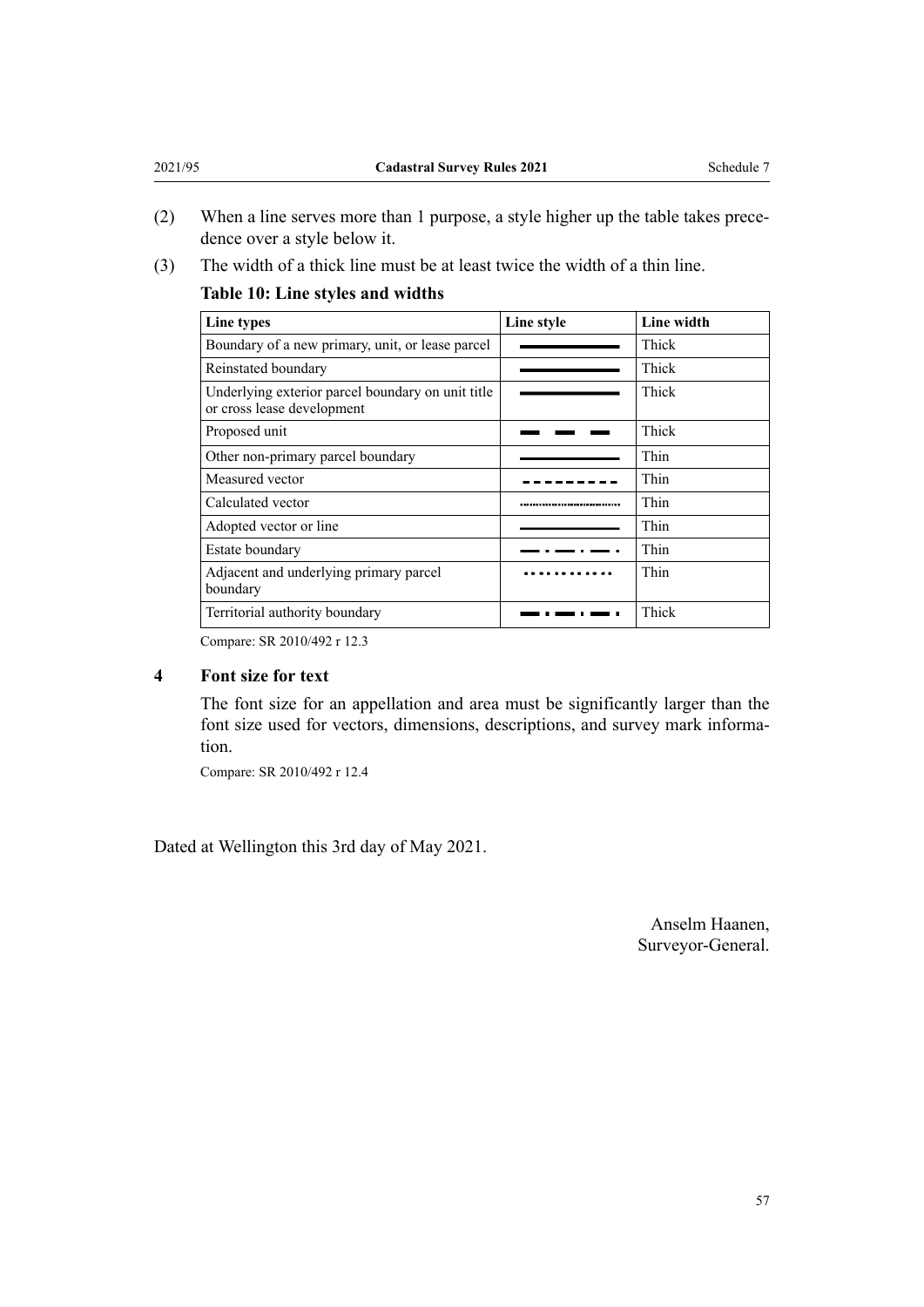(2) When a line serves more than 1 purpose, a style higher up the table takes precedence over a style below it.

(3) The width of a thick line must be at least twice the width of a thin line.

**Table 10: Line styles and widths**

| Line types | Line style | Line width |
|---|---|---|
| Boundary of a new primary, unit, or lease parcel | ——————— | Thick |
| Reinstated boundary | ——————— | Thick |
| Underlying exterior parcel boundary on unit title or cross lease development | ——————— | Thick |
| Proposed unit | ▬ ▬ ▬ | Thick |
| Other non-primary parcel boundary | ——————— | Thin |
| Measured vector | - - - - - - - - - | Thin |
| Calculated vector | ······························ | Thin |
| Adopted vector or line | ——————— | Thin |
| Estate boundary | — · — · — · | Thin |
| Adjacent and underlying primary parcel boundary | • • • • • • • • • • • • | Thin |
| Territorial authority boundary | ▬ · ▬ · ▬ · | Thick |

Compare: SR 2010/492 r 12.3

### 4 Font size for text

The font size for an appellation and area must be significantly larger than the font size used for vectors, dimensions, descriptions, and survey mark information.

Compare: SR 2010/492 r 12.4

Dated at Wellington this 3rd day of May 2021.

Anselm Haanen,
Surveyor-General.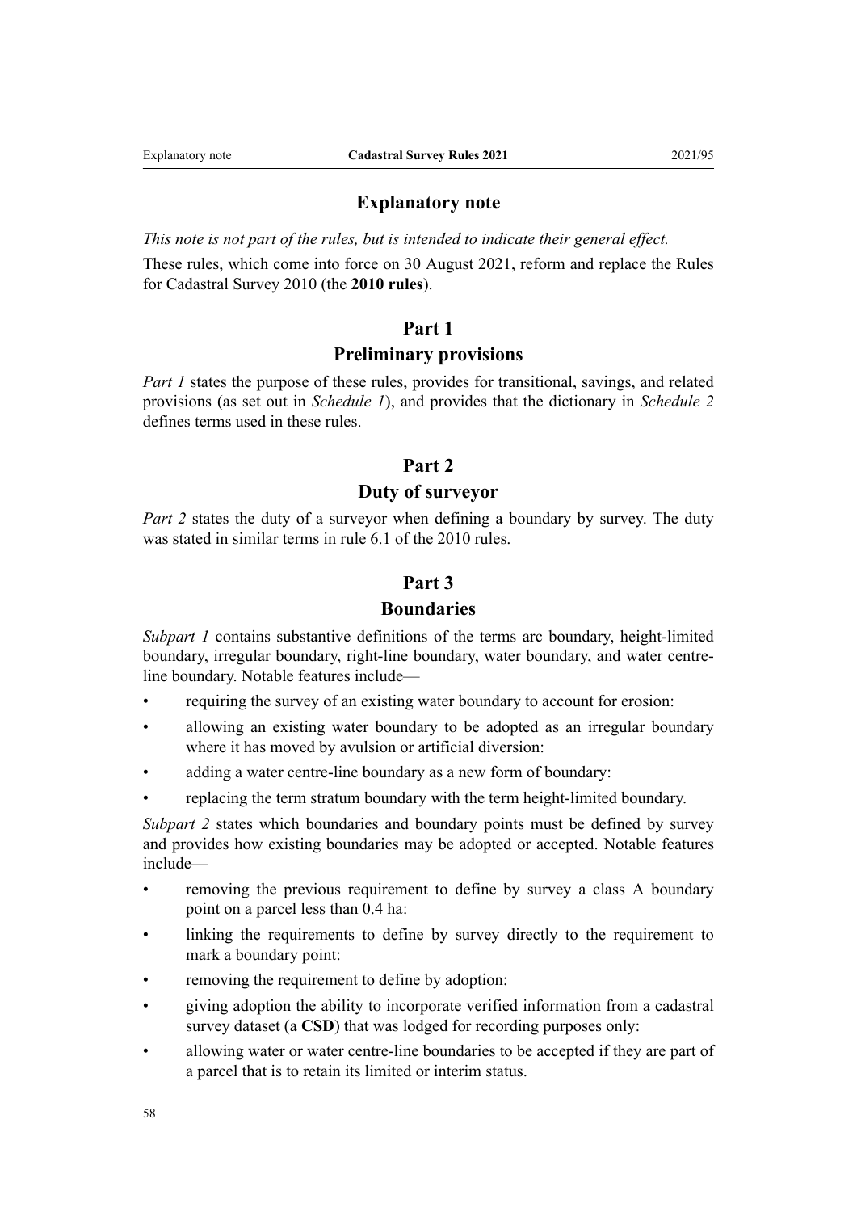# Explanatory note

*This note is not part of the rules, but is intended to indicate their general effect.*

These rules, which come into force on 30 August 2021, reform and replace the Rules for Cadastral Survey 2010 (the **2010 rules**).

## Part 1
## Preliminary provisions

*Part 1* states the purpose of these rules, provides for transitional, savings, and related provisions (as set out in *Schedule 1*), and provides that the dictionary in *Schedule 2* defines terms used in these rules.

## Part 2
## Duty of surveyor

*Part 2* states the duty of a surveyor when defining a boundary by survey. The duty was stated in similar terms in rule 6.1 of the 2010 rules.

## Part 3
## Boundaries

*Subpart 1* contains substantive definitions of the terms arc boundary, height-limited boundary, irregular boundary, right-line boundary, water boundary, and water centre-line boundary. Notable features include—

- requiring the survey of an existing water boundary to account for erosion:
- allowing an existing water boundary to be adopted as an irregular boundary where it has moved by avulsion or artificial diversion:
- adding a water centre-line boundary as a new form of boundary:
- replacing the term stratum boundary with the term height-limited boundary.

*Subpart 2* states which boundaries and boundary points must be defined by survey and provides how existing boundaries may be adopted or accepted. Notable features include—

- removing the previous requirement to define by survey a class A boundary point on a parcel less than 0.4 ha:
- linking the requirements to define by survey directly to the requirement to mark a boundary point:
- removing the requirement to define by adoption:
- giving adoption the ability to incorporate verified information from a cadastral survey dataset (a **CSD**) that was lodged for recording purposes only:
- allowing water or water centre-line boundaries to be accepted if they are part of a parcel that is to retain its limited or interim status.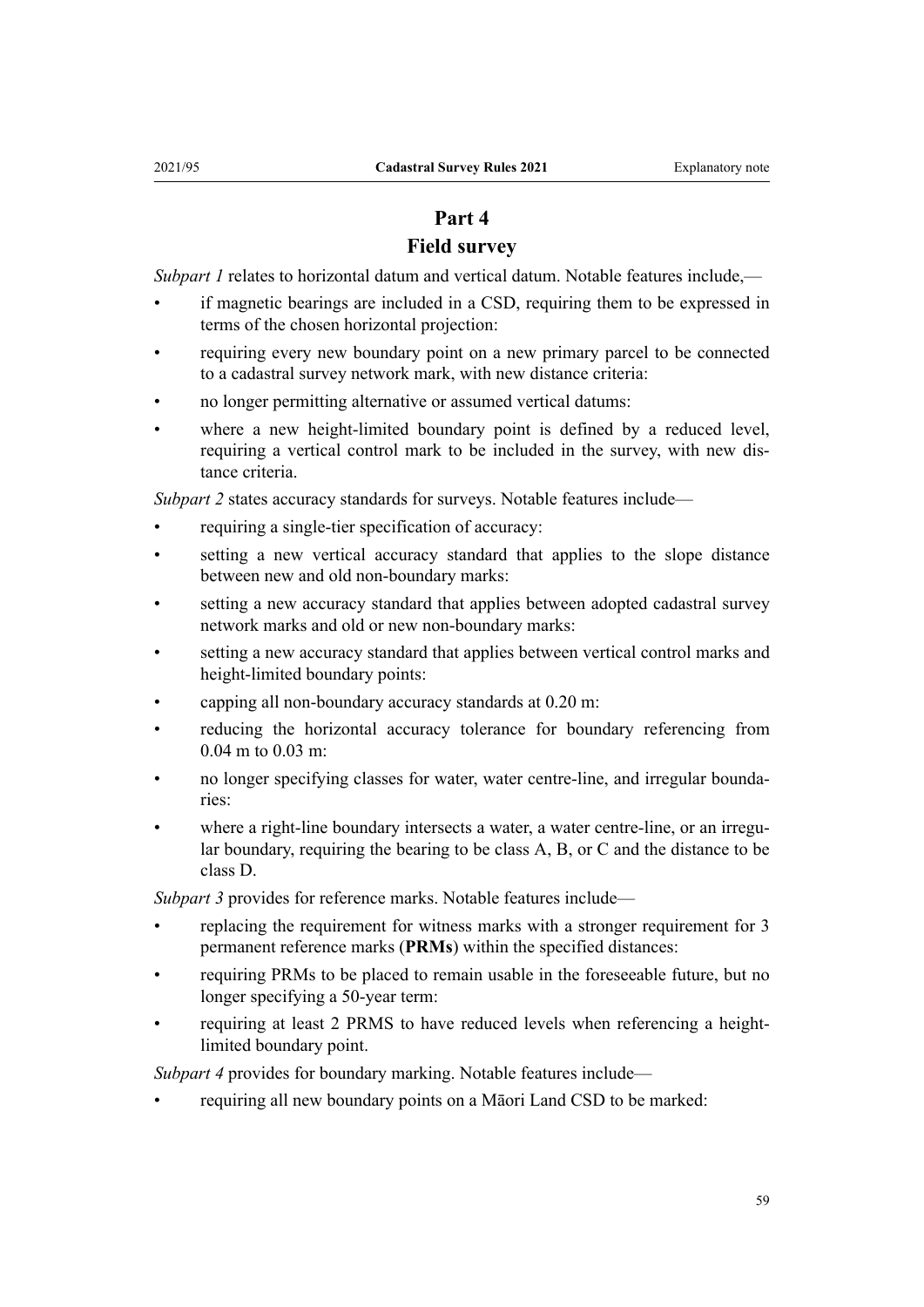## Part 4
## Field survey

*Subpart 1* relates to horizontal datum and vertical datum. Notable features include,—

- if magnetic bearings are included in a CSD, requiring them to be expressed in terms of the chosen horizontal projection:
- requiring every new boundary point on a new primary parcel to be connected to a cadastral survey network mark, with new distance criteria:
- no longer permitting alternative or assumed vertical datums:
- where a new height-limited boundary point is defined by a reduced level, requiring a vertical control mark to be included in the survey, with new distance criteria.

*Subpart 2* states accuracy standards for surveys. Notable features include—

- requiring a single-tier specification of accuracy:
- setting a new vertical accuracy standard that applies to the slope distance between new and old non-boundary marks:
- setting a new accuracy standard that applies between adopted cadastral survey network marks and old or new non-boundary marks:
- setting a new accuracy standard that applies between vertical control marks and height-limited boundary points:
- capping all non-boundary accuracy standards at 0.20 m:
- reducing the horizontal accuracy tolerance for boundary referencing from 0.04 m to 0.03 m:
- no longer specifying classes for water, water centre-line, and irregular boundaries:
- where a right-line boundary intersects a water, a water centre-line, or an irregular boundary, requiring the bearing to be class A, B, or C and the distance to be class D.

*Subpart 3* provides for reference marks. Notable features include—

- replacing the requirement for witness marks with a stronger requirement for 3 permanent reference marks (**PRMs**) within the specified distances:
- requiring PRMs to be placed to remain usable in the foreseeable future, but no longer specifying a 50-year term:
- requiring at least 2 PRMS to have reduced levels when referencing a height-limited boundary point.

*Subpart 4* provides for boundary marking. Notable features include—

- requiring all new boundary points on a Māori Land CSD to be marked: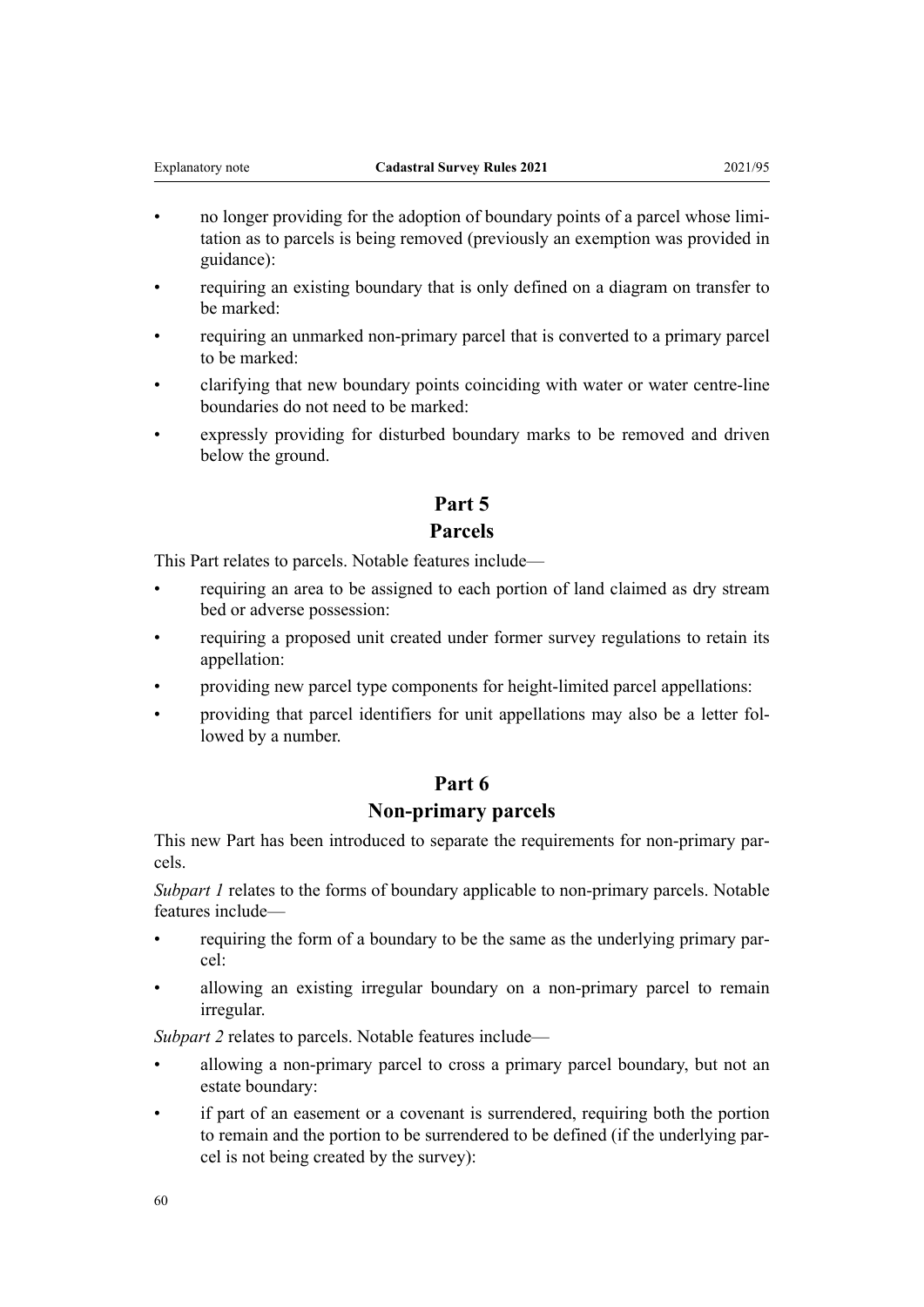- no longer providing for the adoption of boundary points of a parcel whose limitation as to parcels is being removed (previously an exemption was provided in guidance):
- requiring an existing boundary that is only defined on a diagram on transfer to be marked:
- requiring an unmarked non-primary parcel that is converted to a primary parcel to be marked:
- clarifying that new boundary points coinciding with water or water centre-line boundaries do not need to be marked:
- expressly providing for disturbed boundary marks to be removed and driven below the ground.

## Part 5
## Parcels

This Part relates to parcels. Notable features include—

- requiring an area to be assigned to each portion of land claimed as dry stream bed or adverse possession:
- requiring a proposed unit created under former survey regulations to retain its appellation:
- providing new parcel type components for height-limited parcel appellations:
- providing that parcel identifiers for unit appellations may also be a letter followed by a number.

## Part 6
## Non-primary parcels

This new Part has been introduced to separate the requirements for non-primary parcels.

*Subpart 1* relates to the forms of boundary applicable to non-primary parcels. Notable features include—

- requiring the form of a boundary to be the same as the underlying primary parcel:
- allowing an existing irregular boundary on a non-primary parcel to remain irregular.

*Subpart 2* relates to parcels. Notable features include—

- allowing a non-primary parcel to cross a primary parcel boundary, but not an estate boundary:
- if part of an easement or a covenant is surrendered, requiring both the portion to remain and the portion to be surrendered to be defined (if the underlying parcel is not being created by the survey):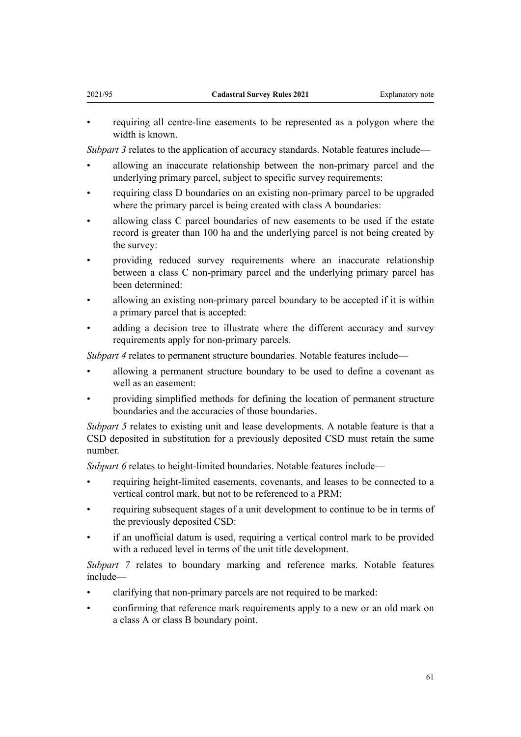- requiring all centre-line easements to be represented as a polygon where the width is known.

*Subpart 3* relates to the application of accuracy standards. Notable features include—

- allowing an inaccurate relationship between the non-primary parcel and the underlying primary parcel, subject to specific survey requirements:
- requiring class D boundaries on an existing non-primary parcel to be upgraded where the primary parcel is being created with class A boundaries:
- allowing class C parcel boundaries of new easements to be used if the estate record is greater than 100 ha and the underlying parcel is not being created by the survey:
- providing reduced survey requirements where an inaccurate relationship between a class C non-primary parcel and the underlying primary parcel has been determined:
- allowing an existing non-primary parcel boundary to be accepted if it is within a primary parcel that is accepted:
- adding a decision tree to illustrate where the different accuracy and survey requirements apply for non-primary parcels.

*Subpart 4* relates to permanent structure boundaries. Notable features include—

- allowing a permanent structure boundary to be used to define a covenant as well as an easement:
- providing simplified methods for defining the location of permanent structure boundaries and the accuracies of those boundaries.

*Subpart 5* relates to existing unit and lease developments. A notable feature is that a CSD deposited in substitution for a previously deposited CSD must retain the same number.

*Subpart 6* relates to height-limited boundaries. Notable features include—

- requiring height-limited easements, covenants, and leases to be connected to a vertical control mark, but not to be referenced to a PRM:
- requiring subsequent stages of a unit development to continue to be in terms of the previously deposited CSD:
- if an unofficial datum is used, requiring a vertical control mark to be provided with a reduced level in terms of the unit title development.

*Subpart 7* relates to boundary marking and reference marks. Notable features include—

- clarifying that non-primary parcels are not required to be marked:
- confirming that reference mark requirements apply to a new or an old mark on a class A or class B boundary point.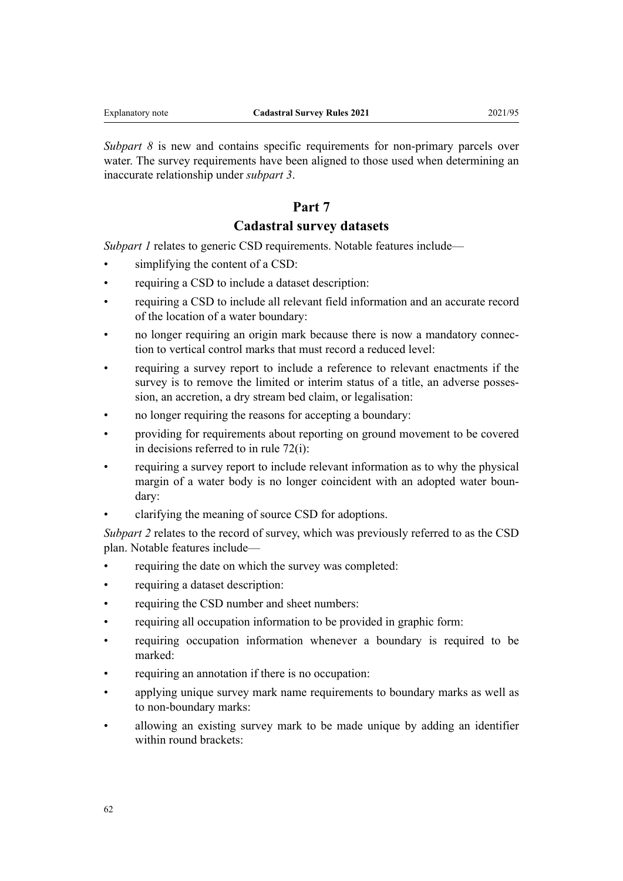*Subpart 8* is new and contains specific requirements for non-primary parcels over water. The survey requirements have been aligned to those used when determining an inaccurate relationship under *subpart 3*.

## Part 7
## Cadastral survey datasets

*Subpart 1* relates to generic CSD requirements. Notable features include—

- simplifying the content of a CSD:
- requiring a CSD to include a dataset description:
- requiring a CSD to include all relevant field information and an accurate record of the location of a water boundary:
- no longer requiring an origin mark because there is now a mandatory connection to vertical control marks that must record a reduced level:
- requiring a survey report to include a reference to relevant enactments if the survey is to remove the limited or interim status of a title, an adverse possession, an accretion, a dry stream bed claim, or legalisation:
- no longer requiring the reasons for accepting a boundary:
- providing for requirements about reporting on ground movement to be covered in decisions referred to in rule 72(i):
- requiring a survey report to include relevant information as to why the physical margin of a water body is no longer coincident with an adopted water boundary:
- clarifying the meaning of source CSD for adoptions.

*Subpart 2* relates to the record of survey, which was previously referred to as the CSD plan. Notable features include—

- requiring the date on which the survey was completed:
- requiring a dataset description:
- requiring the CSD number and sheet numbers:
- requiring all occupation information to be provided in graphic form:
- requiring occupation information whenever a boundary is required to be marked:
- requiring an annotation if there is no occupation:
- applying unique survey mark name requirements to boundary marks as well as to non-boundary marks:
- allowing an existing survey mark to be made unique by adding an identifier within round brackets: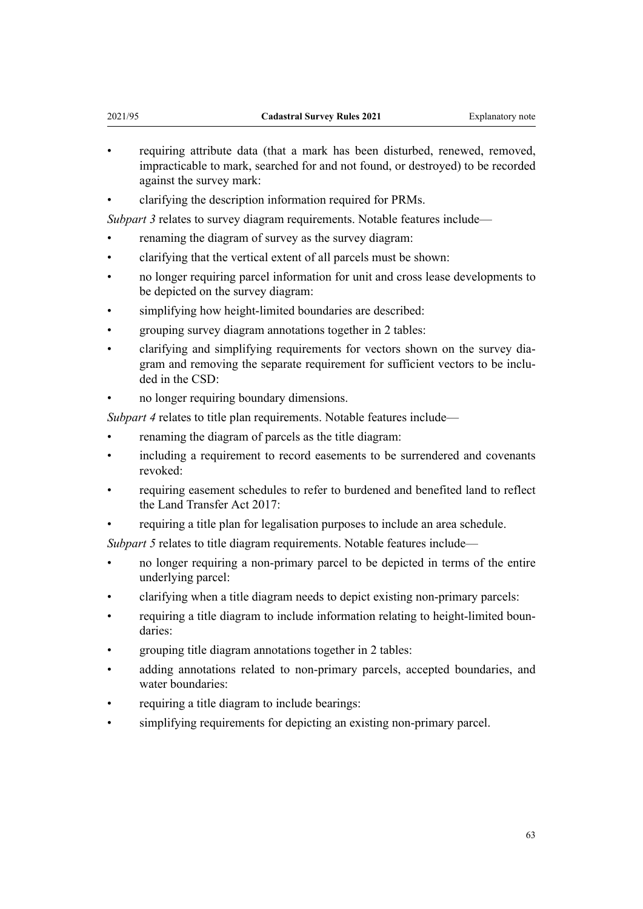- requiring attribute data (that a mark has been disturbed, renewed, removed, impracticable to mark, searched for and not found, or destroyed) to be recorded against the survey mark:
- clarifying the description information required for PRMs.

*Subpart 3* relates to survey diagram requirements. Notable features include—

- renaming the diagram of survey as the survey diagram:
- clarifying that the vertical extent of all parcels must be shown:
- no longer requiring parcel information for unit and cross lease developments to be depicted on the survey diagram:
- simplifying how height-limited boundaries are described:
- grouping survey diagram annotations together in 2 tables:
- clarifying and simplifying requirements for vectors shown on the survey diagram and removing the separate requirement for sufficient vectors to be included in the CSD:
- no longer requiring boundary dimensions.

*Subpart 4* relates to title plan requirements. Notable features include—

- renaming the diagram of parcels as the title diagram:
- including a requirement to record easements to be surrendered and covenants revoked:
- requiring easement schedules to refer to burdened and benefited land to reflect the Land Transfer Act 2017:
- requiring a title plan for legalisation purposes to include an area schedule.

*Subpart 5* relates to title diagram requirements. Notable features include—

- no longer requiring a non-primary parcel to be depicted in terms of the entire underlying parcel:
- clarifying when a title diagram needs to depict existing non-primary parcels:
- requiring a title diagram to include information relating to height-limited boundaries:
- grouping title diagram annotations together in 2 tables:
- adding annotations related to non-primary parcels, accepted boundaries, and water boundaries:
- requiring a title diagram to include bearings:
- simplifying requirements for depicting an existing non-primary parcel.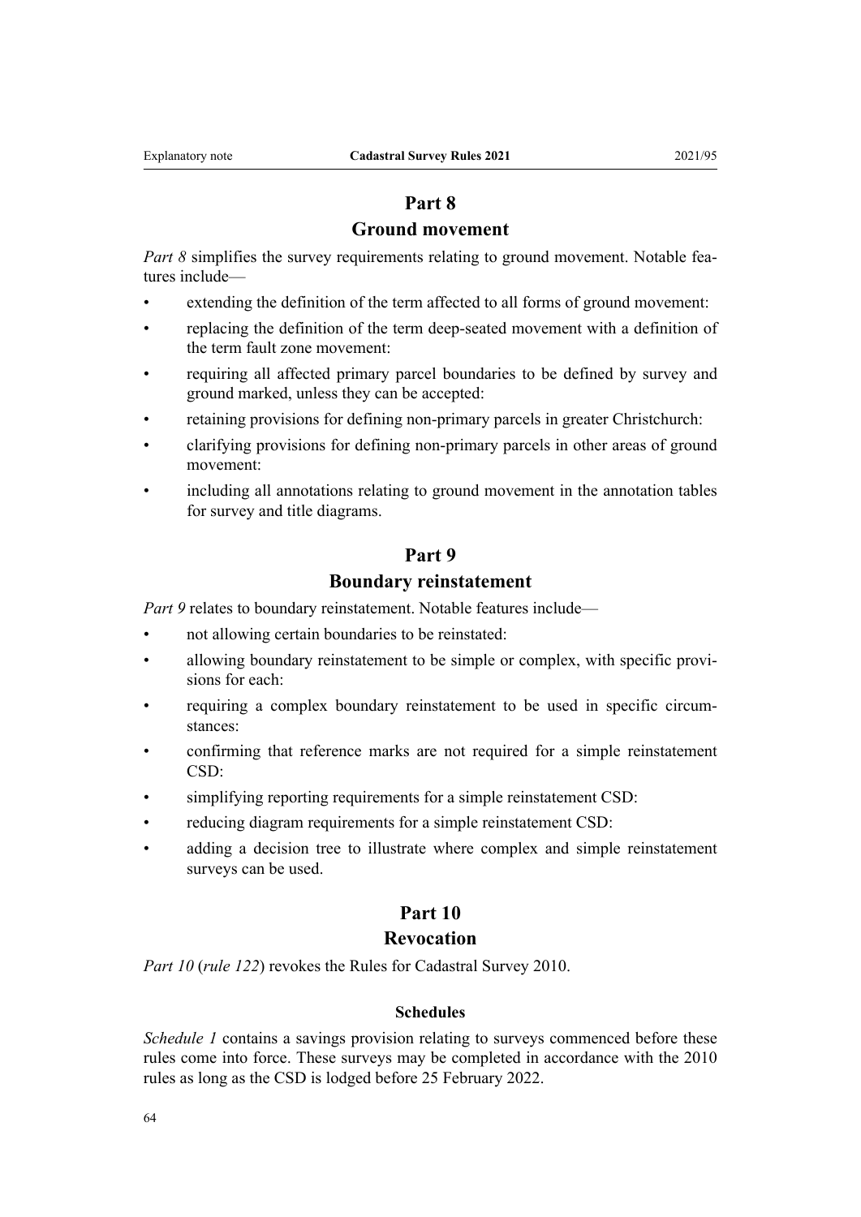## Part 8
## Ground movement

*Part 8* simplifies the survey requirements relating to ground movement. Notable features include—

- extending the definition of the term affected to all forms of ground movement:
- replacing the definition of the term deep-seated movement with a definition of the term fault zone movement:
- requiring all affected primary parcel boundaries to be defined by survey and ground marked, unless they can be accepted:
- retaining provisions for defining non-primary parcels in greater Christchurch:
- clarifying provisions for defining non-primary parcels in other areas of ground movement:
- including all annotations relating to ground movement in the annotation tables for survey and title diagrams.

## Part 9
## Boundary reinstatement

*Part 9* relates to boundary reinstatement. Notable features include—

- not allowing certain boundaries to be reinstated:
- allowing boundary reinstatement to be simple or complex, with specific provisions for each:
- requiring a complex boundary reinstatement to be used in specific circumstances:
- confirming that reference marks are not required for a simple reinstatement CSD:
- simplifying reporting requirements for a simple reinstatement CSD:
- reducing diagram requirements for a simple reinstatement CSD:
- adding a decision tree to illustrate where complex and simple reinstatement surveys can be used.

## Part 10
## Revocation

*Part 10* (*rule 122*) revokes the Rules for Cadastral Survey 2010.

#### Schedules

*Schedule 1* contains a savings provision relating to surveys commenced before these rules come into force. These surveys may be completed in accordance with the 2010 rules as long as the CSD is lodged before 25 February 2022.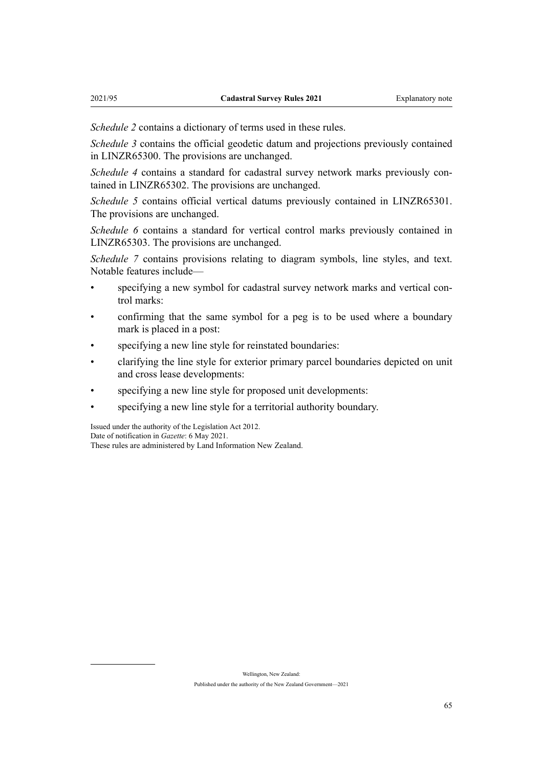*Schedule 2* contains a dictionary of terms used in these rules.

*Schedule 3* contains the official geodetic datum and projections previously contained in LINZR65300. The provisions are unchanged.

*Schedule 4* contains a standard for cadastral survey network marks previously contained in LINZR65302. The provisions are unchanged.

*Schedule 5* contains official vertical datums previously contained in LINZR65301. The provisions are unchanged.

*Schedule 6* contains a standard for vertical control marks previously contained in LINZR65303. The provisions are unchanged.

*Schedule 7* contains provisions relating to diagram symbols, line styles, and text. Notable features include—

- specifying a new symbol for cadastral survey network marks and vertical control marks:
- confirming that the same symbol for a peg is to be used where a boundary mark is placed in a post:
- specifying a new line style for reinstated boundaries:
- clarifying the line style for exterior primary parcel boundaries depicted on unit and cross lease developments:
- specifying a new line style for proposed unit developments:
- specifying a new line style for a territorial authority boundary.

Issued under the authority of the Legislation Act 2012.
Date of notification in *Gazette*: 6 May 2021.
These rules are administered by Land Information New Zealand.

Wellington, New Zealand:
Published under the authority of the New Zealand Government—2021